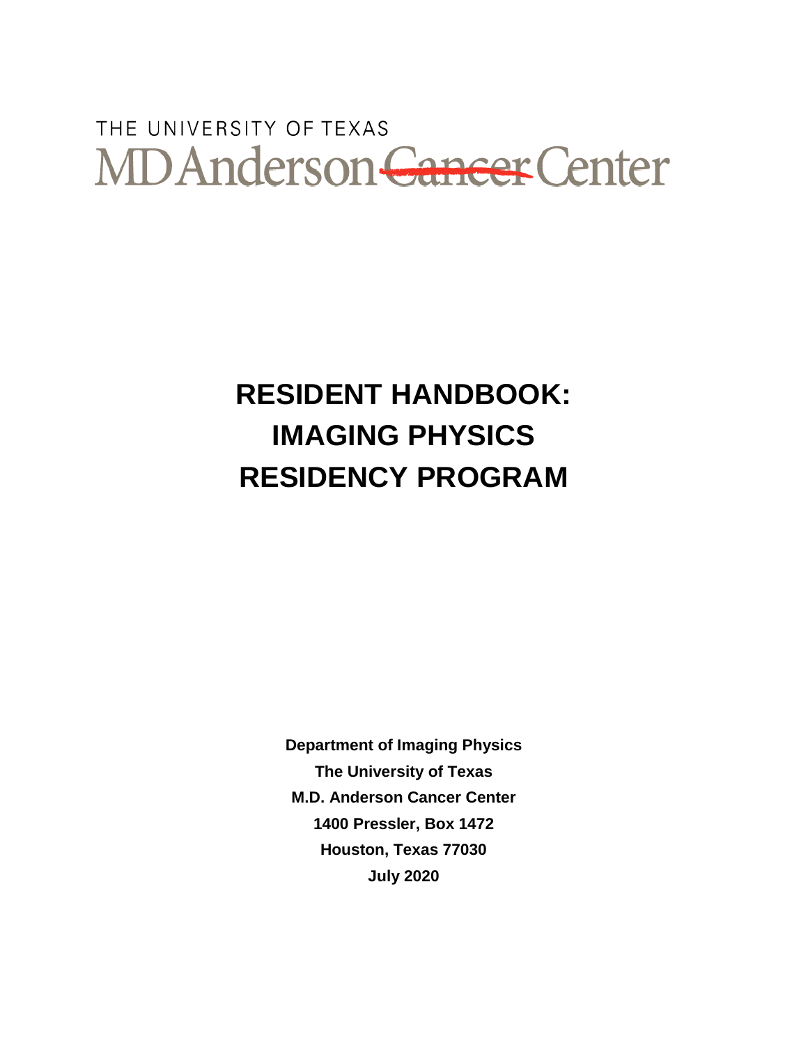THE UNIVERSITY OF TEXAS

MD Anderson ~~Cancer~~ Center

# RESIDENT HANDBOOK: IMAGING PHYSICS RESIDENCY PROGRAM

**Department of Imaging Physics**

**The University of Texas**

**M.D. Anderson Cancer Center**

**1400 Pressler, Box 1472**

**Houston, Texas 77030**

**July 2020**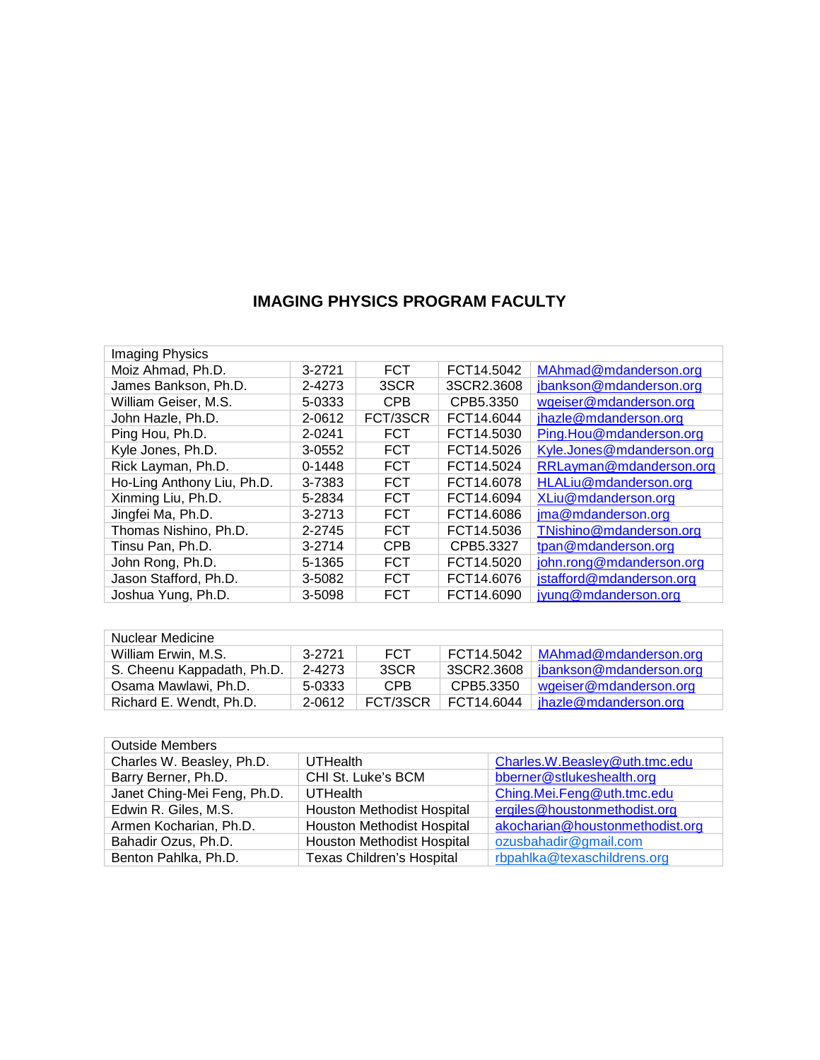## IMAGING PHYSICS PROGRAM FACULTY

| Imaging Physics | | | | |
|---|---|---|---|---|
| Moiz Ahmad, Ph.D. | 3-2721 | FCT | FCT14.5042 | MAhmad@mdanderson.org |
| James Bankson, Ph.D. | 2-4273 | 3SCR | 3SCR2.3608 | jbankson@mdanderson.org |
| William Geiser, M.S. | 5-0333 | CPB | CPB5.3350 | wgeiser@mdanderson.org |
| John Hazle, Ph.D. | 2-0612 | FCT/3SCR | FCT14.6044 | jhazle@mdanderson.org |
| Ping Hou, Ph.D. | 2-0241 | FCT | FCT14.5030 | Ping.Hou@mdanderson.org |
| Kyle Jones, Ph.D. | 3-0552 | FCT | FCT14.5026 | Kyle.Jones@mdanderson.org |
| Rick Layman, Ph.D. | 0-1448 | FCT | FCT14.5024 | RRLayman@mdanderson.org |
| Ho-Ling Anthony Liu, Ph.D. | 3-7383 | FCT | FCT14.6078 | HLALiu@mdanderson.org |
| Xinming Liu, Ph.D. | 5-2834 | FCT | FCT14.6094 | XLiu@mdanderson.org |
| Jingfei Ma, Ph.D. | 3-2713 | FCT | FCT14.6086 | jma@mdanderson.org |
| Thomas Nishino, Ph.D. | 2-2745 | FCT | FCT14.5036 | TNishino@mdanderson.org |
| Tinsu Pan, Ph.D. | 3-2714 | CPB | CPB5.3327 | tpan@mdanderson.org |
| John Rong, Ph.D. | 5-1365 | FCT | FCT14.5020 | john.rong@mdanderson.org |
| Jason Stafford, Ph.D. | 3-5082 | FCT | FCT14.6076 | jstafford@mdanderson.org |
| Joshua Yung, Ph.D. | 3-5098 | FCT | FCT14.6090 | jyung@mdanderson.org |

| Nuclear Medicine | | | | |
|---|---|---|---|---|
| William Erwin, M.S. | 3-2721 | FCT | FCT14.5042 | MAhmad@mdanderson.org |
| S. Cheenu Kappadath, Ph.D. | 2-4273 | 3SCR | 3SCR2.3608 | jbankson@mdanderson.org |
| Osama Mawlawi, Ph.D. | 5-0333 | CPB | CPB5.3350 | wgeiser@mdanderson.org |
| Richard E. Wendt, Ph.D. | 2-0612 | FCT/3SCR | FCT14.6044 | jhazle@mdanderson.org |

| Outside Members | | |
|---|---|---|
| Charles W. Beasley, Ph.D. | UTHealth | Charles.W.Beasley@uth.tmc.edu |
| Barry Berner, Ph.D. | CHI St. Luke's BCM | bberner@stlukeshealth.org |
| Janet Ching-Mei Feng, Ph.D. | UTHealth | Ching.Mei.Feng@uth.tmc.edu |
| Edwin R. Giles, M.S. | Houston Methodist Hospital | ergiles@houstonmethodist.org |
| Armen Kocharian, Ph.D. | Houston Methodist Hospital | akocharian@houstonmethodist.org |
| Bahadir Ozus, Ph.D. | Houston Methodist Hospital | ozusbahadir@gmail.com |
| Benton Pahlka, Ph.D. | Texas Children's Hospital | rbpahlka@texaschildrens.org |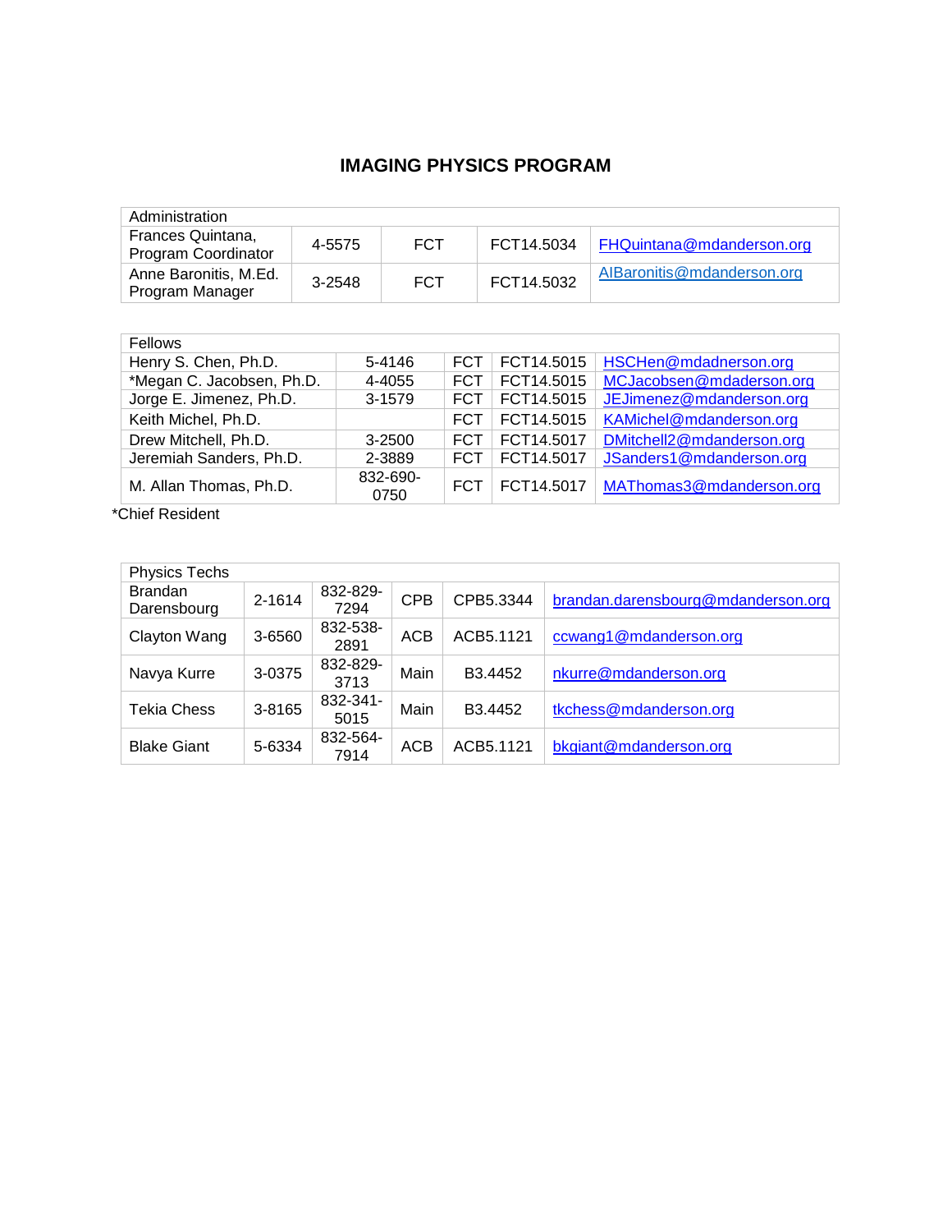# IMAGING PHYSICS PROGRAM

| Administration | | | | |
|---|---|---|---|---|
| Frances Quintana, Program Coordinator | 4-5575 | FCT | FCT14.5034 | FHQuintana@mdanderson.org |
| Anne Baronitis, M.Ed. Program Manager | 3-2548 | FCT | FCT14.5032 | AIBaronitis@mdanderson.org |

| Fellows | | | | |
|---|---|---|---|---|
| Henry S. Chen, Ph.D. | 5-4146 | FCT | FCT14.5015 | HSCHen@mdadnerson.org |
| *Megan C. Jacobsen, Ph.D. | 4-4055 | FCT | FCT14.5015 | MCJacobsen@mdaderson.org |
| Jorge E. Jimenez, Ph.D. | 3-1579 | FCT | FCT14.5015 | JEJimenez@mdanderson.org |
| Keith Michel, Ph.D. | | FCT | FCT14.5015 | KAMichel@mdanderson.org |
| Drew Mitchell, Ph.D. | 3-2500 | FCT | FCT14.5017 | DMitchell2@mdanderson.org |
| Jeremiah Sanders, Ph.D. | 2-3889 | FCT | FCT14.5017 | JSanders1@mdanderson.org |
| M. Allan Thomas, Ph.D. | 832-690-0750 | FCT | FCT14.5017 | MAThomas3@mdanderson.org |

*Chief Resident

| Physics Techs | | | | | |
|---|---|---|---|---|---|
| Brandan Darensbourg | 2-1614 | 832-829-7294 | CPB | CPB5.3344 | brandan.darensbourg@mdanderson.org |
| Clayton Wang | 3-6560 | 832-538-2891 | ACB | ACB5.1121 | ccwang1@mdanderson.org |
| Navya Kurre | 3-0375 | 832-829-3713 | Main | B3.4452 | nkurre@mdanderson.org |
| Tekia Chess | 3-8165 | 832-341-5015 | Main | B3.4452 | tkchess@mdanderson.org |
| Blake Giant | 5-6334 | 832-564-7914 | ACB | ACB5.1121 | bkgiant@mdanderson.org |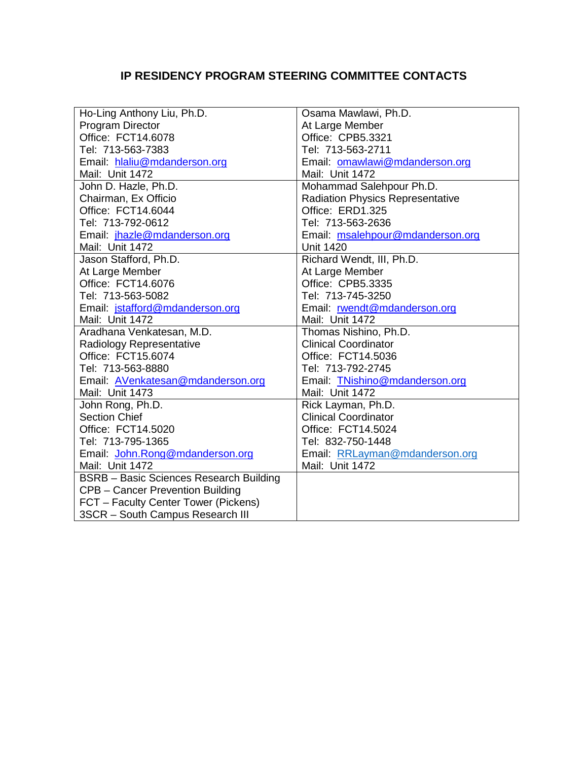**IP RESIDENCY PROGRAM STEERING COMMITTEE CONTACTS**

| | |
|---|---|
| Ho-Ling Anthony Liu, Ph.D.<br>Program Director<br>Office: FCT14.6078<br>Tel: 713-563-7383<br>Email: hlaliu@mdanderson.org<br>Mail: Unit 1472 | Osama Mawlawi, Ph.D.<br>At Large Member<br>Office: CPB5.3321<br>Tel: 713-563-2711<br>Email: omawlawi@mdanderson.org<br>Mail: Unit 1472 |
| John D. Hazle, Ph.D.<br>Chairman, Ex Officio<br>Office: FCT14.6044<br>Tel: 713-792-0612<br>Email: jhazle@mdanderson.org<br>Mail: Unit 1472 | Mohammad Salehpour Ph.D.<br>Radiation Physics Representative<br>Office: ERD1.325<br>Tel: 713-563-2636<br>Email: msalehpour@mdanderson.org<br>Unit 1420 |
| Jason Stafford, Ph.D.<br>At Large Member<br>Office: FCT14.6076<br>Tel: 713-563-5082<br>Email: jstafford@mdanderson.org<br>Mail: Unit 1472 | Richard Wendt, III, Ph.D.<br>At Large Member<br>Office: CPB5.3335<br>Tel: 713-745-3250<br>Email: rwendt@mdanderson.org<br>Mail: Unit 1472 |
| Aradhana Venkatesan, M.D.<br>Radiology Representative<br>Office: FCT15.6074<br>Tel: 713-563-8880<br>Email: AVenkatesan@mdanderson.org<br>Mail: Unit 1473 | Thomas Nishino, Ph.D.<br>Clinical Coordinator<br>Office: FCT14.5036<br>Tel: 713-792-2745<br>Email: TNishino@mdanderson.org<br>Mail: Unit 1472 |
| John Rong, Ph.D.<br>Section Chief<br>Office: FCT14.5020<br>Tel: 713-795-1365<br>Email: John.Rong@mdanderson.org<br>Mail: Unit 1472 | Rick Layman, Ph.D.<br>Clinical Coordinator<br>Office: FCT14.5024<br>Tel: 832-750-1448<br>Email: RRLayman@mdanderson.org<br>Mail: Unit 1472 |
| BSRB – Basic Sciences Research Building<br>CPB – Cancer Prevention Building<br>FCT – Faculty Center Tower (Pickens)<br>3SCR – South Campus Research III | |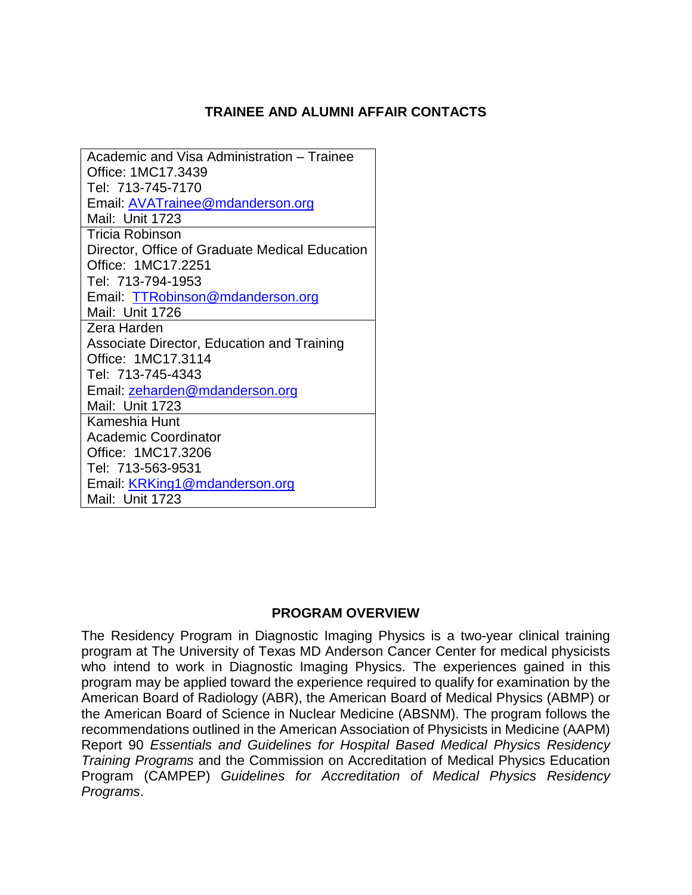## TRAINEE AND ALUMNI AFFAIR CONTACTS

| |
|---|
| Academic and Visa Administration – Trainee<br>Office: 1MC17.3439<br>Tel: 713-745-7170<br>Email: AVATrainee@mdanderson.org<br>Mail: Unit 1723 |
| Tricia Robinson<br>Director, Office of Graduate Medical Education<br>Office: 1MC17.2251<br>Tel: 713-794-1953<br>Email: TTRobinson@mdanderson.org<br>Mail: Unit 1726 |
| Zera Harden<br>Associate Director, Education and Training<br>Office: 1MC17.3114<br>Tel: 713-745-4343<br>Email: zeharden@mdanderson.org<br>Mail: Unit 1723 |
| Kameshia Hunt<br>Academic Coordinator<br>Office: 1MC17.3206<br>Tel: 713-563-9531<br>Email: KRKing1@mdanderson.org<br>Mail: Unit 1723 |

## PROGRAM OVERVIEW

The Residency Program in Diagnostic Imaging Physics is a two-year clinical training program at The University of Texas MD Anderson Cancer Center for medical physicists who intend to work in Diagnostic Imaging Physics. The experiences gained in this program may be applied toward the experience required to qualify for examination by the American Board of Radiology (ABR), the American Board of Medical Physics (ABMP) or the American Board of Science in Nuclear Medicine (ABSNM). The program follows the recommendations outlined in the American Association of Physicists in Medicine (AAPM) Report 90 *Essentials and Guidelines for Hospital Based Medical Physics Residency Training Programs* and the Commission on Accreditation of Medical Physics Education Program (CAMPEP) *Guidelines for Accreditation of Medical Physics Residency Programs*.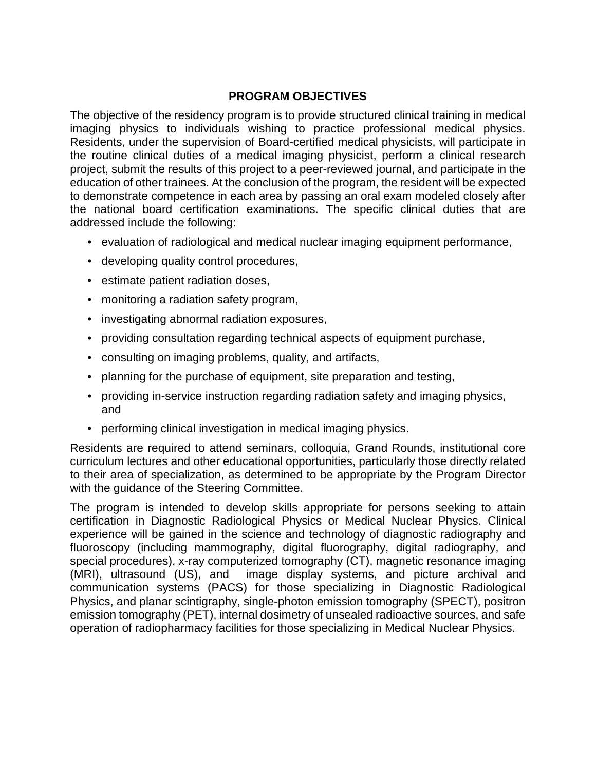## PROGRAM OBJECTIVES

The objective of the residency program is to provide structured clinical training in medical imaging physics to individuals wishing to practice professional medical physics. Residents, under the supervision of Board-certified medical physicists, will participate in the routine clinical duties of a medical imaging physicist, perform a clinical research project, submit the results of this project to a peer-reviewed journal, and participate in the education of other trainees. At the conclusion of the program, the resident will be expected to demonstrate competence in each area by passing an oral exam modeled closely after the national board certification examinations. The specific clinical duties that are addressed include the following:

- evaluation of radiological and medical nuclear imaging equipment performance,
- developing quality control procedures,
- estimate patient radiation doses,
- monitoring a radiation safety program,
- investigating abnormal radiation exposures,
- providing consultation regarding technical aspects of equipment purchase,
- consulting on imaging problems, quality, and artifacts,
- planning for the purchase of equipment, site preparation and testing,
- providing in-service instruction regarding radiation safety and imaging physics, and
- performing clinical investigation in medical imaging physics.

Residents are required to attend seminars, colloquia, Grand Rounds, institutional core curriculum lectures and other educational opportunities, particularly those directly related to their area of specialization, as determined to be appropriate by the Program Director with the guidance of the Steering Committee.

The program is intended to develop skills appropriate for persons seeking to attain certification in Diagnostic Radiological Physics or Medical Nuclear Physics. Clinical experience will be gained in the science and technology of diagnostic radiography and fluoroscopy (including mammography, digital fluorography, digital radiography, and special procedures), x-ray computerized tomography (CT), magnetic resonance imaging (MRI), ultrasound (US), and image display systems, and picture archival and communication systems (PACS) for those specializing in Diagnostic Radiological Physics, and planar scintigraphy, single-photon emission tomography (SPECT), positron emission tomography (PET), internal dosimetry of unsealed radioactive sources, and safe operation of radiopharmacy facilities for those specializing in Medical Nuclear Physics.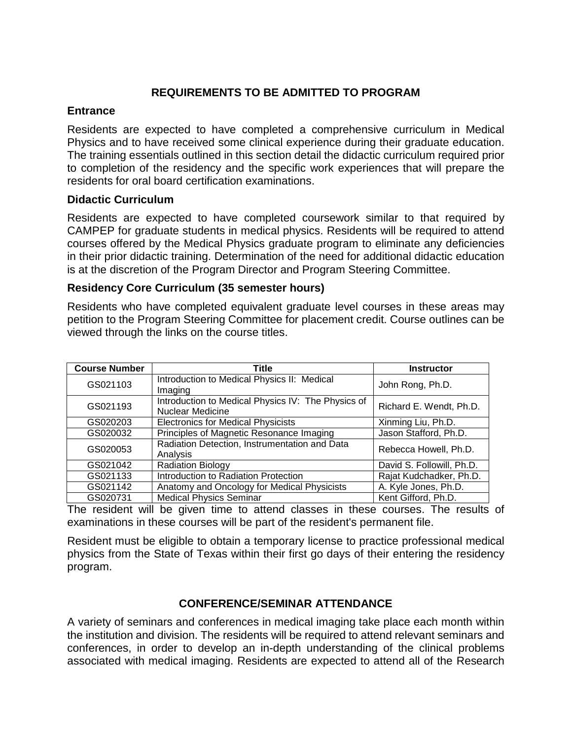## REQUIREMENTS TO BE ADMITTED TO PROGRAM

### Entrance

Residents are expected to have completed a comprehensive curriculum in Medical Physics and to have received some clinical experience during their graduate education. The training essentials outlined in this section detail the didactic curriculum required prior to completion of the residency and the specific work experiences that will prepare the residents for oral board certification examinations.

### Didactic Curriculum

Residents are expected to have completed coursework similar to that required by CAMPEP for graduate students in medical physics. Residents will be required to attend courses offered by the Medical Physics graduate program to eliminate any deficiencies in their prior didactic training. Determination of the need for additional didactic education is at the discretion of the Program Director and Program Steering Committee.

### Residency Core Curriculum (35 semester hours)

Residents who have completed equivalent graduate level courses in these areas may petition to the Program Steering Committee for placement credit. Course outlines can be viewed through the links on the course titles.

| Course Number | Title | Instructor |
|---|---|---|
| GS021103 | Introduction to Medical Physics II: Medical Imaging | John Rong, Ph.D. |
| GS021193 | Introduction to Medical Physics IV: The Physics of Nuclear Medicine | Richard E. Wendt, Ph.D. |
| GS020203 | Electronics for Medical Physicists | Xinming Liu, Ph.D. |
| GS020032 | Principles of Magnetic Resonance Imaging | Jason Stafford, Ph.D. |
| GS020053 | Radiation Detection, Instrumentation and Data Analysis | Rebecca Howell, Ph.D. |
| GS021042 | Radiation Biology | David S. Followill, Ph.D. |
| GS021133 | Introduction to Radiation Protection | Rajat Kudchadker, Ph.D. |
| GS021142 | Anatomy and Oncology for Medical Physicists | A. Kyle Jones, Ph.D. |
| GS020731 | Medical Physics Seminar | Kent Gifford, Ph.D. |

The resident will be given time to attend classes in these courses. The results of examinations in these courses will be part of the resident's permanent file.

Resident must be eligible to obtain a temporary license to practice professional medical physics from the State of Texas within their first go days of their entering the residency program.

## CONFERENCE/SEMINAR ATTENDANCE

A variety of seminars and conferences in medical imaging take place each month within the institution and division. The residents will be required to attend relevant seminars and conferences, in order to develop an in-depth understanding of the clinical problems associated with medical imaging. Residents are expected to attend all of the Research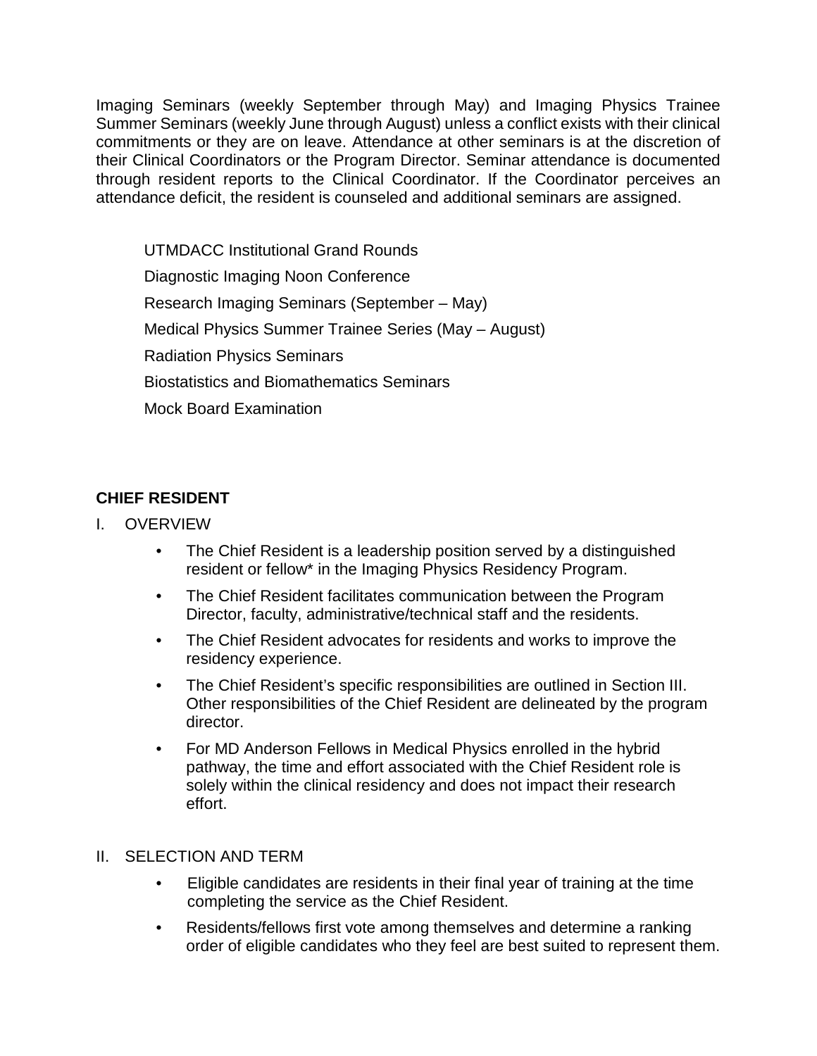Imaging Seminars (weekly September through May) and Imaging Physics Trainee Summer Seminars (weekly June through August) unless a conflict exists with their clinical commitments or they are on leave. Attendance at other seminars is at the discretion of their Clinical Coordinators or the Program Director. Seminar attendance is documented through resident reports to the Clinical Coordinator. If the Coordinator perceives an attendance deficit, the resident is counseled and additional seminars are assigned.

UTMDACC Institutional Grand Rounds

Diagnostic Imaging Noon Conference

Research Imaging Seminars (September – May)

Medical Physics Summer Trainee Series (May – August)

Radiation Physics Seminars

Biostatistics and Biomathematics Seminars

Mock Board Examination

## CHIEF RESIDENT

I. OVERVIEW

- The Chief Resident is a leadership position served by a distinguished resident or fellow* in the Imaging Physics Residency Program.
- The Chief Resident facilitates communication between the Program Director, faculty, administrative/technical staff and the residents.
- The Chief Resident advocates for residents and works to improve the residency experience.
- The Chief Resident's specific responsibilities are outlined in Section III. Other responsibilities of the Chief Resident are delineated by the program director.
- For MD Anderson Fellows in Medical Physics enrolled in the hybrid pathway, the time and effort associated with the Chief Resident role is solely within the clinical residency and does not impact their research effort.

II. SELECTION AND TERM

- Eligible candidates are residents in their final year of training at the time completing the service as the Chief Resident.
- Residents/fellows first vote among themselves and determine a ranking order of eligible candidates who they feel are best suited to represent them.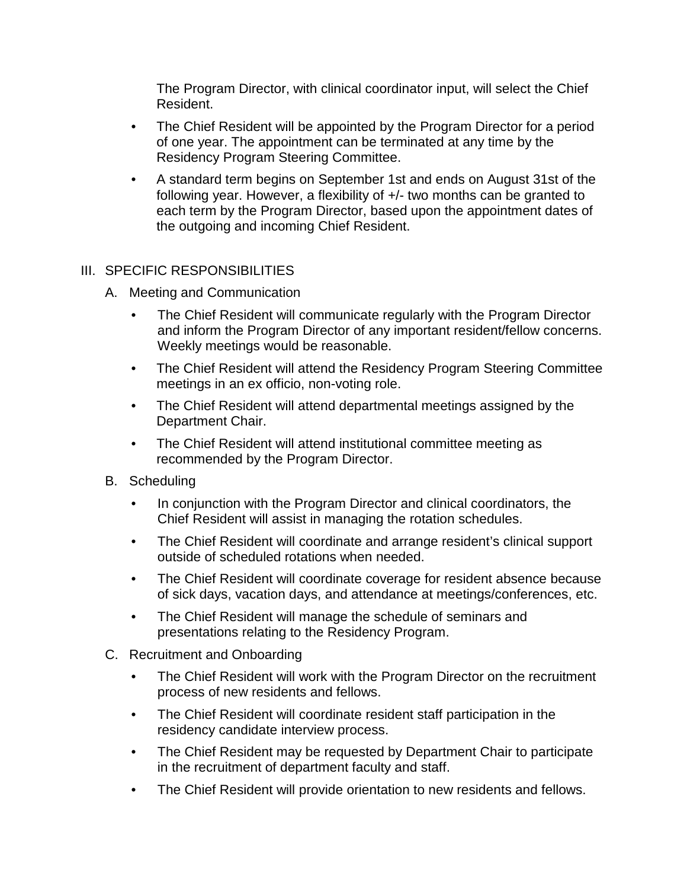The Program Director, with clinical coordinator input, will select the Chief Resident.

- The Chief Resident will be appointed by the Program Director for a period of one year. The appointment can be terminated at any time by the Residency Program Steering Committee.
- A standard term begins on September 1st and ends on August 31st of the following year. However, a flexibility of +/- two months can be granted to each term by the Program Director, based upon the appointment dates of the outgoing and incoming Chief Resident.

## III. SPECIFIC RESPONSIBILITIES

### A. Meeting and Communication

- The Chief Resident will communicate regularly with the Program Director and inform the Program Director of any important resident/fellow concerns. Weekly meetings would be reasonable.
- The Chief Resident will attend the Residency Program Steering Committee meetings in an ex officio, non-voting role.
- The Chief Resident will attend departmental meetings assigned by the Department Chair.
- The Chief Resident will attend institutional committee meeting as recommended by the Program Director.

### B. Scheduling

- In conjunction with the Program Director and clinical coordinators, the Chief Resident will assist in managing the rotation schedules.
- The Chief Resident will coordinate and arrange resident's clinical support outside of scheduled rotations when needed.
- The Chief Resident will coordinate coverage for resident absence because of sick days, vacation days, and attendance at meetings/conferences, etc.
- The Chief Resident will manage the schedule of seminars and presentations relating to the Residency Program.

### C. Recruitment and Onboarding

- The Chief Resident will work with the Program Director on the recruitment process of new residents and fellows.
- The Chief Resident will coordinate resident staff participation in the residency candidate interview process.
- The Chief Resident may be requested by Department Chair to participate in the recruitment of department faculty and staff.
- The Chief Resident will provide orientation to new residents and fellows.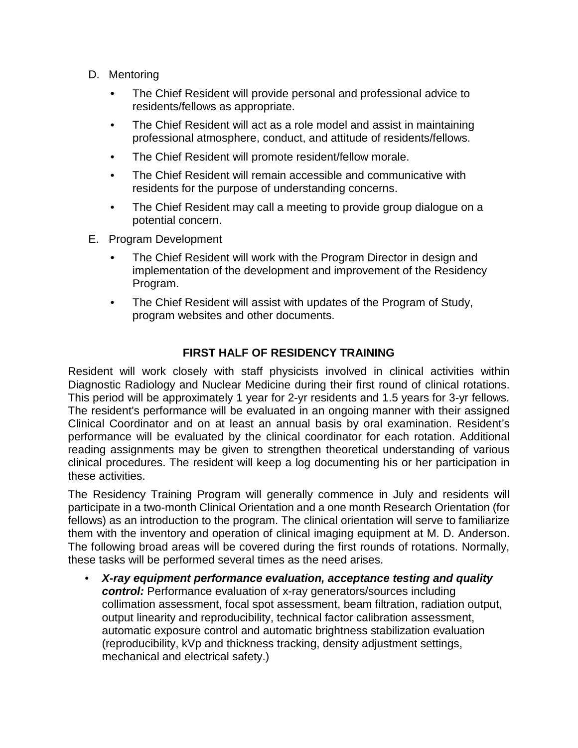D. Mentoring

- The Chief Resident will provide personal and professional advice to residents/fellows as appropriate.
- The Chief Resident will act as a role model and assist in maintaining professional atmosphere, conduct, and attitude of residents/fellows.
- The Chief Resident will promote resident/fellow morale.
- The Chief Resident will remain accessible and communicative with residents for the purpose of understanding concerns.
- The Chief Resident may call a meeting to provide group dialogue on a potential concern.

E. Program Development

- The Chief Resident will work with the Program Director in design and implementation of the development and improvement of the Residency Program.
- The Chief Resident will assist with updates of the Program of Study, program websites and other documents.

## FIRST HALF OF RESIDENCY TRAINING

Resident will work closely with staff physicists involved in clinical activities within Diagnostic Radiology and Nuclear Medicine during their first round of clinical rotations. This period will be approximately 1 year for 2-yr residents and 1.5 years for 3-yr fellows. The resident's performance will be evaluated in an ongoing manner with their assigned Clinical Coordinator and on at least an annual basis by oral examination. Resident's performance will be evaluated by the clinical coordinator for each rotation. Additional reading assignments may be given to strengthen theoretical understanding of various clinical procedures. The resident will keep a log documenting his or her participation in these activities.

The Residency Training Program will generally commence in July and residents will participate in a two-month Clinical Orientation and a one month Research Orientation (for fellows) as an introduction to the program. The clinical orientation will serve to familiarize them with the inventory and operation of clinical imaging equipment at M. D. Anderson. The following broad areas will be covered during the first rounds of rotations. Normally, these tasks will be performed several times as the need arises.

- ***X-ray equipment performance evaluation, acceptance testing and quality control:*** Performance evaluation of x-ray generators/sources including collimation assessment, focal spot assessment, beam filtration, radiation output, output linearity and reproducibility, technical factor calibration assessment, automatic exposure control and automatic brightness stabilization evaluation (reproducibility, kVp and thickness tracking, density adjustment settings, mechanical and electrical safety.)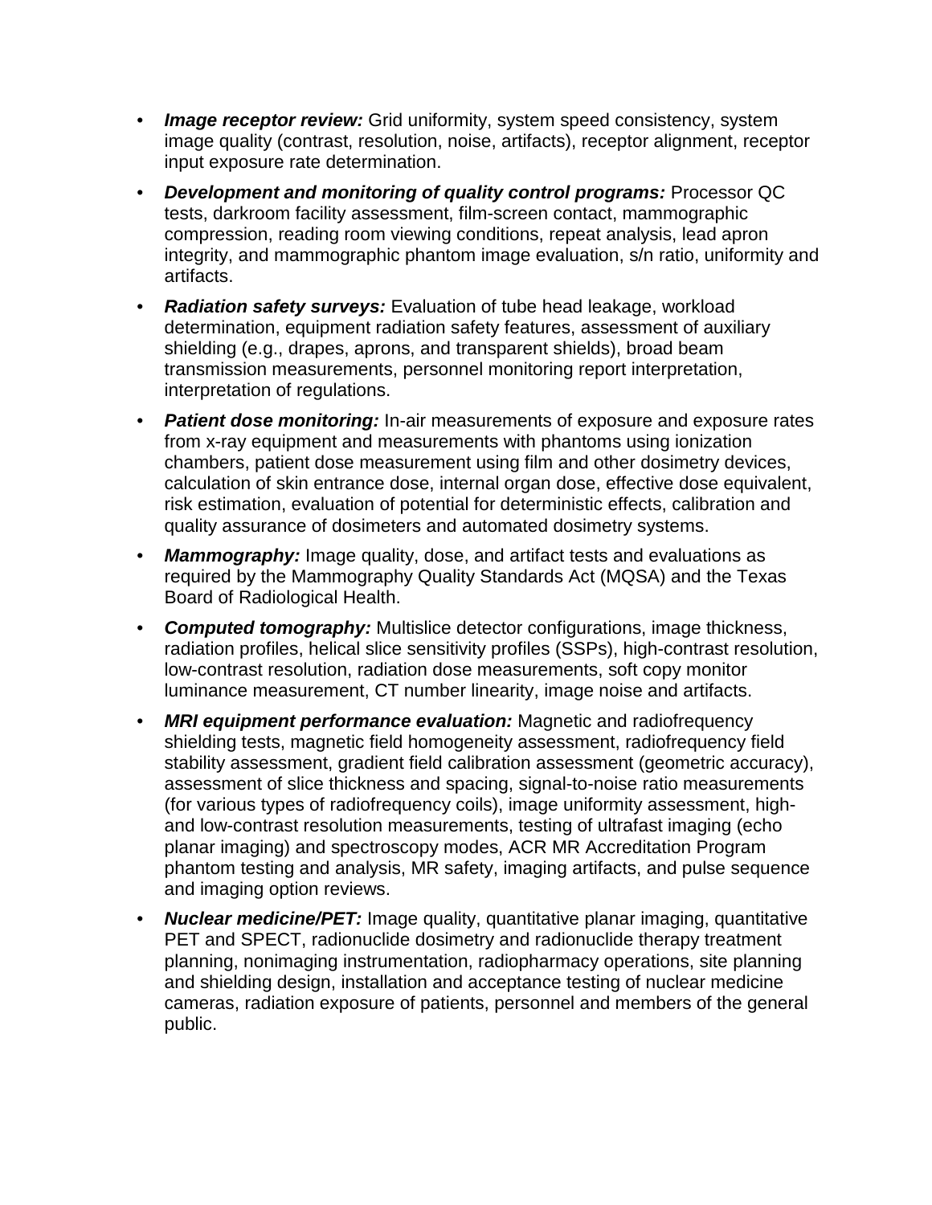- ***Image receptor review:*** Grid uniformity, system speed consistency, system image quality (contrast, resolution, noise, artifacts), receptor alignment, receptor input exposure rate determination.
- ***Development and monitoring of quality control programs:*** Processor QC tests, darkroom facility assessment, film-screen contact, mammographic compression, reading room viewing conditions, repeat analysis, lead apron integrity, and mammographic phantom image evaluation, s/n ratio, uniformity and artifacts.
- ***Radiation safety surveys:*** Evaluation of tube head leakage, workload determination, equipment radiation safety features, assessment of auxiliary shielding (e.g., drapes, aprons, and transparent shields), broad beam transmission measurements, personnel monitoring report interpretation, interpretation of regulations.
- ***Patient dose monitoring:*** In-air measurements of exposure and exposure rates from x-ray equipment and measurements with phantoms using ionization chambers, patient dose measurement using film and other dosimetry devices, calculation of skin entrance dose, internal organ dose, effective dose equivalent, risk estimation, evaluation of potential for deterministic effects, calibration and quality assurance of dosimeters and automated dosimetry systems.
- ***Mammography:*** Image quality, dose, and artifact tests and evaluations as required by the Mammography Quality Standards Act (MQSA) and the Texas Board of Radiological Health.
- ***Computed tomography:*** Multislice detector configurations, image thickness, radiation profiles, helical slice sensitivity profiles (SSPs), high-contrast resolution, low-contrast resolution, radiation dose measurements, soft copy monitor luminance measurement, CT number linearity, image noise and artifacts.
- ***MRI equipment performance evaluation:*** Magnetic and radiofrequency shielding tests, magnetic field homogeneity assessment, radiofrequency field stability assessment, gradient field calibration assessment (geometric accuracy), assessment of slice thickness and spacing, signal-to-noise ratio measurements (for various types of radiofrequency coils), image uniformity assessment, high- and low-contrast resolution measurements, testing of ultrafast imaging (echo planar imaging) and spectroscopy modes, ACR MR Accreditation Program phantom testing and analysis, MR safety, imaging artifacts, and pulse sequence and imaging option reviews.
- ***Nuclear medicine/PET:*** Image quality, quantitative planar imaging, quantitative PET and SPECT, radionuclide dosimetry and radionuclide therapy treatment planning, nonimaging instrumentation, radiopharmacy operations, site planning and shielding design, installation and acceptance testing of nuclear medicine cameras, radiation exposure of patients, personnel and members of the general public.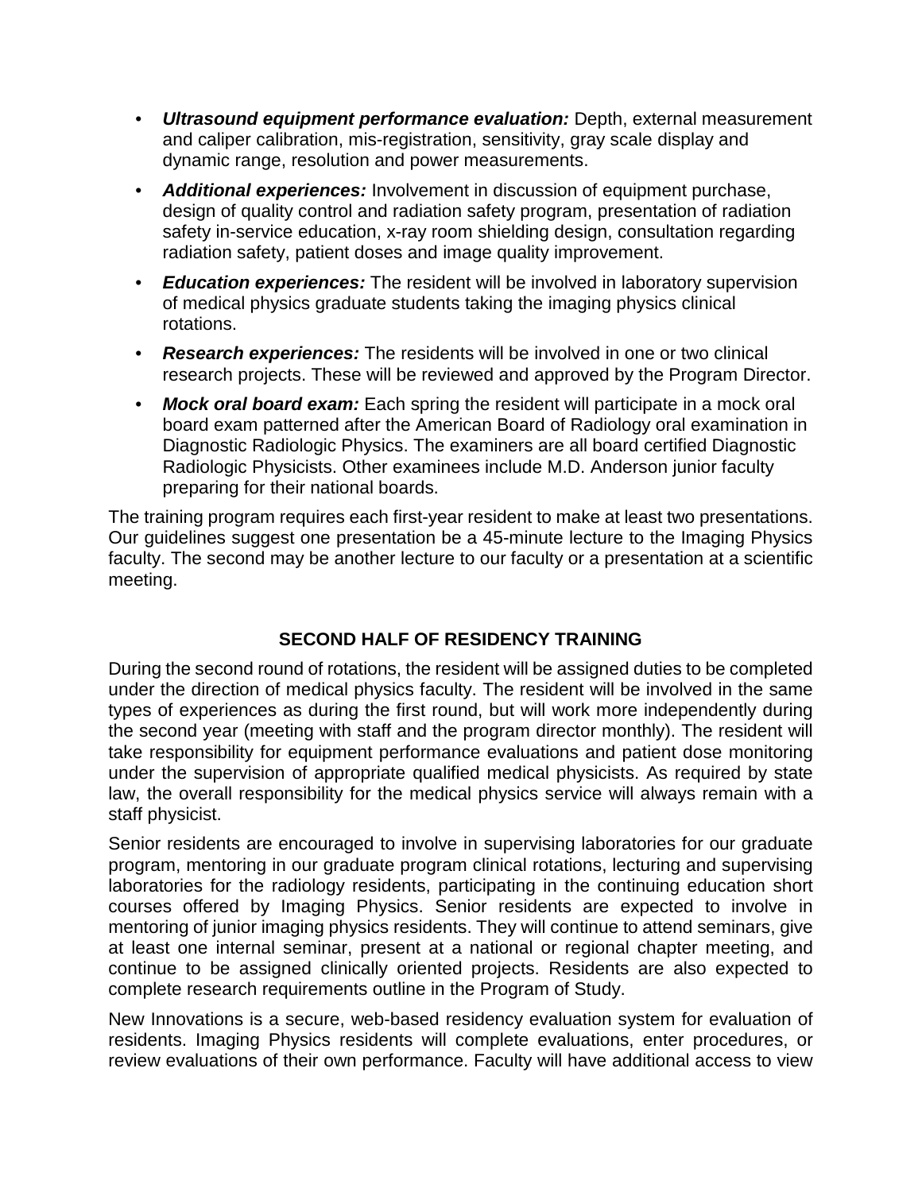- ***Ultrasound equipment performance evaluation:*** Depth, external measurement and caliper calibration, mis-registration, sensitivity, gray scale display and dynamic range, resolution and power measurements.
- ***Additional experiences:*** Involvement in discussion of equipment purchase, design of quality control and radiation safety program, presentation of radiation safety in-service education, x-ray room shielding design, consultation regarding radiation safety, patient doses and image quality improvement.
- ***Education experiences:*** The resident will be involved in laboratory supervision of medical physics graduate students taking the imaging physics clinical rotations.
- ***Research experiences:*** The residents will be involved in one or two clinical research projects. These will be reviewed and approved by the Program Director.
- ***Mock oral board exam:*** Each spring the resident will participate in a mock oral board exam patterned after the American Board of Radiology oral examination in Diagnostic Radiologic Physics. The examiners are all board certified Diagnostic Radiologic Physicists. Other examinees include M.D. Anderson junior faculty preparing for their national boards.

The training program requires each first-year resident to make at least two presentations. Our guidelines suggest one presentation be a 45-minute lecture to the Imaging Physics faculty. The second may be another lecture to our faculty or a presentation at a scientific meeting.

## SECOND HALF OF RESIDENCY TRAINING

During the second round of rotations, the resident will be assigned duties to be completed under the direction of medical physics faculty. The resident will be involved in the same types of experiences as during the first round, but will work more independently during the second year (meeting with staff and the program director monthly). The resident will take responsibility for equipment performance evaluations and patient dose monitoring under the supervision of appropriate qualified medical physicists. As required by state law, the overall responsibility for the medical physics service will always remain with a staff physicist.

Senior residents are encouraged to involve in supervising laboratories for our graduate program, mentoring in our graduate program clinical rotations, lecturing and supervising laboratories for the radiology residents, participating in the continuing education short courses offered by Imaging Physics. Senior residents are expected to involve in mentoring of junior imaging physics residents. They will continue to attend seminars, give at least one internal seminar, present at a national or regional chapter meeting, and continue to be assigned clinically oriented projects. Residents are also expected to complete research requirements outline in the Program of Study.

New Innovations is a secure, web-based residency evaluation system for evaluation of residents. Imaging Physics residents will complete evaluations, enter procedures, or review evaluations of their own performance. Faculty will have additional access to view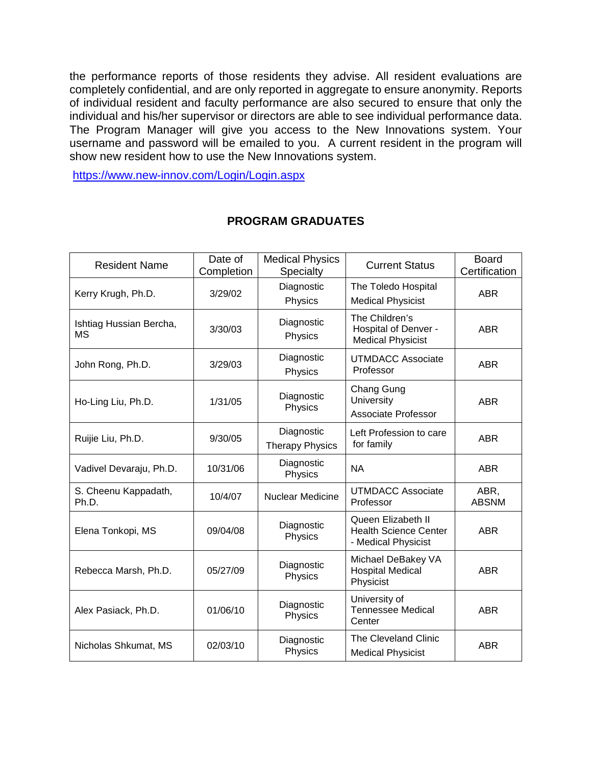the performance reports of those residents they advise. All resident evaluations are completely confidential, and are only reported in aggregate to ensure anonymity. Reports of individual resident and faculty performance are also secured to ensure that only the individual and his/her supervisor or directors are able to see individual performance data. The Program Manager will give you access to the New Innovations system. Your username and password will be emailed to you. A current resident in the program will show new resident how to use the New Innovations system.

https://www.new-innov.com/Login/Login.aspx

## PROGRAM GRADUATES

| Resident Name | Date of Completion | Medical Physics Specialty | Current Status | Board Certification |
|---|---|---|---|---|
| Kerry Krugh, Ph.D. | 3/29/02 | Diagnostic Physics | The Toledo Hospital Medical Physicist | ABR |
| Ishtiag Hussian Bercha, MS | 3/30/03 | Diagnostic Physics | The Children's Hospital of Denver - Medical Physicist | ABR |
| John Rong, Ph.D. | 3/29/03 | Diagnostic Physics | UTMDACC Associate Professor | ABR |
| Ho-Ling Liu, Ph.D. | 1/31/05 | Diagnostic Physics | Chang Gung University Associate Professor | ABR |
| Ruijie Liu, Ph.D. | 9/30/05 | Diagnostic Therapy Physics | Left Profession to care for family | ABR |
| Vadivel Devaraju, Ph.D. | 10/31/06 | Diagnostic Physics | NA | ABR |
| S. Cheenu Kappadath, Ph.D. | 10/4/07 | Nuclear Medicine | UTMDACC Associate Professor | ABR, ABSNM |
| Elena Tonkopi, MS | 09/04/08 | Diagnostic Physics | Queen Elizabeth II Health Science Center - Medical Physicist | ABR |
| Rebecca Marsh, Ph.D. | 05/27/09 | Diagnostic Physics | Michael DeBakey VA Hospital Medical Physicist | ABR |
| Alex Pasiack, Ph.D. | 01/06/10 | Diagnostic Physics | University of Tennessee Medical Center | ABR |
| Nicholas Shkumat, MS | 02/03/10 | Diagnostic Physics | The Cleveland Clinic Medical Physicist | ABR |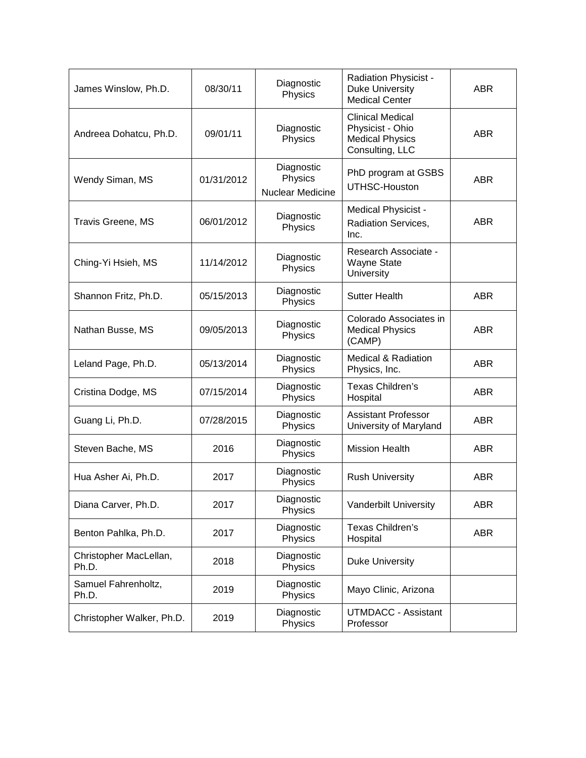| | | | | |
|---|---|---|---|---|
| James Winslow, Ph.D. | 08/30/11 | Diagnostic Physics | Radiation Physicist - Duke University Medical Center | ABR |
| Andreea Dohatcu, Ph.D. | 09/01/11 | Diagnostic Physics | Clinical Medical Physicist - Ohio Medical Physics Consulting, LLC | ABR |
| Wendy Siman, MS | 01/31/2012 | Diagnostic Physics Nuclear Medicine | PhD program at GSBS UTHSC-Houston | ABR |
| Travis Greene, MS | 06/01/2012 | Diagnostic Physics | Medical Physicist - Radiation Services, Inc. | ABR |
| Ching-Yi Hsieh, MS | 11/14/2012 | Diagnostic Physics | Research Associate - Wayne State University | |
| Shannon Fritz, Ph.D. | 05/15/2013 | Diagnostic Physics | Sutter Health | ABR |
| Nathan Busse, MS | 09/05/2013 | Diagnostic Physics | Colorado Associates in Medical Physics (CAMP) | ABR |
| Leland Page, Ph.D. | 05/13/2014 | Diagnostic Physics | Medical & Radiation Physics, Inc. | ABR |
| Cristina Dodge, MS | 07/15/2014 | Diagnostic Physics | Texas Children's Hospital | ABR |
| Guang Li, Ph.D. | 07/28/2015 | Diagnostic Physics | Assistant Professor University of Maryland | ABR |
| Steven Bache, MS | 2016 | Diagnostic Physics | Mission Health | ABR |
| Hua Asher Ai, Ph.D. | 2017 | Diagnostic Physics | Rush University | ABR |
| Diana Carver, Ph.D. | 2017 | Diagnostic Physics | Vanderbilt University | ABR |
| Benton Pahlka, Ph.D. | 2017 | Diagnostic Physics | Texas Children's Hospital | ABR |
| Christopher MacLellan, Ph.D. | 2018 | Diagnostic Physics | Duke University | |
| Samuel Fahrenholtz, Ph.D. | 2019 | Diagnostic Physics | Mayo Clinic, Arizona | |
| Christopher Walker, Ph.D. | 2019 | Diagnostic Physics | UTMDACC - Assistant Professor | |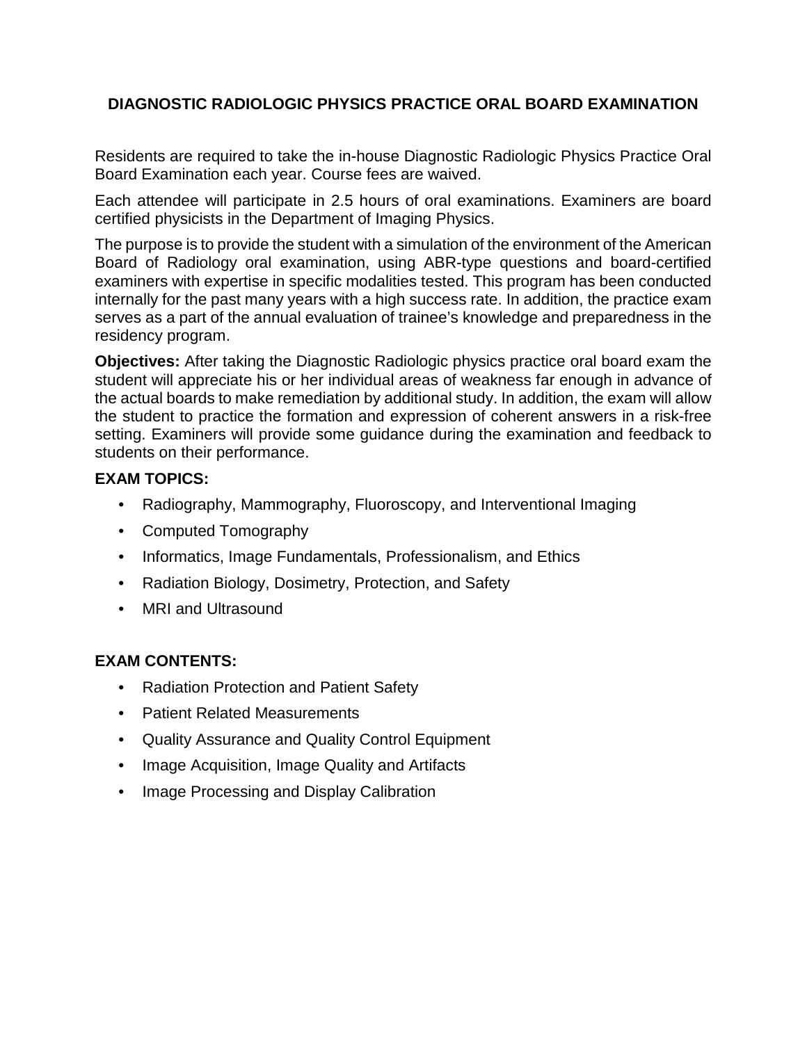# DIAGNOSTIC RADIOLOGIC PHYSICS PRACTICE ORAL BOARD EXAMINATION

Residents are required to take the in-house Diagnostic Radiologic Physics Practice Oral Board Examination each year. Course fees are waived.

Each attendee will participate in 2.5 hours of oral examinations. Examiners are board certified physicists in the Department of Imaging Physics.

The purpose is to provide the student with a simulation of the environment of the American Board of Radiology oral examination, using ABR-type questions and board-certified examiners with expertise in specific modalities tested. This program has been conducted internally for the past many years with a high success rate. In addition, the practice exam serves as a part of the annual evaluation of trainee's knowledge and preparedness in the residency program.

**Objectives:** After taking the Diagnostic Radiologic physics practice oral board exam the student will appreciate his or her individual areas of weakness far enough in advance of the actual boards to make remediation by additional study. In addition, the exam will allow the student to practice the formation and expression of coherent answers in a risk-free setting. Examiners will provide some guidance during the examination and feedback to students on their performance.

**EXAM TOPICS:**

- Radiography, Mammography, Fluoroscopy, and Interventional Imaging
- Computed Tomography
- Informatics, Image Fundamentals, Professionalism, and Ethics
- Radiation Biology, Dosimetry, Protection, and Safety
- MRI and Ultrasound

**EXAM CONTENTS:**

- Radiation Protection and Patient Safety
- Patient Related Measurements
- Quality Assurance and Quality Control Equipment
- Image Acquisition, Image Quality and Artifacts
- Image Processing and Display Calibration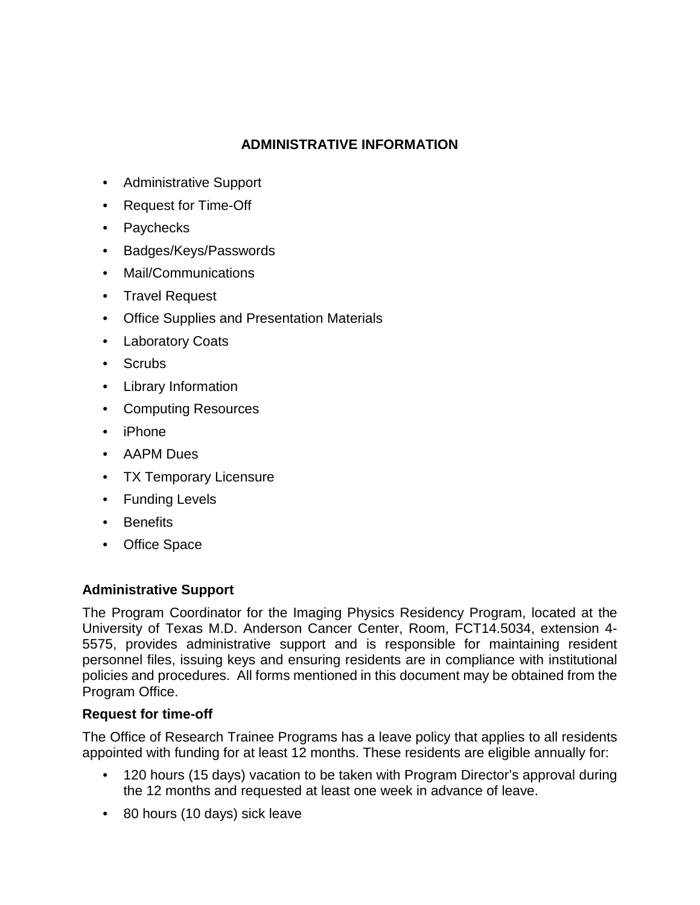# ADMINISTRATIVE INFORMATION

- Administrative Support
- Request for Time-Off
- Paychecks
- Badges/Keys/Passwords
- Mail/Communications
- Travel Request
- Office Supplies and Presentation Materials
- Laboratory Coats
- Scrubs
- Library Information
- Computing Resources
- iPhone
- AAPM Dues
- TX Temporary Licensure
- Funding Levels
- Benefits
- Office Space

### Administrative Support

The Program Coordinator for the Imaging Physics Residency Program, located at the University of Texas M.D. Anderson Cancer Center, Room, FCT14.5034, extension 4-5575, provides administrative support and is responsible for maintaining resident personnel files, issuing keys and ensuring residents are in compliance with institutional policies and procedures. All forms mentioned in this document may be obtained from the Program Office.

### Request for time-off

The Office of Research Trainee Programs has a leave policy that applies to all residents appointed with funding for at least 12 months. These residents are eligible annually for:

- 120 hours (15 days) vacation to be taken with Program Director's approval during the 12 months and requested at least one week in advance of leave.
- 80 hours (10 days) sick leave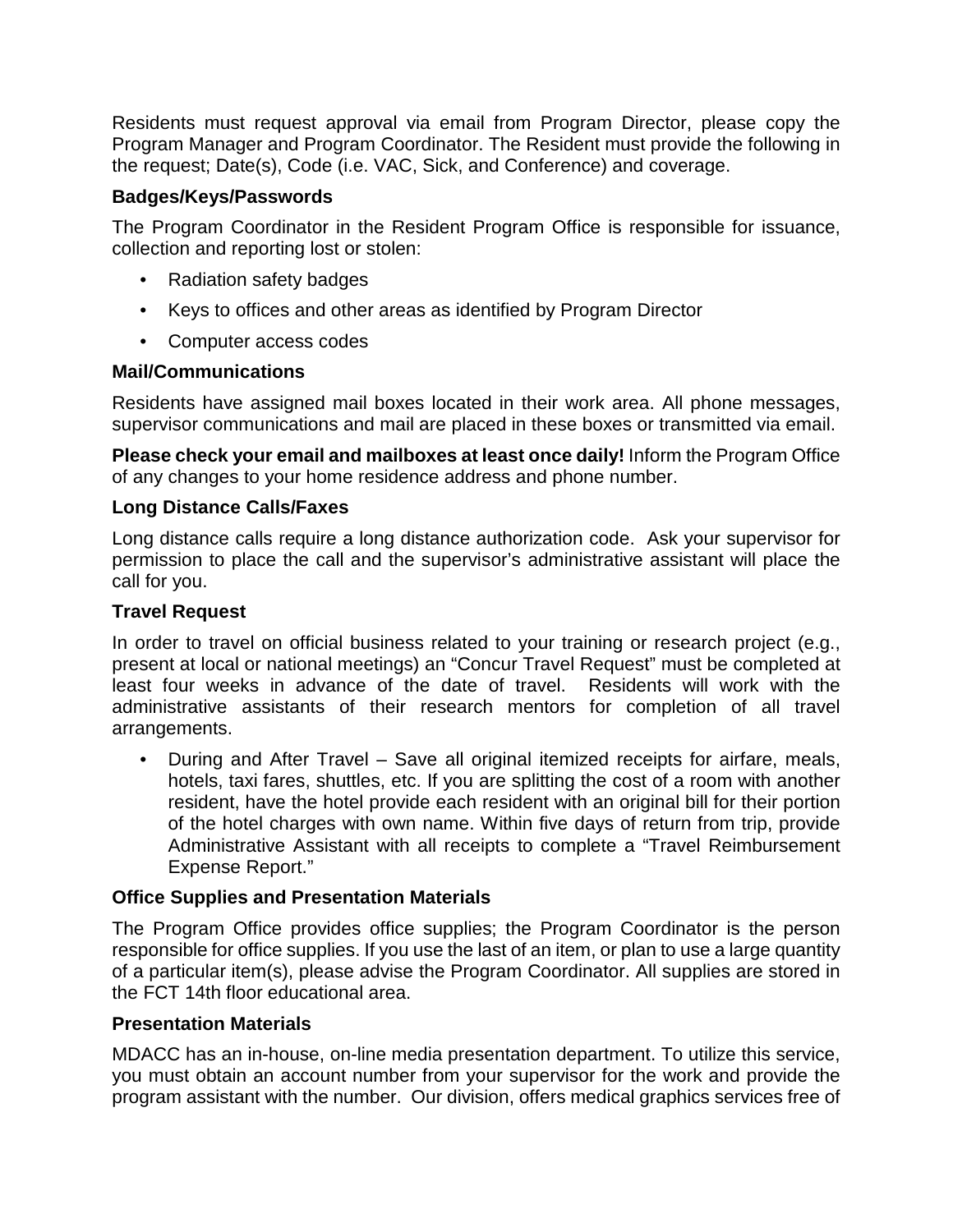Residents must request approval via email from Program Director, please copy the Program Manager and Program Coordinator. The Resident must provide the following in the request; Date(s), Code (i.e. VAC, Sick, and Conference) and coverage.

### Badges/Keys/Passwords

The Program Coordinator in the Resident Program Office is responsible for issuance, collection and reporting lost or stolen:

- Radiation safety badges
- Keys to offices and other areas as identified by Program Director
- Computer access codes

### Mail/Communications

Residents have assigned mail boxes located in their work area. All phone messages, supervisor communications and mail are placed in these boxes or transmitted via email.

**Please check your email and mailboxes at least once daily!** Inform the Program Office of any changes to your home residence address and phone number.

### Long Distance Calls/Faxes

Long distance calls require a long distance authorization code. Ask your supervisor for permission to place the call and the supervisor's administrative assistant will place the call for you.

### Travel Request

In order to travel on official business related to your training or research project (e.g., present at local or national meetings) an "Concur Travel Request" must be completed at least four weeks in advance of the date of travel. Residents will work with the administrative assistants of their research mentors for completion of all travel arrangements.

- During and After Travel – Save all original itemized receipts for airfare, meals, hotels, taxi fares, shuttles, etc. If you are splitting the cost of a room with another resident, have the hotel provide each resident with an original bill for their portion of the hotel charges with own name. Within five days of return from trip, provide Administrative Assistant with all receipts to complete a "Travel Reimbursement Expense Report."

### Office Supplies and Presentation Materials

The Program Office provides office supplies; the Program Coordinator is the person responsible for office supplies. If you use the last of an item, or plan to use a large quantity of a particular item(s), please advise the Program Coordinator. All supplies are stored in the FCT 14th floor educational area.

### Presentation Materials

MDACC has an in-house, on-line media presentation department. To utilize this service, you must obtain an account number from your supervisor for the work and provide the program assistant with the number. Our division, offers medical graphics services free of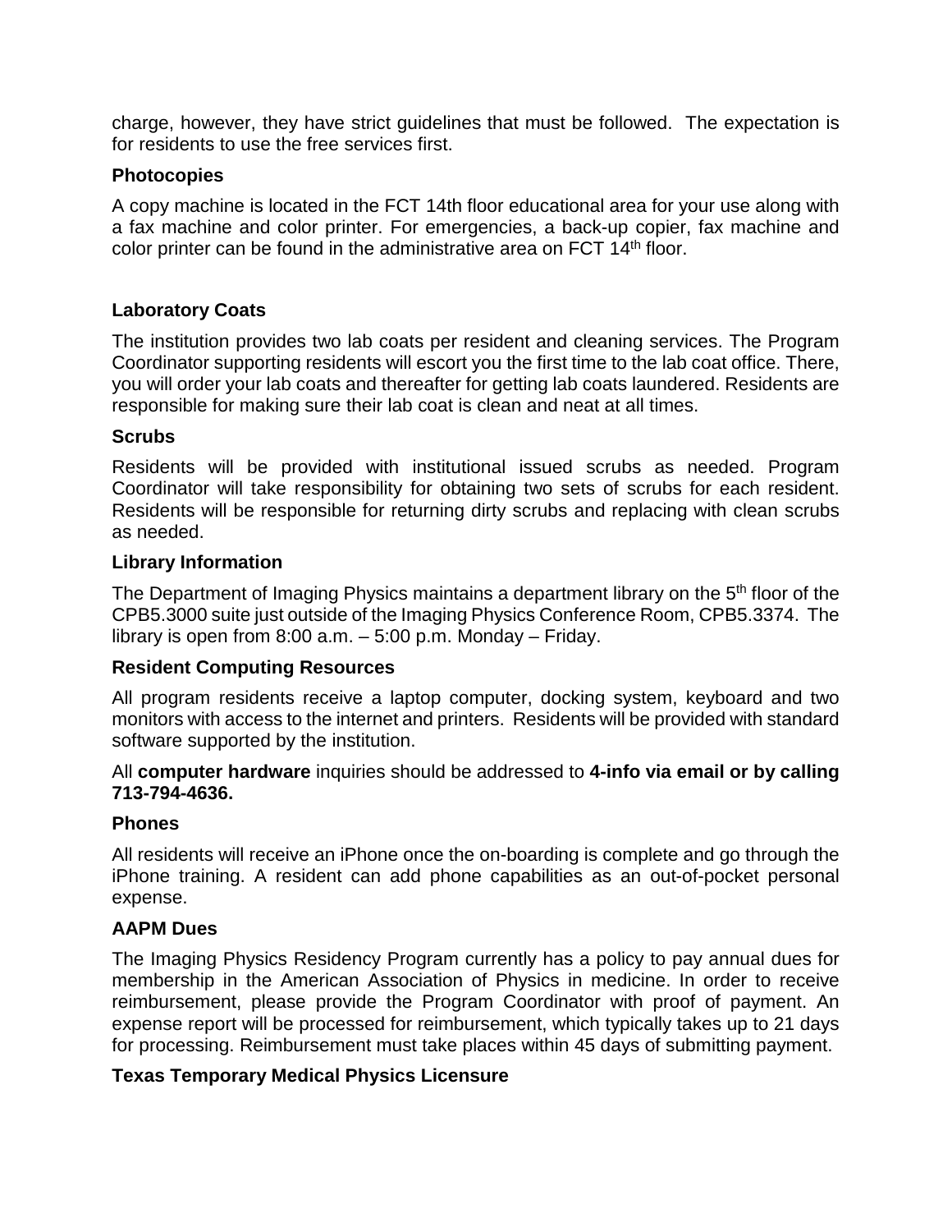charge, however, they have strict guidelines that must be followed. The expectation is for residents to use the free services first.

### Photocopies

A copy machine is located in the FCT 14th floor educational area for your use along with a fax machine and color printer. For emergencies, a back-up copier, fax machine and color printer can be found in the administrative area on FCT 14th floor.

### Laboratory Coats

The institution provides two lab coats per resident and cleaning services. The Program Coordinator supporting residents will escort you the first time to the lab coat office. There, you will order your lab coats and thereafter for getting lab coats laundered. Residents are responsible for making sure their lab coat is clean and neat at all times.

### Scrubs

Residents will be provided with institutional issued scrubs as needed. Program Coordinator will take responsibility for obtaining two sets of scrubs for each resident. Residents will be responsible for returning dirty scrubs and replacing with clean scrubs as needed.

### Library Information

The Department of Imaging Physics maintains a department library on the 5th floor of the CPB5.3000 suite just outside of the Imaging Physics Conference Room, CPB5.3374. The library is open from 8:00 a.m. – 5:00 p.m. Monday – Friday.

### Resident Computing Resources

All program residents receive a laptop computer, docking system, keyboard and two monitors with access to the internet and printers. Residents will be provided with standard software supported by the institution.

All **computer hardware** inquiries should be addressed to **4-info via email or by calling 713-794-4636.**

### Phones

All residents will receive an iPhone once the on-boarding is complete and go through the iPhone training. A resident can add phone capabilities as an out-of-pocket personal expense.

### AAPM Dues

The Imaging Physics Residency Program currently has a policy to pay annual dues for membership in the American Association of Physics in medicine. In order to receive reimbursement, please provide the Program Coordinator with proof of payment. An expense report will be processed for reimbursement, which typically takes up to 21 days for processing. Reimbursement must take places within 45 days of submitting payment.

### Texas Temporary Medical Physics Licensure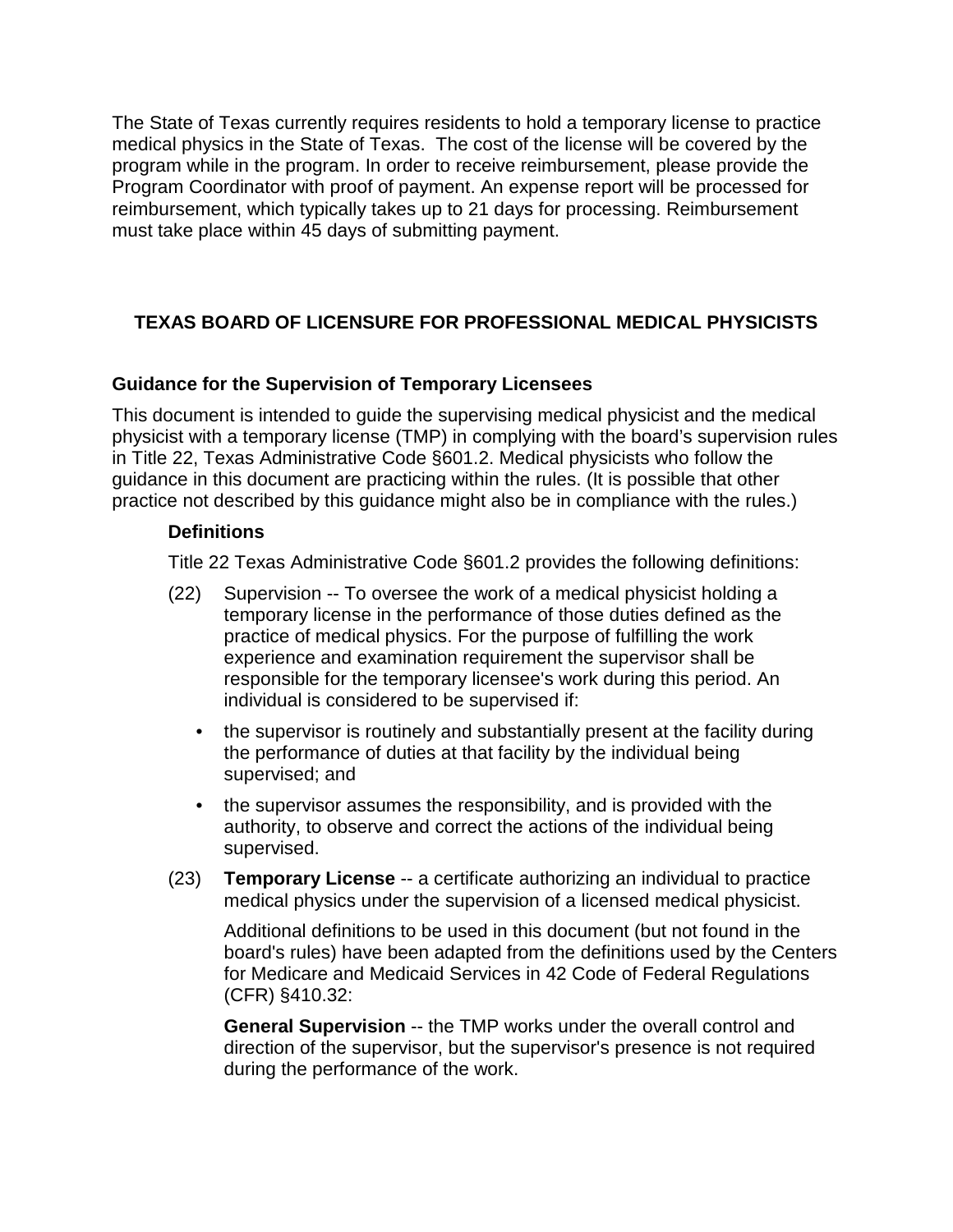The State of Texas currently requires residents to hold a temporary license to practice medical physics in the State of Texas. The cost of the license will be covered by the program while in the program. In order to receive reimbursement, please provide the Program Coordinator with proof of payment. An expense report will be processed for reimbursement, which typically takes up to 21 days for processing. Reimbursement must take place within 45 days of submitting payment.

## TEXAS BOARD OF LICENSURE FOR PROFESSIONAL MEDICAL PHYSICISTS

### Guidance for the Supervision of Temporary Licensees

This document is intended to guide the supervising medical physicist and the medical physicist with a temporary license (TMP) in complying with the board's supervision rules in Title 22, Texas Administrative Code §601.2. Medical physicists who follow the guidance in this document are practicing within the rules. (It is possible that other practice not described by this guidance might also be in compliance with the rules.)

#### Definitions

Title 22 Texas Administrative Code §601.2 provides the following definitions:

(22) Supervision -- To oversee the work of a medical physicist holding a temporary license in the performance of those duties defined as the practice of medical physics. For the purpose of fulfilling the work experience and examination requirement the supervisor shall be responsible for the temporary licensee's work during this period. An individual is considered to be supervised if:

- the supervisor is routinely and substantially present at the facility during the performance of duties at that facility by the individual being supervised; and
- the supervisor assumes the responsibility, and is provided with the authority, to observe and correct the actions of the individual being supervised.

(23) **Temporary License** -- a certificate authorizing an individual to practice medical physics under the supervision of a licensed medical physicist.

Additional definitions to be used in this document (but not found in the board's rules) have been adapted from the definitions used by the Centers for Medicare and Medicaid Services in 42 Code of Federal Regulations (CFR) §410.32:

**General Supervision** -- the TMP works under the overall control and direction of the supervisor, but the supervisor's presence is not required during the performance of the work.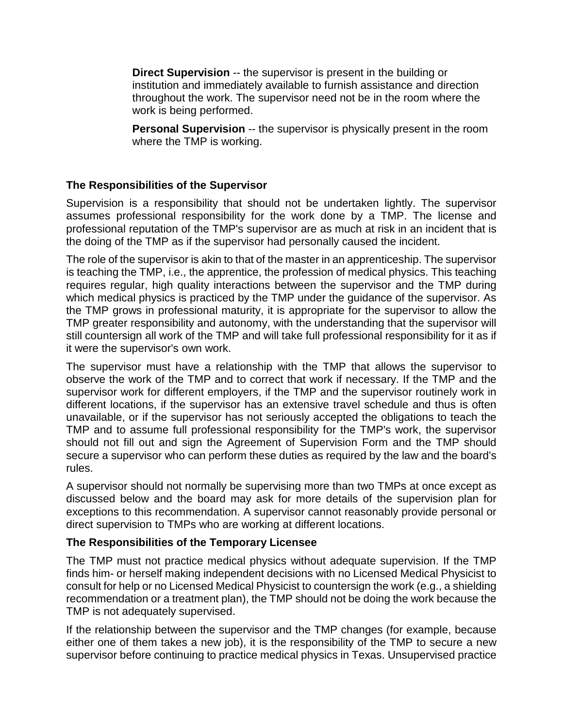**Direct Supervision** -- the supervisor is present in the building or institution and immediately available to furnish assistance and direction throughout the work. The supervisor need not be in the room where the work is being performed.

**Personal Supervision** -- the supervisor is physically present in the room where the TMP is working.

### The Responsibilities of the Supervisor

Supervision is a responsibility that should not be undertaken lightly. The supervisor assumes professional responsibility for the work done by a TMP. The license and professional reputation of the TMP's supervisor are as much at risk in an incident that is the doing of the TMP as if the supervisor had personally caused the incident.

The role of the supervisor is akin to that of the master in an apprenticeship. The supervisor is teaching the TMP, i.e., the apprentice, the profession of medical physics. This teaching requires regular, high quality interactions between the supervisor and the TMP during which medical physics is practiced by the TMP under the guidance of the supervisor. As the TMP grows in professional maturity, it is appropriate for the supervisor to allow the TMP greater responsibility and autonomy, with the understanding that the supervisor will still countersign all work of the TMP and will take full professional responsibility for it as if it were the supervisor's own work.

The supervisor must have a relationship with the TMP that allows the supervisor to observe the work of the TMP and to correct that work if necessary. If the TMP and the supervisor work for different employers, if the TMP and the supervisor routinely work in different locations, if the supervisor has an extensive travel schedule and thus is often unavailable, or if the supervisor has not seriously accepted the obligations to teach the TMP and to assume full professional responsibility for the TMP's work, the supervisor should not fill out and sign the Agreement of Supervision Form and the TMP should secure a supervisor who can perform these duties as required by the law and the board's rules.

A supervisor should not normally be supervising more than two TMPs at once except as discussed below and the board may ask for more details of the supervision plan for exceptions to this recommendation. A supervisor cannot reasonably provide personal or direct supervision to TMPs who are working at different locations.

### The Responsibilities of the Temporary Licensee

The TMP must not practice medical physics without adequate supervision. If the TMP finds him- or herself making independent decisions with no Licensed Medical Physicist to consult for help or no Licensed Medical Physicist to countersign the work (e.g., a shielding recommendation or a treatment plan), the TMP should not be doing the work because the TMP is not adequately supervised.

If the relationship between the supervisor and the TMP changes (for example, because either one of them takes a new job), it is the responsibility of the TMP to secure a new supervisor before continuing to practice medical physics in Texas. Unsupervised practice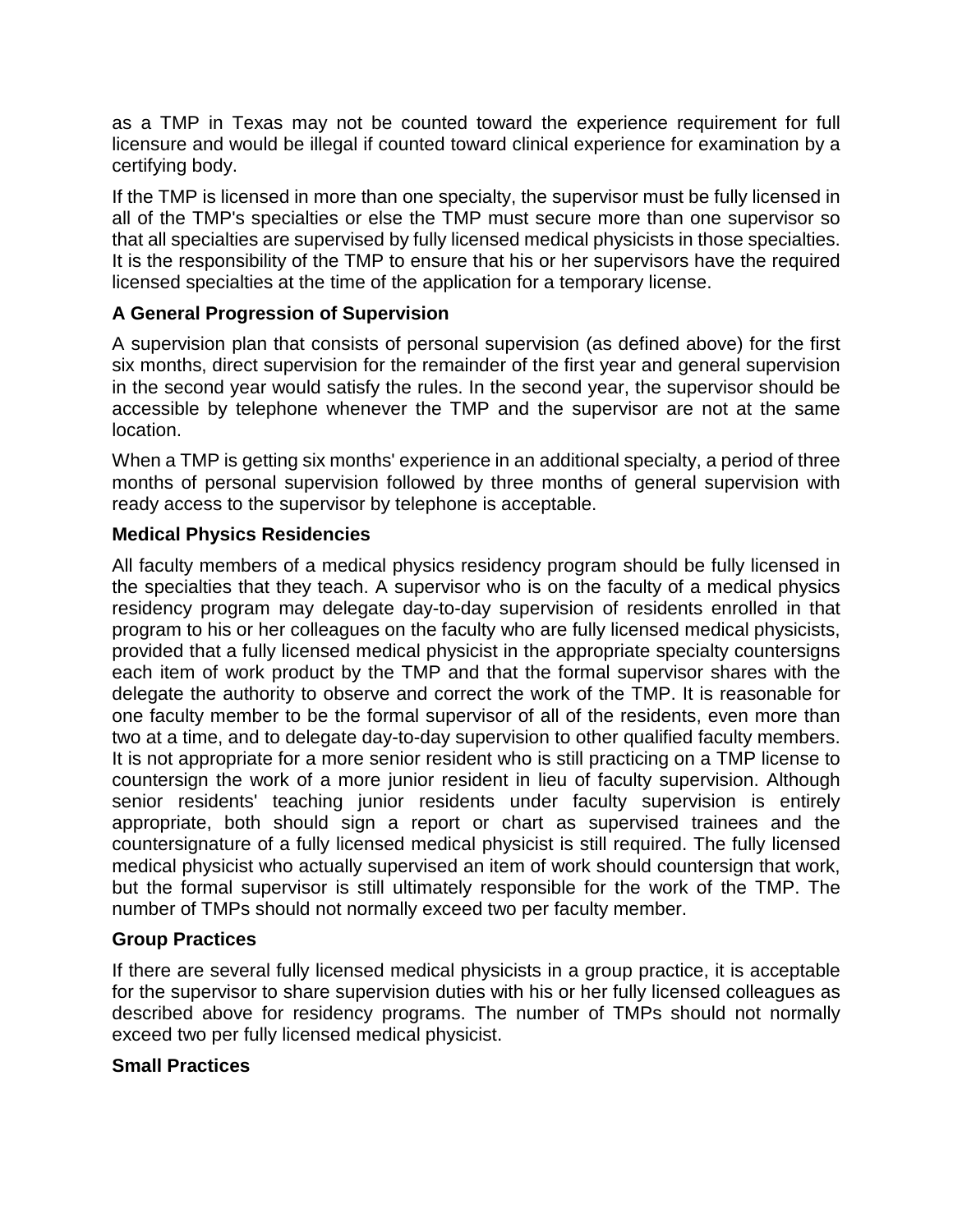as a TMP in Texas may not be counted toward the experience requirement for full licensure and would be illegal if counted toward clinical experience for examination by a certifying body.

If the TMP is licensed in more than one specialty, the supervisor must be fully licensed in all of the TMP's specialties or else the TMP must secure more than one supervisor so that all specialties are supervised by fully licensed medical physicists in those specialties. It is the responsibility of the TMP to ensure that his or her supervisors have the required licensed specialties at the time of the application for a temporary license.

**A General Progression of Supervision**

A supervision plan that consists of personal supervision (as defined above) for the first six months, direct supervision for the remainder of the first year and general supervision in the second year would satisfy the rules. In the second year, the supervisor should be accessible by telephone whenever the TMP and the supervisor are not at the same location.

When a TMP is getting six months' experience in an additional specialty, a period of three months of personal supervision followed by three months of general supervision with ready access to the supervisor by telephone is acceptable.

**Medical Physics Residencies**

All faculty members of a medical physics residency program should be fully licensed in the specialties that they teach. A supervisor who is on the faculty of a medical physics residency program may delegate day-to-day supervision of residents enrolled in that program to his or her colleagues on the faculty who are fully licensed medical physicists, provided that a fully licensed medical physicist in the appropriate specialty countersigns each item of work product by the TMP and that the formal supervisor shares with the delegate the authority to observe and correct the work of the TMP. It is reasonable for one faculty member to be the formal supervisor of all of the residents, even more than two at a time, and to delegate day-to-day supervision to other qualified faculty members. It is not appropriate for a more senior resident who is still practicing on a TMP license to countersign the work of a more junior resident in lieu of faculty supervision. Although senior residents' teaching junior residents under faculty supervision is entirely appropriate, both should sign a report or chart as supervised trainees and the countersignature of a fully licensed medical physicist is still required. The fully licensed medical physicist who actually supervised an item of work should countersign that work, but the formal supervisor is still ultimately responsible for the work of the TMP. The number of TMPs should not normally exceed two per faculty member.

**Group Practices**

If there are several fully licensed medical physicists in a group practice, it is acceptable for the supervisor to share supervision duties with his or her fully licensed colleagues as described above for residency programs. The number of TMPs should not normally exceed two per fully licensed medical physicist.

**Small Practices**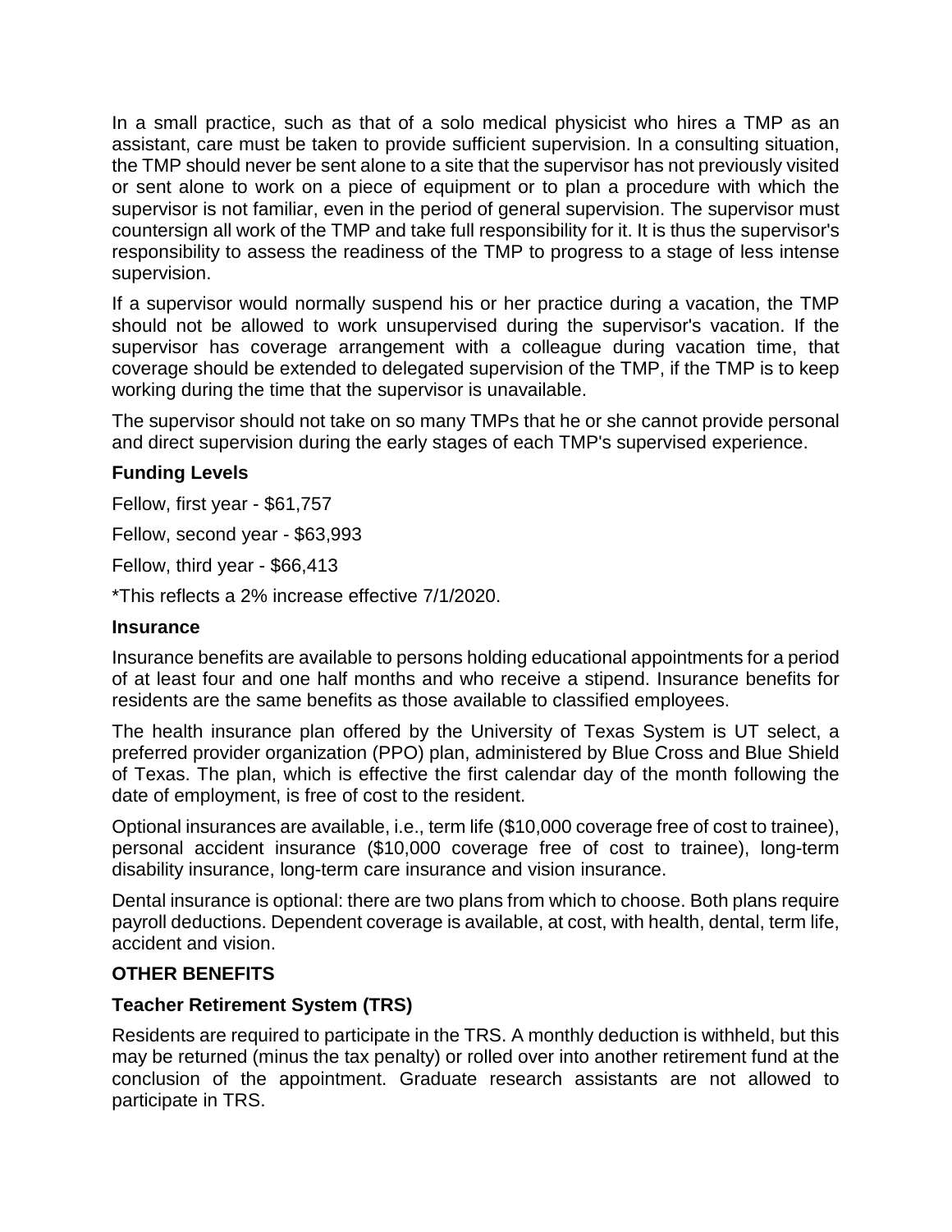In a small practice, such as that of a solo medical physicist who hires a TMP as an assistant, care must be taken to provide sufficient supervision. In a consulting situation, the TMP should never be sent alone to a site that the supervisor has not previously visited or sent alone to work on a piece of equipment or to plan a procedure with which the supervisor is not familiar, even in the period of general supervision. The supervisor must countersign all work of the TMP and take full responsibility for it. It is thus the supervisor's responsibility to assess the readiness of the TMP to progress to a stage of less intense supervision.

If a supervisor would normally suspend his or her practice during a vacation, the TMP should not be allowed to work unsupervised during the supervisor's vacation. If the supervisor has coverage arrangement with a colleague during vacation time, that coverage should be extended to delegated supervision of the TMP, if the TMP is to keep working during the time that the supervisor is unavailable.

The supervisor should not take on so many TMPs that he or she cannot provide personal and direct supervision during the early stages of each TMP's supervised experience.

### Funding Levels

Fellow, first year - $61,757

Fellow, second year - $63,993

Fellow, third year - $66,413

*This reflects a 2% increase effective 7/1/2020.

### Insurance

Insurance benefits are available to persons holding educational appointments for a period of at least four and one half months and who receive a stipend. Insurance benefits for residents are the same benefits as those available to classified employees.

The health insurance plan offered by the University of Texas System is UT select, a preferred provider organization (PPO) plan, administered by Blue Cross and Blue Shield of Texas. The plan, which is effective the first calendar day of the month following the date of employment, is free of cost to the resident.

Optional insurances are available, i.e., term life ($10,000 coverage free of cost to trainee), personal accident insurance ($10,000 coverage free of cost to trainee), long-term disability insurance, long-term care insurance and vision insurance.

Dental insurance is optional: there are two plans from which to choose. Both plans require payroll deductions. Dependent coverage is available, at cost, with health, dental, term life, accident and vision.

## OTHER BENEFITS

### Teacher Retirement System (TRS)

Residents are required to participate in the TRS. A monthly deduction is withheld, but this may be returned (minus the tax penalty) or rolled over into another retirement fund at the conclusion of the appointment. Graduate research assistants are not allowed to participate in TRS.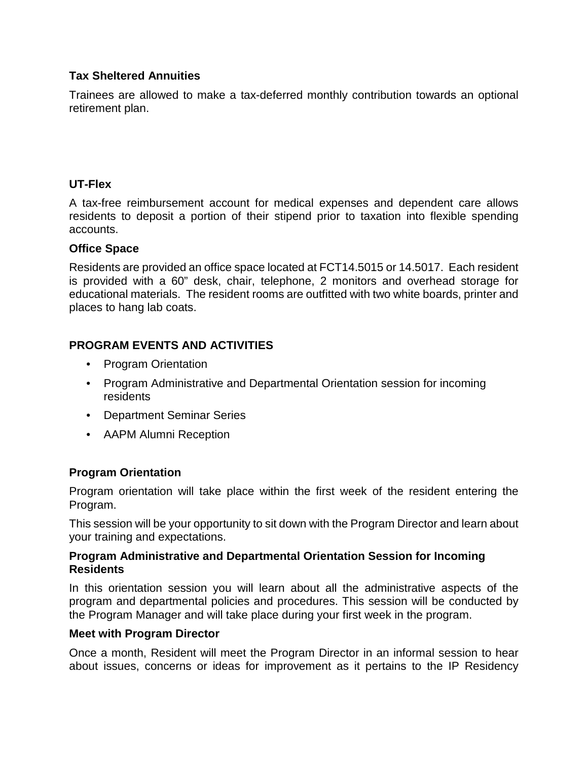**Tax Sheltered Annuities**

Trainees are allowed to make a tax-deferred monthly contribution towards an optional retirement plan.

**UT-Flex**

A tax-free reimbursement account for medical expenses and dependent care allows residents to deposit a portion of their stipend prior to taxation into flexible spending accounts.

**Office Space**

Residents are provided an office space located at FCT14.5015 or 14.5017. Each resident is provided with a 60" desk, chair, telephone, 2 monitors and overhead storage for educational materials. The resident rooms are outfitted with two white boards, printer and places to hang lab coats.

## PROGRAM EVENTS AND ACTIVITIES

- Program Orientation
- Program Administrative and Departmental Orientation session for incoming residents
- Department Seminar Series
- AAPM Alumni Reception

**Program Orientation**

Program orientation will take place within the first week of the resident entering the Program.

This session will be your opportunity to sit down with the Program Director and learn about your training and expectations.

**Program Administrative and Departmental Orientation Session for Incoming Residents**

In this orientation session you will learn about all the administrative aspects of the program and departmental policies and procedures. This session will be conducted by the Program Manager and will take place during your first week in the program.

**Meet with Program Director**

Once a month, Resident will meet the Program Director in an informal session to hear about issues, concerns or ideas for improvement as it pertains to the IP Residency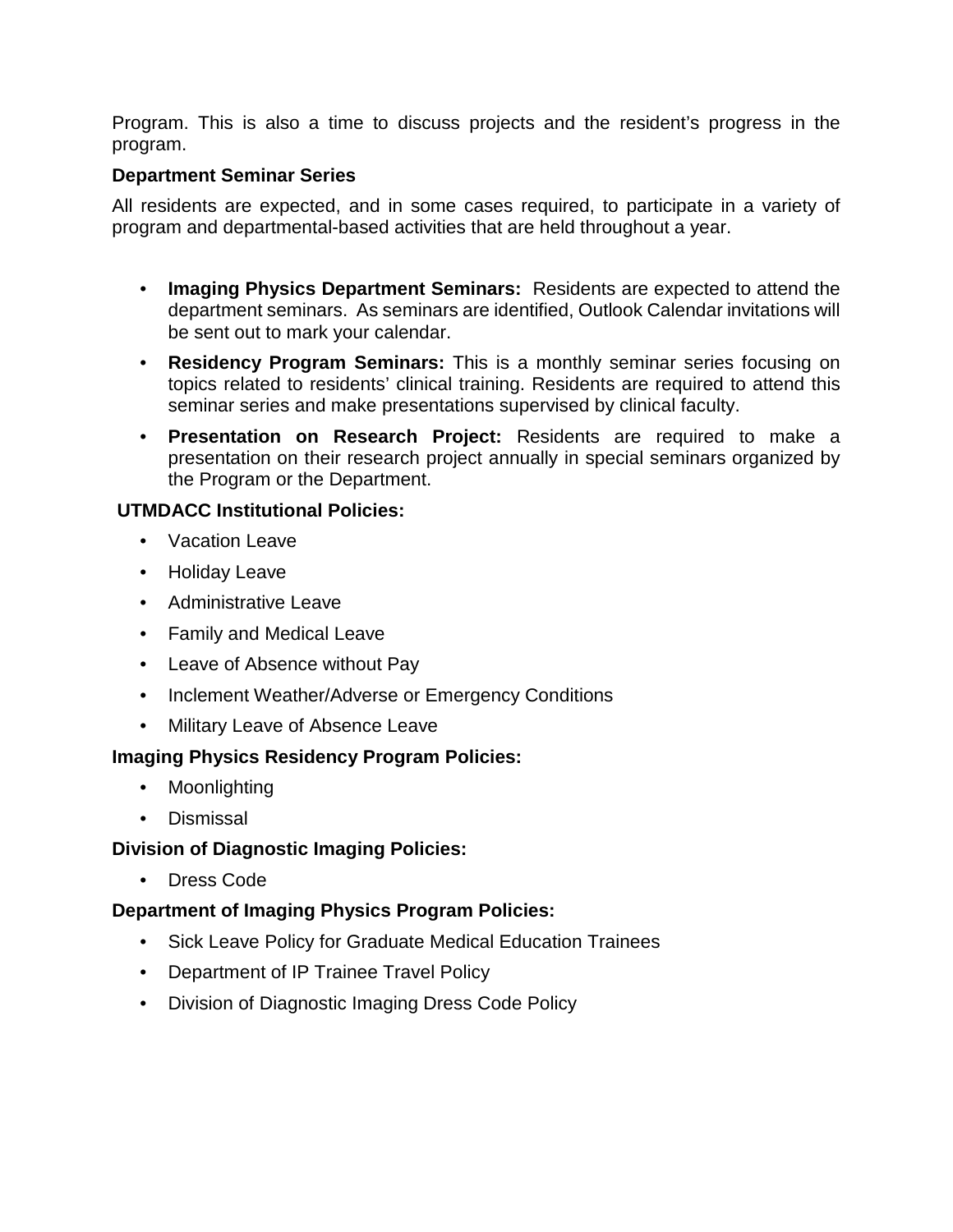Program. This is also a time to discuss projects and the resident's progress in the program.

**Department Seminar Series**

All residents are expected, and in some cases required, to participate in a variety of program and departmental-based activities that are held throughout a year.

- **Imaging Physics Department Seminars:** Residents are expected to attend the department seminars. As seminars are identified, Outlook Calendar invitations will be sent out to mark your calendar.
- **Residency Program Seminars:** This is a monthly seminar series focusing on topics related to residents' clinical training. Residents are required to attend this seminar series and make presentations supervised by clinical faculty.
- **Presentation on Research Project:** Residents are required to make a presentation on their research project annually in special seminars organized by the Program or the Department.

**UTMDACC Institutional Policies:**

- Vacation Leave
- Holiday Leave
- Administrative Leave
- Family and Medical Leave
- Leave of Absence without Pay
- Inclement Weather/Adverse or Emergency Conditions
- Military Leave of Absence Leave

**Imaging Physics Residency Program Policies:**

- Moonlighting
- Dismissal

**Division of Diagnostic Imaging Policies:**

- Dress Code

**Department of Imaging Physics Program Policies:**

- Sick Leave Policy for Graduate Medical Education Trainees
- Department of IP Trainee Travel Policy
- Division of Diagnostic Imaging Dress Code Policy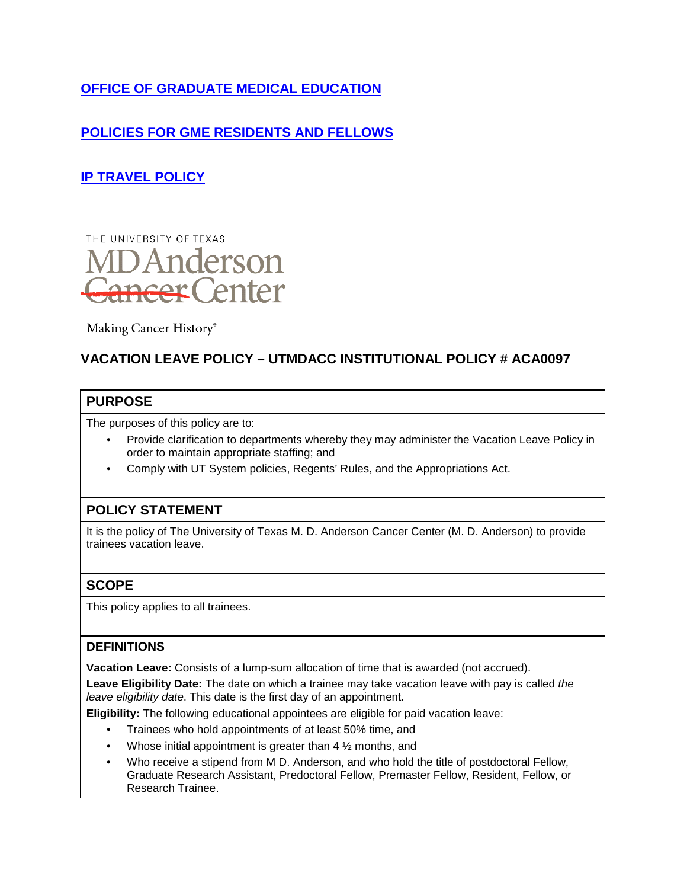**[OFFICE OF GRADUATE MEDICAL EDUCATION]**

**[POLICIES FOR GME RESIDENTS AND FELLOWS]**

**[IP TRAVEL POLICY]**

THE UNIVERSITY OF TEXAS
MD Anderson
Cancer Center

Making Cancer History®

## VACATION LEAVE POLICY – UTMDACC INSTITUTIONAL POLICY # ACA0097

### PURPOSE

The purposes of this policy are to:

- Provide clarification to departments whereby they may administer the Vacation Leave Policy in order to maintain appropriate staffing; and
- Comply with UT System policies, Regents' Rules, and the Appropriations Act.

### POLICY STATEMENT

It is the policy of The University of Texas M. D. Anderson Cancer Center (M. D. Anderson) to provide trainees vacation leave.

### SCOPE

This policy applies to all trainees.

### DEFINITIONS

**Vacation Leave:** Consists of a lump-sum allocation of time that is awarded (not accrued).

**Leave Eligibility Date:** The date on which a trainee may take vacation leave with pay is called *the leave eligibility date*. This date is the first day of an appointment.

**Eligibility:** The following educational appointees are eligible for paid vacation leave:

- Trainees who hold appointments of at least 50% time, and
- Whose initial appointment is greater than 4 ½ months, and
- Who receive a stipend from M D. Anderson, and who hold the title of postdoctoral Fellow, Graduate Research Assistant, Predoctoral Fellow, Premaster Fellow, Resident, Fellow, or Research Trainee.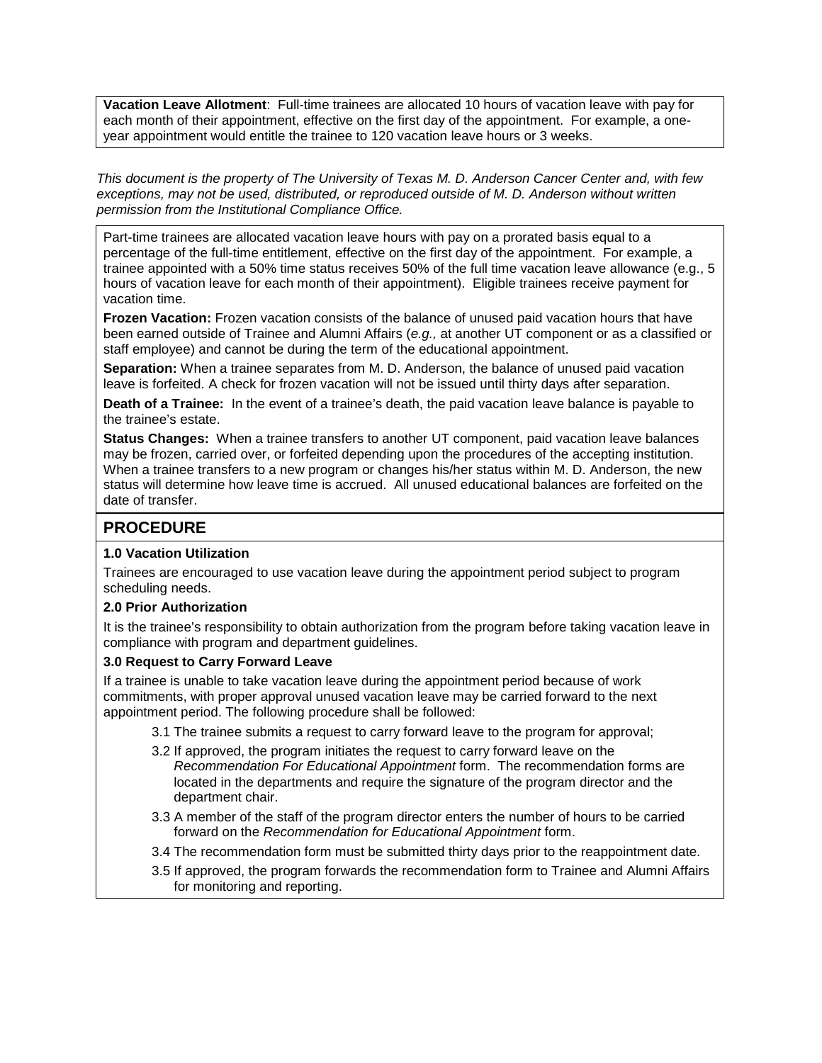**Vacation Leave Allotment**: Full-time trainees are allocated 10 hours of vacation leave with pay for each month of their appointment, effective on the first day of the appointment. For example, a one-year appointment would entitle the trainee to 120 vacation leave hours or 3 weeks.

*This document is the property of The University of Texas M. D. Anderson Cancer Center and, with few exceptions, may not be used, distributed, or reproduced outside of M. D. Anderson without written permission from the Institutional Compliance Office.*

Part-time trainees are allocated vacation leave hours with pay on a prorated basis equal to a percentage of the full-time entitlement, effective on the first day of the appointment. For example, a trainee appointed with a 50% time status receives 50% of the full time vacation leave allowance (e.g., 5 hours of vacation leave for each month of their appointment). Eligible trainees receive payment for vacation time.

**Frozen Vacation:** Frozen vacation consists of the balance of unused paid vacation hours that have been earned outside of Trainee and Alumni Affairs (*e.g.,* at another UT component or as a classified or staff employee) and cannot be during the term of the educational appointment.

**Separation:** When a trainee separates from M. D. Anderson, the balance of unused paid vacation leave is forfeited. A check for frozen vacation will not be issued until thirty days after separation.

**Death of a Trainee:** In the event of a trainee's death, the paid vacation leave balance is payable to the trainee's estate.

**Status Changes:** When a trainee transfers to another UT component, paid vacation leave balances may be frozen, carried over, or forfeited depending upon the procedures of the accepting institution. When a trainee transfers to a new program or changes his/her status within M. D. Anderson, the new status will determine how leave time is accrued. All unused educational balances are forfeited on the date of transfer.

## PROCEDURE

**1.0 Vacation Utilization**

Trainees are encouraged to use vacation leave during the appointment period subject to program scheduling needs.

**2.0 Prior Authorization**

It is the trainee's responsibility to obtain authorization from the program before taking vacation leave in compliance with program and department guidelines.

**3.0 Request to Carry Forward Leave**

If a trainee is unable to take vacation leave during the appointment period because of work commitments, with proper approval unused vacation leave may be carried forward to the next appointment period. The following procedure shall be followed:

3.1 The trainee submits a request to carry forward leave to the program for approval;

3.2 If approved, the program initiates the request to carry forward leave on the *Recommendation For Educational Appointment* form. The recommendation forms are located in the departments and require the signature of the program director and the department chair.

3.3 A member of the staff of the program director enters the number of hours to be carried forward on the *Recommendation for Educational Appointment* form.

3.4 The recommendation form must be submitted thirty days prior to the reappointment date.

3.5 If approved, the program forwards the recommendation form to Trainee and Alumni Affairs for monitoring and reporting.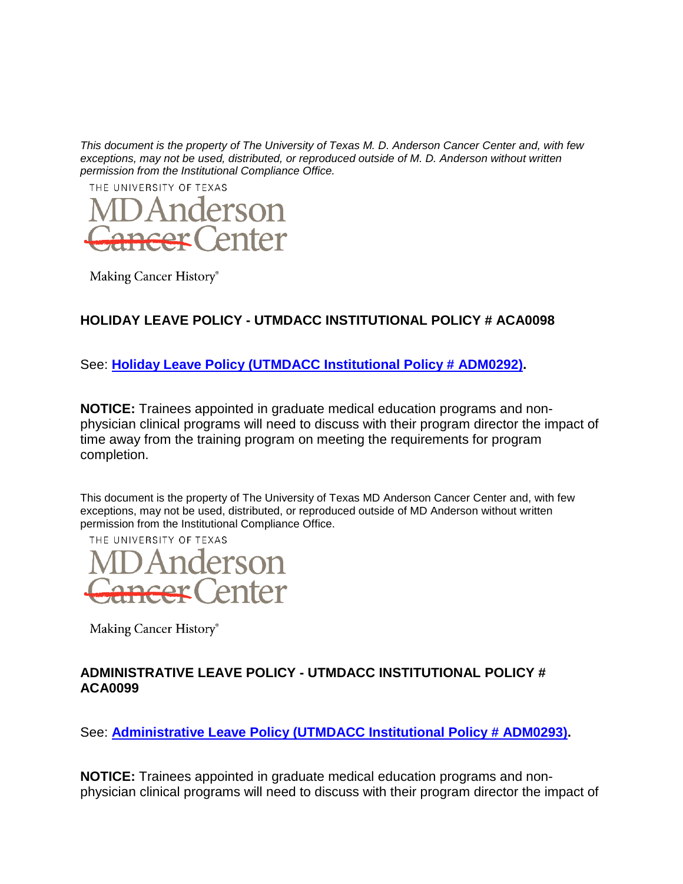*This document is the property of The University of Texas M. D. Anderson Cancer Center and, with few exceptions, may not be used, distributed, or reproduced outside of M. D. Anderson without written permission from the Institutional Compliance Office.*

THE UNIVERSITY OF TEXAS

MD Anderson Cancer Center

Making Cancer History®

## HOLIDAY LEAVE POLICY - UTMDACC INSTITUTIONAL POLICY # ACA0098

See: **Holiday Leave Policy (UTMDACC Institutional Policy # ADM0292).**

**NOTICE:** Trainees appointed in graduate medical education programs and non-physician clinical programs will need to discuss with their program director the impact of time away from the training program on meeting the requirements for program completion.

This document is the property of The University of Texas MD Anderson Cancer Center and, with few exceptions, may not be used, distributed, or reproduced outside of MD Anderson without written permission from the Institutional Compliance Office.

THE UNIVERSITY OF TEXAS

MD Anderson Cancer Center

Making Cancer History®

## ADMINISTRATIVE LEAVE POLICY - UTMDACC INSTITUTIONAL POLICY # ACA0099

See: **Administrative Leave Policy (UTMDACC Institutional Policy # ADM0293).**

**NOTICE:** Trainees appointed in graduate medical education programs and non-physician clinical programs will need to discuss with their program director the impact of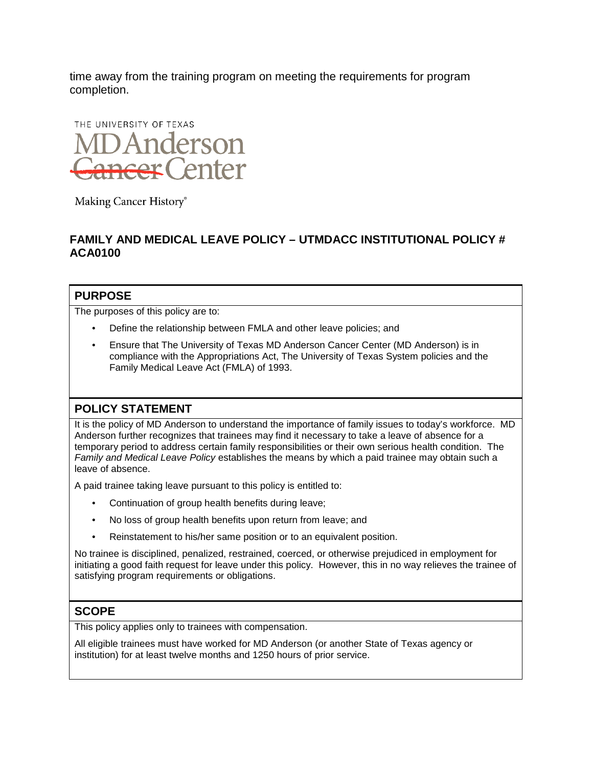time away from the training program on meeting the requirements for program completion.

THE UNIVERSITY OF TEXAS

MD Anderson Cancer Center

Making Cancer History®

## FAMILY AND MEDICAL LEAVE POLICY – UTMDACC INSTITUTIONAL POLICY # ACA0100

### PURPOSE

The purposes of this policy are to:

- Define the relationship between FMLA and other leave policies; and
- Ensure that The University of Texas MD Anderson Cancer Center (MD Anderson) is in compliance with the Appropriations Act, The University of Texas System policies and the Family Medical Leave Act (FMLA) of 1993.

### POLICY STATEMENT

It is the policy of MD Anderson to understand the importance of family issues to today's workforce. MD Anderson further recognizes that trainees may find it necessary to take a leave of absence for a temporary period to address certain family responsibilities or their own serious health condition. The *Family and Medical Leave Policy* establishes the means by which a paid trainee may obtain such a leave of absence.

A paid trainee taking leave pursuant to this policy is entitled to:

- Continuation of group health benefits during leave;
- No loss of group health benefits upon return from leave; and
- Reinstatement to his/her same position or to an equivalent position.

No trainee is disciplined, penalized, restrained, coerced, or otherwise prejudiced in employment for initiating a good faith request for leave under this policy. However, this in no way relieves the trainee of satisfying program requirements or obligations.

### SCOPE

This policy applies only to trainees with compensation.

All eligible trainees must have worked for MD Anderson (or another State of Texas agency or institution) for at least twelve months and 1250 hours of prior service.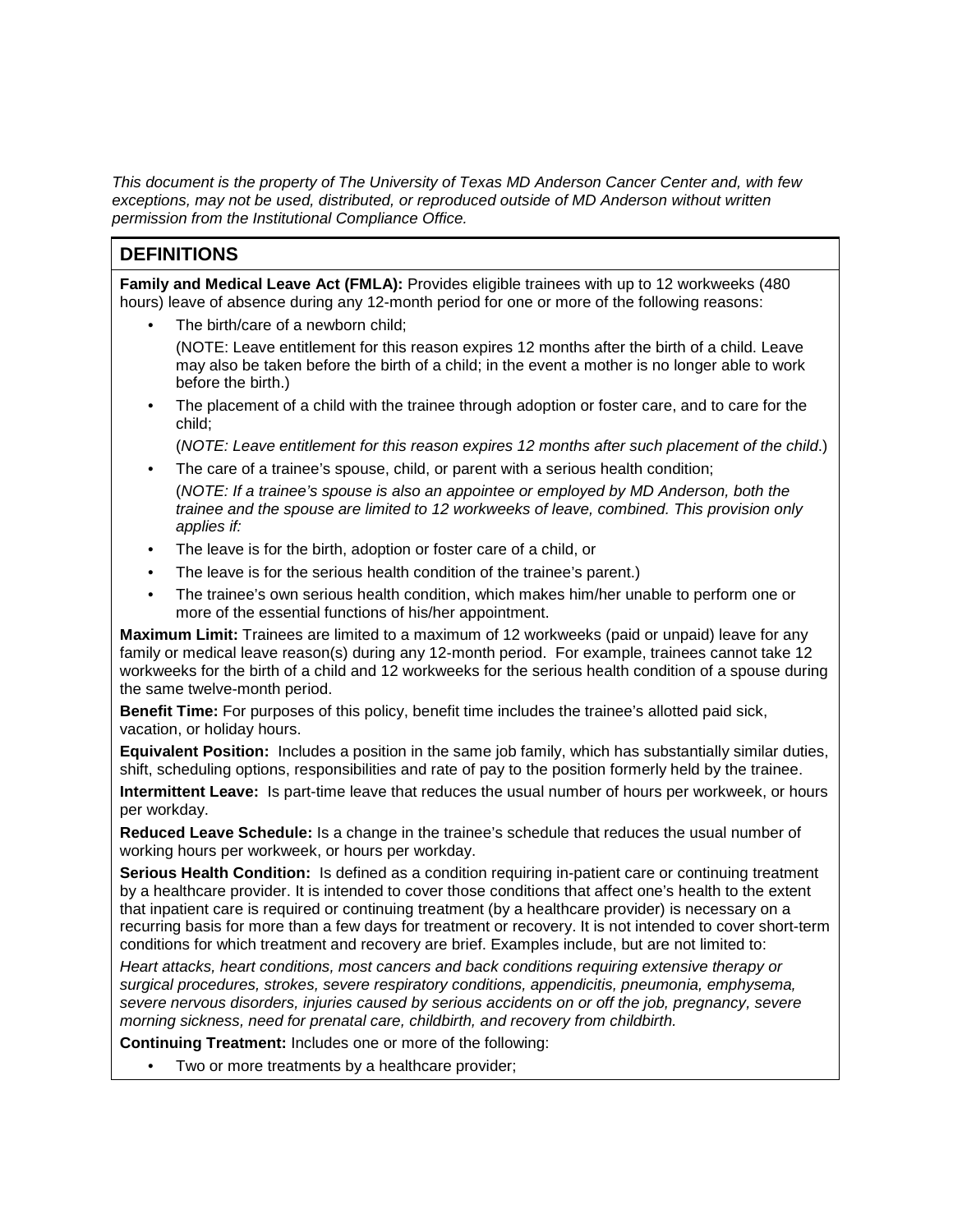*This document is the property of The University of Texas MD Anderson Cancer Center and, with few exceptions, may not be used, distributed, or reproduced outside of MD Anderson without written permission from the Institutional Compliance Office.*

## DEFINITIONS

**Family and Medical Leave Act (FMLA):** Provides eligible trainees with up to 12 workweeks (480 hours) leave of absence during any 12-month period for one or more of the following reasons:

- The birth/care of a newborn child;

  (NOTE: Leave entitlement for this reason expires 12 months after the birth of a child. Leave may also be taken before the birth of a child; in the event a mother is no longer able to work before the birth.)

- The placement of a child with the trainee through adoption or foster care, and to care for the child;

  (*NOTE: Leave entitlement for this reason expires 12 months after such placement of the child*.)

- The care of a trainee's spouse, child, or parent with a serious health condition;

  (*NOTE: If a trainee's spouse is also an appointee or employed by MD Anderson, both the trainee and the spouse are limited to 12 workweeks of leave, combined. This provision only applies if:*

- The leave is for the birth, adoption or foster care of a child, or
- The leave is for the serious health condition of the trainee's parent.)
- The trainee's own serious health condition, which makes him/her unable to perform one or more of the essential functions of his/her appointment.

**Maximum Limit:** Trainees are limited to a maximum of 12 workweeks (paid or unpaid) leave for any family or medical leave reason(s) during any 12-month period. For example, trainees cannot take 12 workweeks for the birth of a child and 12 workweeks for the serious health condition of a spouse during the same twelve-month period.

**Benefit Time:** For purposes of this policy, benefit time includes the trainee's allotted paid sick, vacation, or holiday hours.

**Equivalent Position:** Includes a position in the same job family, which has substantially similar duties, shift, scheduling options, responsibilities and rate of pay to the position formerly held by the trainee.

**Intermittent Leave:** Is part-time leave that reduces the usual number of hours per workweek, or hours per workday.

**Reduced Leave Schedule:** Is a change in the trainee's schedule that reduces the usual number of working hours per workweek, or hours per workday.

**Serious Health Condition:** Is defined as a condition requiring in-patient care or continuing treatment by a healthcare provider. It is intended to cover those conditions that affect one's health to the extent that inpatient care is required or continuing treatment (by a healthcare provider) is necessary on a recurring basis for more than a few days for treatment or recovery. It is not intended to cover short-term conditions for which treatment and recovery are brief. Examples include, but are not limited to:

*Heart attacks, heart conditions, most cancers and back conditions requiring extensive therapy or surgical procedures, strokes, severe respiratory conditions, appendicitis, pneumonia, emphysema, severe nervous disorders, injuries caused by serious accidents on or off the job, pregnancy, severe morning sickness, need for prenatal care, childbirth, and recovery from childbirth.*

**Continuing Treatment:** Includes one or more of the following:

- Two or more treatments by a healthcare provider;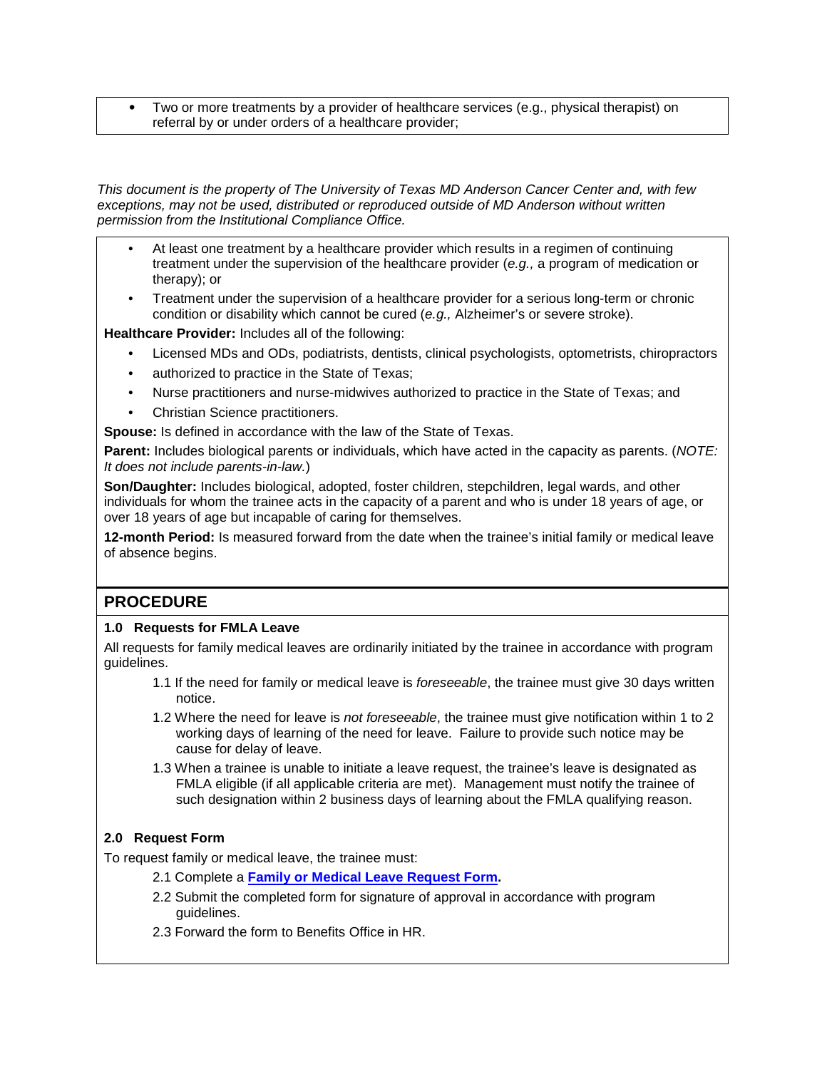- Two or more treatments by a provider of healthcare services (e.g., physical therapist) on referral by or under orders of a healthcare provider;

*This document is the property of The University of Texas MD Anderson Cancer Center and, with few exceptions, may not be used, distributed or reproduced outside of MD Anderson without written permission from the Institutional Compliance Office.*

- At least one treatment by a healthcare provider which results in a regimen of continuing treatment under the supervision of the healthcare provider (*e.g.,* a program of medication or therapy); or
- Treatment under the supervision of a healthcare provider for a serious long-term or chronic condition or disability which cannot be cured (*e.g.,* Alzheimer's or severe stroke).

**Healthcare Provider:** Includes all of the following:

- Licensed MDs and ODs, podiatrists, dentists, clinical psychologists, optometrists, chiropractors
- authorized to practice in the State of Texas;
- Nurse practitioners and nurse-midwives authorized to practice in the State of Texas; and
- Christian Science practitioners.

**Spouse:** Is defined in accordance with the law of the State of Texas.

**Parent:** Includes biological parents or individuals, which have acted in the capacity as parents. (*NOTE: It does not include parents-in-law.*)

**Son/Daughter:** Includes biological, adopted, foster children, stepchildren, legal wards, and other individuals for whom the trainee acts in the capacity of a parent and who is under 18 years of age, or over 18 years of age but incapable of caring for themselves.

**12-month Period:** Is measured forward from the date when the trainee's initial family or medical leave of absence begins.

## PROCEDURE

### 1.0 Requests for FMLA Leave

All requests for family medical leaves are ordinarily initiated by the trainee in accordance with program guidelines.

1.1 If the need for family or medical leave is *foreseeable*, the trainee must give 30 days written notice.

1.2 Where the need for leave is *not foreseeable*, the trainee must give notification within 1 to 2 working days of learning of the need for leave. Failure to provide such notice may be cause for delay of leave.

1.3 When a trainee is unable to initiate a leave request, the trainee's leave is designated as FMLA eligible (if all applicable criteria are met). Management must notify the trainee of such designation within 2 business days of learning about the FMLA qualifying reason.

### 2.0 Request Form

To request family or medical leave, the trainee must:

2.1 Complete a **Family or Medical Leave Request Form.**

2.2 Submit the completed form for signature of approval in accordance with program guidelines.

2.3 Forward the form to Benefits Office in HR.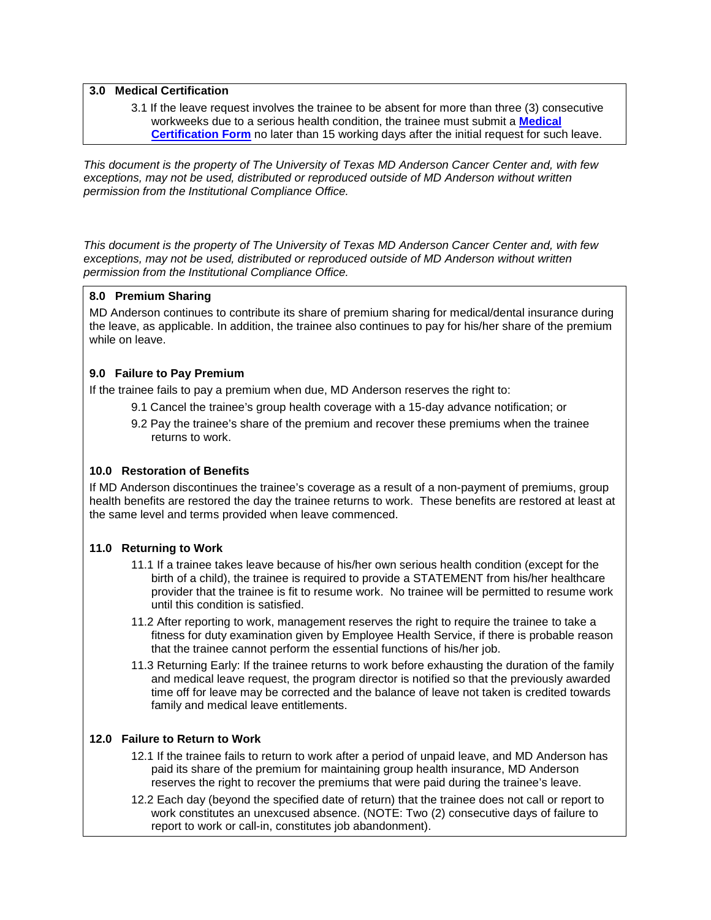### 3.0 Medical Certification

3.1 If the leave request involves the trainee to be absent for more than three (3) consecutive workweeks due to a serious health condition, the trainee must submit a **Medical Certification Form** no later than 15 working days after the initial request for such leave.

*This document is the property of The University of Texas MD Anderson Cancer Center and, with few exceptions, may not be used, distributed or reproduced outside of MD Anderson without written permission from the Institutional Compliance Office.*

*This document is the property of The University of Texas MD Anderson Cancer Center and, with few exceptions, may not be used, distributed or reproduced outside of MD Anderson without written permission from the Institutional Compliance Office.*

### 8.0 Premium Sharing

MD Anderson continues to contribute its share of premium sharing for medical/dental insurance during the leave, as applicable. In addition, the trainee also continues to pay for his/her share of the premium while on leave.

### 9.0 Failure to Pay Premium

If the trainee fails to pay a premium when due, MD Anderson reserves the right to:

9.1 Cancel the trainee's group health coverage with a 15-day advance notification; or

9.2 Pay the trainee's share of the premium and recover these premiums when the trainee returns to work.

### 10.0 Restoration of Benefits

If MD Anderson discontinues the trainee's coverage as a result of a non-payment of premiums, group health benefits are restored the day the trainee returns to work. These benefits are restored at least at the same level and terms provided when leave commenced.

### 11.0 Returning to Work

11.1 If a trainee takes leave because of his/her own serious health condition (except for the birth of a child), the trainee is required to provide a STATEMENT from his/her healthcare provider that the trainee is fit to resume work. No trainee will be permitted to resume work until this condition is satisfied.

11.2 After reporting to work, management reserves the right to require the trainee to take a fitness for duty examination given by Employee Health Service, if there is probable reason that the trainee cannot perform the essential functions of his/her job.

11.3 Returning Early: If the trainee returns to work before exhausting the duration of the family and medical leave request, the program director is notified so that the previously awarded time off for leave may be corrected and the balance of leave not taken is credited towards family and medical leave entitlements.

### 12.0 Failure to Return to Work

12.1 If the trainee fails to return to work after a period of unpaid leave, and MD Anderson has paid its share of the premium for maintaining group health insurance, MD Anderson reserves the right to recover the premiums that were paid during the trainee's leave.

12.2 Each day (beyond the specified date of return) that the trainee does not call or report to work constitutes an unexcused absence. (NOTE: Two (2) consecutive days of failure to report to work or call-in, constitutes job abandonment).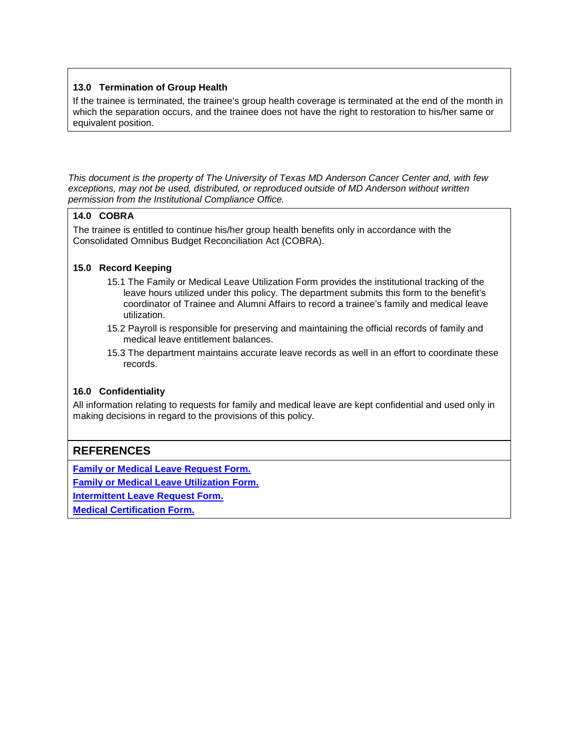### 13.0 Termination of Group Health

If the trainee is terminated, the trainee's group health coverage is terminated at the end of the month in which the separation occurs, and the trainee does not have the right to restoration to his/her same or equivalent position.

*This document is the property of The University of Texas MD Anderson Cancer Center and, with few exceptions, may not be used, distributed, or reproduced outside of MD Anderson without written permission from the Institutional Compliance Office.*

### 14.0 COBRA

The trainee is entitled to continue his/her group health benefits only in accordance with the Consolidated Omnibus Budget Reconciliation Act (COBRA).

### 15.0 Record Keeping

15.1 The Family or Medical Leave Utilization Form provides the institutional tracking of the leave hours utilized under this policy. The department submits this form to the benefit's coordinator of Trainee and Alumni Affairs to record a trainee's family and medical leave utilization.

15.2 Payroll is responsible for preserving and maintaining the official records of family and medical leave entitlement balances.

15.3 The department maintains accurate leave records as well in an effort to coordinate these records.

### 16.0 Confidentiality

All information relating to requests for family and medical leave are kept confidential and used only in making decisions in regard to the provisions of this policy.

## REFERENCES

**Family or Medical Leave Request Form.**

**Family or Medical Leave Utilization Form.**

**Intermittent Leave Request Form.**

**Medical Certification Form.**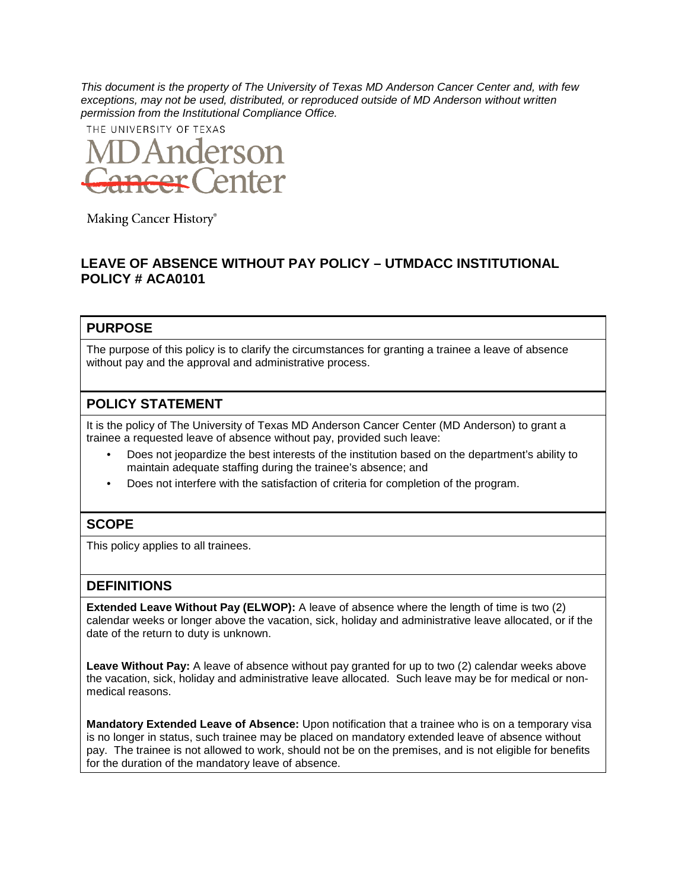*This document is the property of The University of Texas MD Anderson Cancer Center and, with few exceptions, may not be used, distributed, or reproduced outside of MD Anderson without written permission from the Institutional Compliance Office.*

THE UNIVERSITY OF TEXAS
MD Anderson
Cancer Center

Making Cancer History®

# LEAVE OF ABSENCE WITHOUT PAY POLICY – UTMDACC INSTITUTIONAL POLICY # ACA0101

## PURPOSE

The purpose of this policy is to clarify the circumstances for granting a trainee a leave of absence without pay and the approval and administrative process.

## POLICY STATEMENT

It is the policy of The University of Texas MD Anderson Cancer Center (MD Anderson) to grant a trainee a requested leave of absence without pay, provided such leave:

- Does not jeopardize the best interests of the institution based on the department's ability to maintain adequate staffing during the trainee's absence; and
- Does not interfere with the satisfaction of criteria for completion of the program.

## SCOPE

This policy applies to all trainees.

## DEFINITIONS

**Extended Leave Without Pay (ELWOP):** A leave of absence where the length of time is two (2) calendar weeks or longer above the vacation, sick, holiday and administrative leave allocated, or if the date of the return to duty is unknown.

**Leave Without Pay:** A leave of absence without pay granted for up to two (2) calendar weeks above the vacation, sick, holiday and administrative leave allocated. Such leave may be for medical or non-medical reasons.

**Mandatory Extended Leave of Absence:** Upon notification that a trainee who is on a temporary visa is no longer in status, such trainee may be placed on mandatory extended leave of absence without pay. The trainee is not allowed to work, should not be on the premises, and is not eligible for benefits for the duration of the mandatory leave of absence.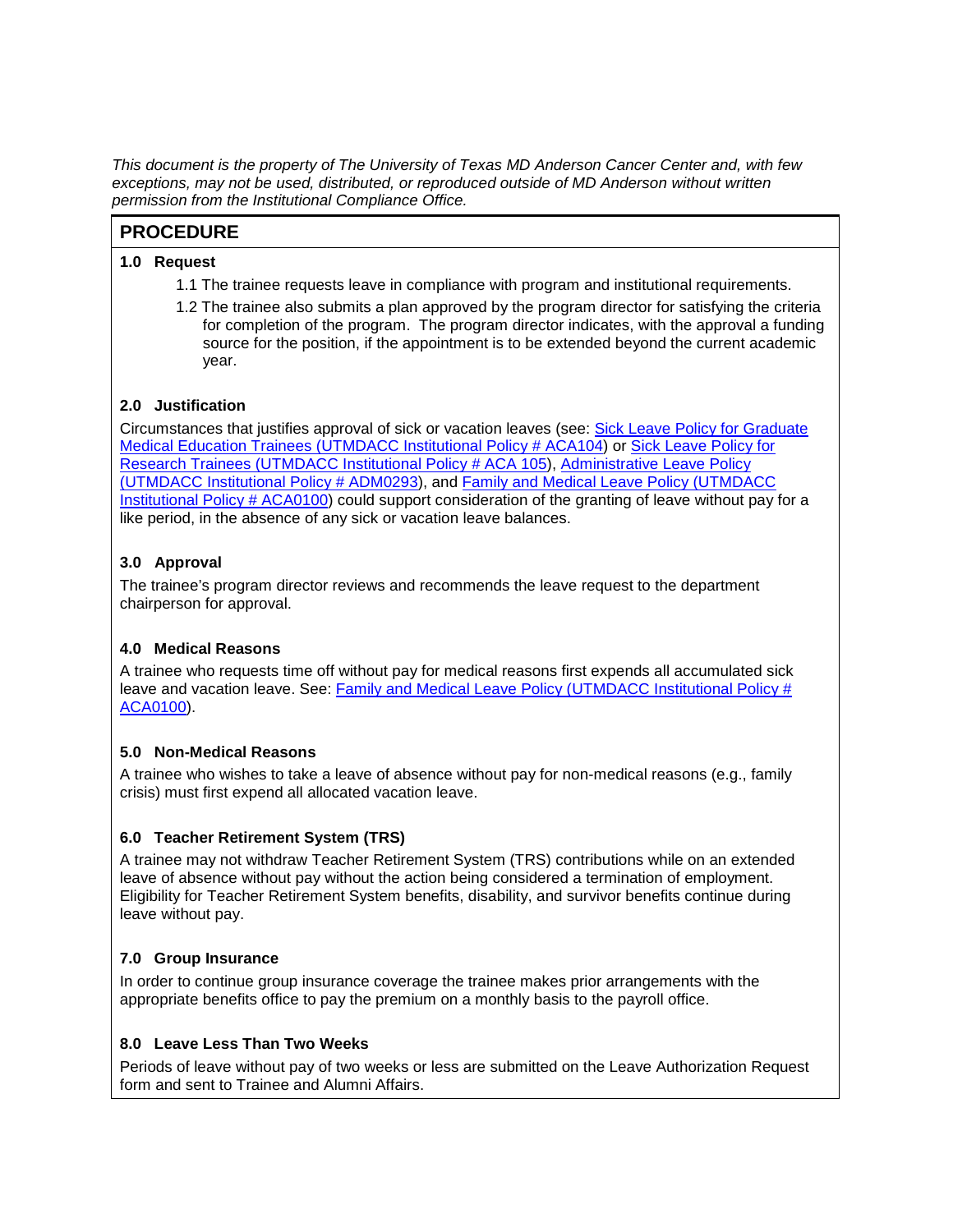*This document is the property of The University of Texas MD Anderson Cancer Center and, with few exceptions, may not be used, distributed, or reproduced outside of MD Anderson without written permission from the Institutional Compliance Office.*

## PROCEDURE

### 1.0 Request

1.1 The trainee requests leave in compliance with program and institutional requirements.

1.2 The trainee also submits a plan approved by the program director for satisfying the criteria for completion of the program. The program director indicates, with the approval a funding source for the position, if the appointment is to be extended beyond the current academic year.

### 2.0 Justification

Circumstances that justifies approval of sick or vacation leaves (see: Sick Leave Policy for Graduate Medical Education Trainees (UTMDACC Institutional Policy # ACA104) or Sick Leave Policy for Research Trainees (UTMDACC Institutional Policy # ACA 105), Administrative Leave Policy (UTMDACC Institutional Policy # ADM0293), and Family and Medical Leave Policy (UTMDACC Institutional Policy # ACA0100) could support consideration of the granting of leave without pay for a like period, in the absence of any sick or vacation leave balances.

### 3.0 Approval

The trainee's program director reviews and recommends the leave request to the department chairperson for approval.

### 4.0 Medical Reasons

A trainee who requests time off without pay for medical reasons first expends all accumulated sick leave and vacation leave. See: Family and Medical Leave Policy (UTMDACC Institutional Policy # ACA0100).

### 5.0 Non-Medical Reasons

A trainee who wishes to take a leave of absence without pay for non-medical reasons (e.g., family crisis) must first expend all allocated vacation leave.

### 6.0 Teacher Retirement System (TRS)

A trainee may not withdraw Teacher Retirement System (TRS) contributions while on an extended leave of absence without pay without the action being considered a termination of employment. Eligibility for Teacher Retirement System benefits, disability, and survivor benefits continue during leave without pay.

### 7.0 Group Insurance

In order to continue group insurance coverage the trainee makes prior arrangements with the appropriate benefits office to pay the premium on a monthly basis to the payroll office.

### 8.0 Leave Less Than Two Weeks

Periods of leave without pay of two weeks or less are submitted on the Leave Authorization Request form and sent to Trainee and Alumni Affairs.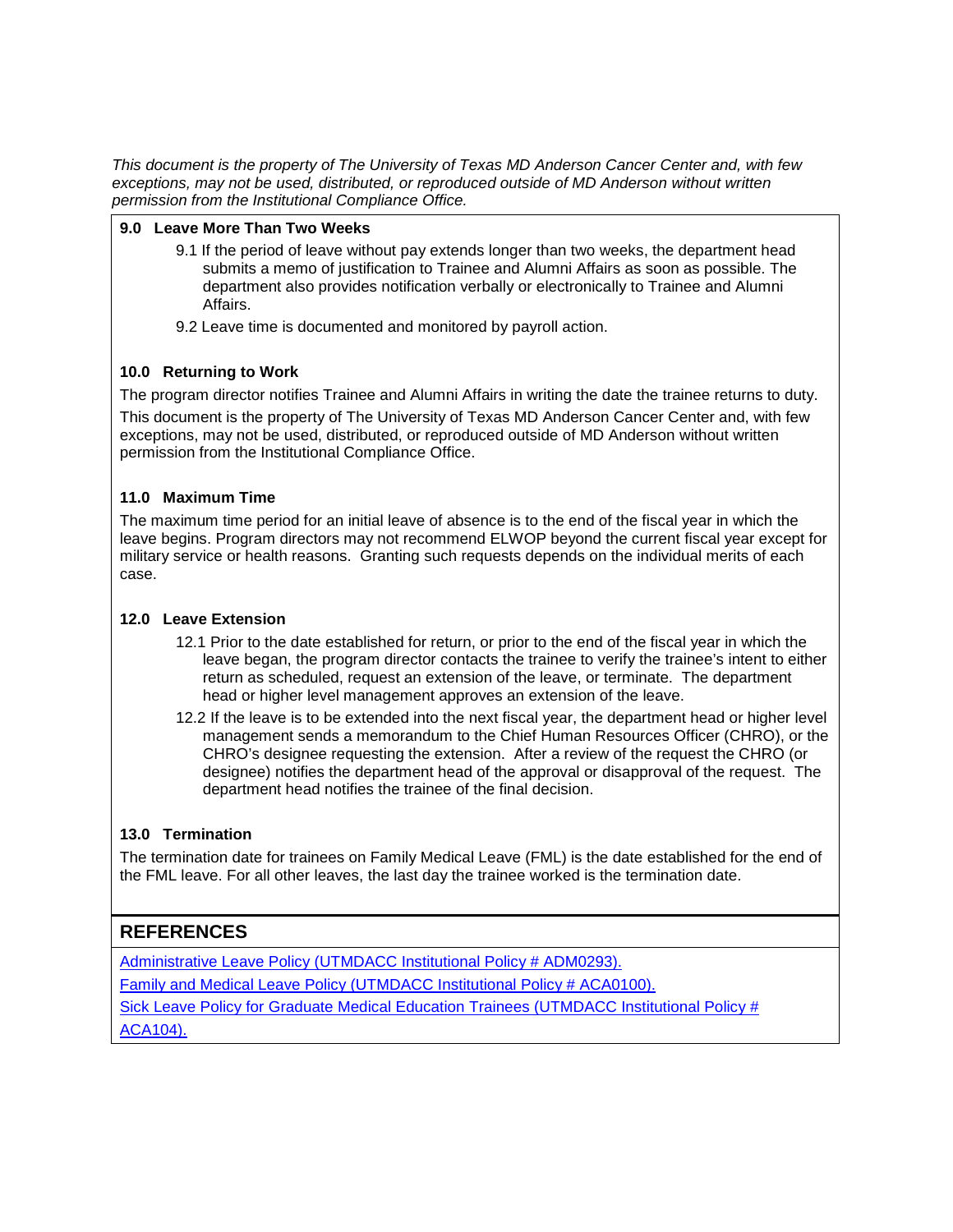*This document is the property of The University of Texas MD Anderson Cancer Center and, with few exceptions, may not be used, distributed, or reproduced outside of MD Anderson without written permission from the Institutional Compliance Office.*

**9.0 Leave More Than Two Weeks**

9.1 If the period of leave without pay extends longer than two weeks, the department head submits a memo of justification to Trainee and Alumni Affairs as soon as possible. The department also provides notification verbally or electronically to Trainee and Alumni Affairs.

9.2 Leave time is documented and monitored by payroll action.

**10.0 Returning to Work**

The program director notifies Trainee and Alumni Affairs in writing the date the trainee returns to duty.

This document is the property of The University of Texas MD Anderson Cancer Center and, with few exceptions, may not be used, distributed, or reproduced outside of MD Anderson without written permission from the Institutional Compliance Office.

**11.0 Maximum Time**

The maximum time period for an initial leave of absence is to the end of the fiscal year in which the leave begins. Program directors may not recommend ELWOP beyond the current fiscal year except for military service or health reasons. Granting such requests depends on the individual merits of each case.

**12.0 Leave Extension**

12.1 Prior to the date established for return, or prior to the end of the fiscal year in which the leave began, the program director contacts the trainee to verify the trainee's intent to either return as scheduled, request an extension of the leave, or terminate. The department head or higher level management approves an extension of the leave.

12.2 If the leave is to be extended into the next fiscal year, the department head or higher level management sends a memorandum to the Chief Human Resources Officer (CHRO), or the CHRO's designee requesting the extension. After a review of the request the CHRO (or designee) notifies the department head of the approval or disapproval of the request. The department head notifies the trainee of the final decision.

**13.0 Termination**

The termination date for trainees on Family Medical Leave (FML) is the date established for the end of the FML leave. For all other leaves, the last day the trainee worked is the termination date.

## REFERENCES

Administrative Leave Policy (UTMDACC Institutional Policy # ADM0293).

Family and Medical Leave Policy (UTMDACC Institutional Policy # ACA0100).

Sick Leave Policy for Graduate Medical Education Trainees (UTMDACC Institutional Policy # ACA104).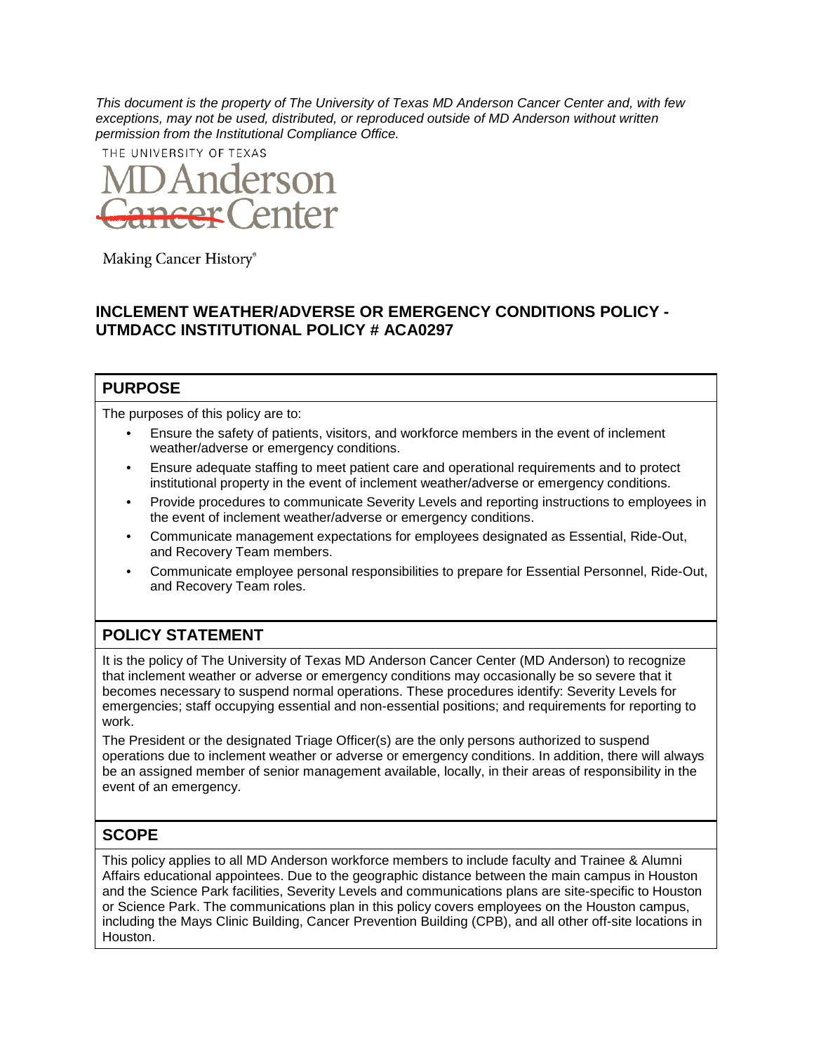*This document is the property of The University of Texas MD Anderson Cancer Center and, with few exceptions, may not be used, distributed, or reproduced outside of MD Anderson without written permission from the Institutional Compliance Office.*

THE UNIVERSITY OF TEXAS

MD Anderson Cancer Center

Making Cancer History®

# INCLEMENT WEATHER/ADVERSE OR EMERGENCY CONDITIONS POLICY - UTMDACC INSTITUTIONAL POLICY # ACA0297

## PURPOSE

The purposes of this policy are to:

- Ensure the safety of patients, visitors, and workforce members in the event of inclement weather/adverse or emergency conditions.
- Ensure adequate staffing to meet patient care and operational requirements and to protect institutional property in the event of inclement weather/adverse or emergency conditions.
- Provide procedures to communicate Severity Levels and reporting instructions to employees in the event of inclement weather/adverse or emergency conditions.
- Communicate management expectations for employees designated as Essential, Ride-Out, and Recovery Team members.
- Communicate employee personal responsibilities to prepare for Essential Personnel, Ride-Out, and Recovery Team roles.

## POLICY STATEMENT

It is the policy of The University of Texas MD Anderson Cancer Center (MD Anderson) to recognize that inclement weather or adverse or emergency conditions may occasionally be so severe that it becomes necessary to suspend normal operations. These procedures identify: Severity Levels for emergencies; staff occupying essential and non-essential positions; and requirements for reporting to work.

The President or the designated Triage Officer(s) are the only persons authorized to suspend operations due to inclement weather or adverse or emergency conditions. In addition, there will always be an assigned member of senior management available, locally, in their areas of responsibility in the event of an emergency.

## SCOPE

This policy applies to all MD Anderson workforce members to include faculty and Trainee & Alumni Affairs educational appointees. Due to the geographic distance between the main campus in Houston and the Science Park facilities, Severity Levels and communications plans are site-specific to Houston or Science Park. The communications plan in this policy covers employees on the Houston campus, including the Mays Clinic Building, Cancer Prevention Building (CPB), and all other off-site locations in Houston.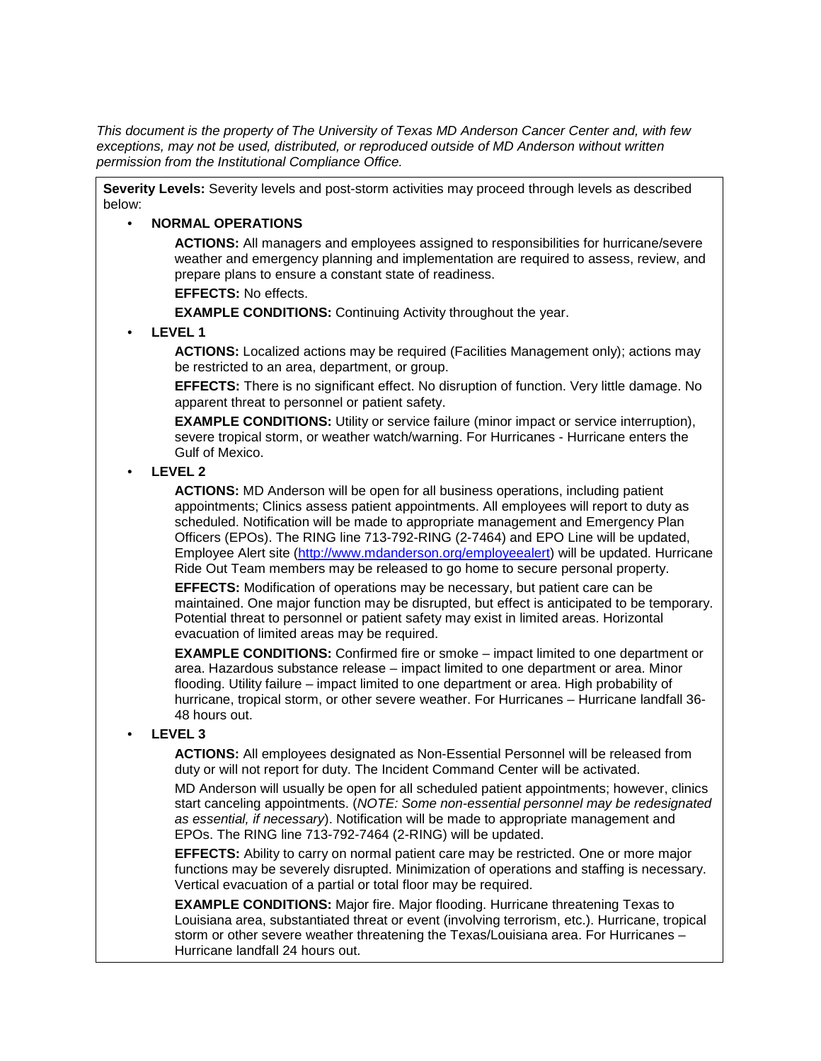*This document is the property of The University of Texas MD Anderson Cancer Center and, with few exceptions, may not be used, distributed, or reproduced outside of MD Anderson without written permission from the Institutional Compliance Office.*

**Severity Levels:** Severity levels and post-storm activities may proceed through levels as described below:

- **NORMAL OPERATIONS**

  **ACTIONS:** All managers and employees assigned to responsibilities for hurricane/severe weather and emergency planning and implementation are required to assess, review, and prepare plans to ensure a constant state of readiness.

  **EFFECTS:** No effects.

  **EXAMPLE CONDITIONS:** Continuing Activity throughout the year.

- **LEVEL 1**

  **ACTIONS:** Localized actions may be required (Facilities Management only); actions may be restricted to an area, department, or group.

  **EFFECTS:** There is no significant effect. No disruption of function. Very little damage. No apparent threat to personnel or patient safety.

  **EXAMPLE CONDITIONS:** Utility or service failure (minor impact or service interruption), severe tropical storm, or weather watch/warning. For Hurricanes - Hurricane enters the Gulf of Mexico.

- **LEVEL 2**

  **ACTIONS:** MD Anderson will be open for all business operations, including patient appointments; Clinics assess patient appointments. All employees will report to duty as scheduled. Notification will be made to appropriate management and Emergency Plan Officers (EPOs). The RING line 713-792-RING (2-7464) and EPO Line will be updated, Employee Alert site (http://www.mdanderson.org/employeealert) will be updated. Hurricane Ride Out Team members may be released to go home to secure personal property.

  **EFFECTS:** Modification of operations may be necessary, but patient care can be maintained. One major function may be disrupted, but effect is anticipated to be temporary. Potential threat to personnel or patient safety may exist in limited areas. Horizontal evacuation of limited areas may be required.

  **EXAMPLE CONDITIONS:** Confirmed fire or smoke – impact limited to one department or area. Hazardous substance release – impact limited to one department or area. Minor flooding. Utility failure – impact limited to one department or area. High probability of hurricane, tropical storm, or other severe weather. For Hurricanes – Hurricane landfall 36-48 hours out.

- **LEVEL 3**

  **ACTIONS:** All employees designated as Non-Essential Personnel will be released from duty or will not report for duty. The Incident Command Center will be activated.

  MD Anderson will usually be open for all scheduled patient appointments; however, clinics start canceling appointments. (*NOTE: Some non-essential personnel may be redesignated as essential, if necessary*). Notification will be made to appropriate management and EPOs. The RING line 713-792-7464 (2-RING) will be updated.

  **EFFECTS:** Ability to carry on normal patient care may be restricted. One or more major functions may be severely disrupted. Minimization of operations and staffing is necessary. Vertical evacuation of a partial or total floor may be required.

  **EXAMPLE CONDITIONS:** Major fire. Major flooding. Hurricane threatening Texas to Louisiana area, substantiated threat or event (involving terrorism, etc.). Hurricane, tropical storm or other severe weather threatening the Texas/Louisiana area. For Hurricanes – Hurricane landfall 24 hours out.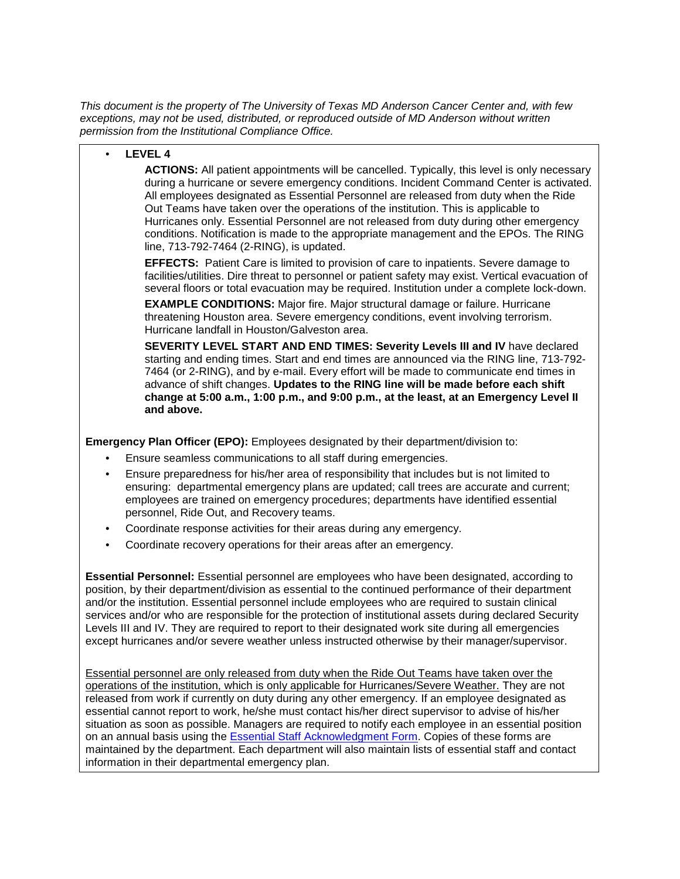*This document is the property of The University of Texas MD Anderson Cancer Center and, with few exceptions, may not be used, distributed, or reproduced outside of MD Anderson without written permission from the Institutional Compliance Office.*

- **LEVEL 4**

  **ACTIONS:** All patient appointments will be cancelled. Typically, this level is only necessary during a hurricane or severe emergency conditions. Incident Command Center is activated. All employees designated as Essential Personnel are released from duty when the Ride Out Teams have taken over the operations of the institution. This is applicable to Hurricanes only. Essential Personnel are not released from duty during other emergency conditions. Notification is made to the appropriate management and the EPOs. The RING line, 713-792-7464 (2-RING), is updated.

  **EFFECTS:** Patient Care is limited to provision of care to inpatients. Severe damage to facilities/utilities. Dire threat to personnel or patient safety may exist. Vertical evacuation of several floors or total evacuation may be required. Institution under a complete lock-down.

  **EXAMPLE CONDITIONS:** Major fire. Major structural damage or failure. Hurricane threatening Houston area. Severe emergency conditions, event involving terrorism. Hurricane landfall in Houston/Galveston area.

  **SEVERITY LEVEL START AND END TIMES: Severity Levels III and IV** have declared starting and ending times. Start and end times are announced via the RING line, 713-792-7464 (or 2-RING), and by e-mail. Every effort will be made to communicate end times in advance of shift changes. **Updates to the RING line will be made before each shift change at 5:00 a.m., 1:00 p.m., and 9:00 p.m., at the least, at an Emergency Level II and above.**

**Emergency Plan Officer (EPO):** Employees designated by their department/division to:

- Ensure seamless communications to all staff during emergencies.
- Ensure preparedness for his/her area of responsibility that includes but is not limited to ensuring: departmental emergency plans are updated; call trees are accurate and current; employees are trained on emergency procedures; departments have identified essential personnel, Ride Out, and Recovery teams.
- Coordinate response activities for their areas during any emergency.
- Coordinate recovery operations for their areas after an emergency.

**Essential Personnel:** Essential personnel are employees who have been designated, according to position, by their department/division as essential to the continued performance of their department and/or the institution. Essential personnel include employees who are required to sustain clinical services and/or who are responsible for the protection of institutional assets during declared Security Levels III and IV. They are required to report to their designated work site during all emergencies except hurricanes and/or severe weather unless instructed otherwise by their manager/supervisor.

<u>Essential personnel are only released from duty when the Ride Out Teams have taken over the operations of the institution, which is only applicable for Hurricanes/Severe Weather.</u> They are not released from work if currently on duty during any other emergency. If an employee designated as essential cannot report to work, he/she must contact his/her direct supervisor to advise of his/her situation as soon as possible. Managers are required to notify each employee in an essential position on an annual basis using the Essential Staff Acknowledgment Form. Copies of these forms are maintained by the department. Each department will also maintain lists of essential staff and contact information in their departmental emergency plan.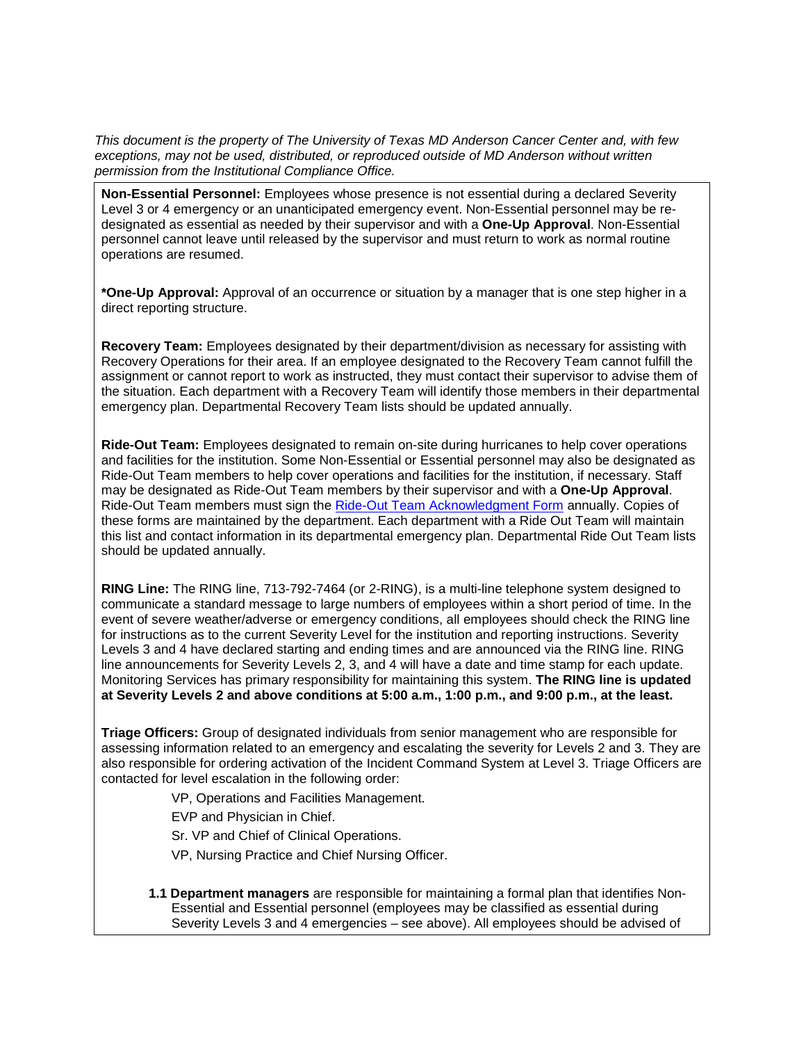*This document is the property of The University of Texas MD Anderson Cancer Center and, with few exceptions, may not be used, distributed, or reproduced outside of MD Anderson without written permission from the Institutional Compliance Office.*

**Non-Essential Personnel:** Employees whose presence is not essential during a declared Severity Level 3 or 4 emergency or an unanticipated emergency event. Non-Essential personnel may be re-designated as essential as needed by their supervisor and with a **One-Up Approval**. Non-Essential personnel cannot leave until released by the supervisor and must return to work as normal routine operations are resumed.

***One-Up Approval:** Approval of an occurrence or situation by a manager that is one step higher in a direct reporting structure.

**Recovery Team:** Employees designated by their department/division as necessary for assisting with Recovery Operations for their area. If an employee designated to the Recovery Team cannot fulfill the assignment or cannot report to work as instructed, they must contact their supervisor to advise them of the situation. Each department with a Recovery Team will identify those members in their departmental emergency plan. Departmental Recovery Team lists should be updated annually.

**Ride-Out Team:** Employees designated to remain on-site during hurricanes to help cover operations and facilities for the institution. Some Non-Essential or Essential personnel may also be designated as Ride-Out Team members to help cover operations and facilities for the institution, if necessary. Staff may be designated as Ride-Out Team members by their supervisor and with a **One-Up Approval**. Ride-Out Team members must sign the Ride-Out Team Acknowledgment Form annually. Copies of these forms are maintained by the department. Each department with a Ride Out Team will maintain this list and contact information in its departmental emergency plan. Departmental Ride Out Team lists should be updated annually.

**RING Line:** The RING line, 713-792-7464 (or 2-RING), is a multi-line telephone system designed to communicate a standard message to large numbers of employees within a short period of time. In the event of severe weather/adverse or emergency conditions, all employees should check the RING line for instructions as to the current Severity Level for the institution and reporting instructions. Severity Levels 3 and 4 have declared starting and ending times and are announced via the RING line. RING line announcements for Severity Levels 2, 3, and 4 will have a date and time stamp for each update. Monitoring Services has primary responsibility for maintaining this system. **The RING line is updated at Severity Levels 2 and above conditions at 5:00 a.m., 1:00 p.m., and 9:00 p.m., at the least.**

**Triage Officers:** Group of designated individuals from senior management who are responsible for assessing information related to an emergency and escalating the severity for Levels 2 and 3. They are also responsible for ordering activation of the Incident Command System at Level 3. Triage Officers are contacted for level escalation in the following order:

- VP, Operations and Facilities Management.
- EVP and Physician in Chief.
- Sr. VP and Chief of Clinical Operations.
- VP, Nursing Practice and Chief Nursing Officer.

**1.1 Department managers** are responsible for maintaining a formal plan that identifies Non-Essential and Essential personnel (employees may be classified as essential during Severity Levels 3 and 4 emergencies – see above). All employees should be advised of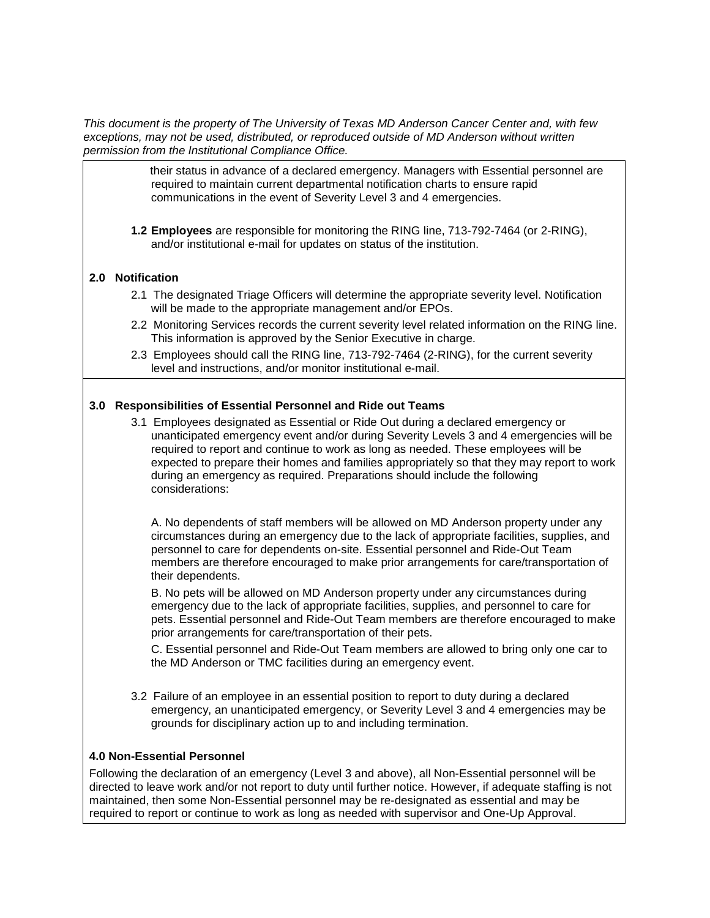*This document is the property of The University of Texas MD Anderson Cancer Center and, with few exceptions, may not be used, distributed, or reproduced outside of MD Anderson without written permission from the Institutional Compliance Office.*

their status in advance of a declared emergency. Managers with Essential personnel are required to maintain current departmental notification charts to ensure rapid communications in the event of Severity Level 3 and 4 emergencies.

**1.2 Employees** are responsible for monitoring the RING line, 713-792-7464 (or 2-RING), and/or institutional e-mail for updates on status of the institution.

### 2.0 Notification

2.1 The designated Triage Officers will determine the appropriate severity level. Notification will be made to the appropriate management and/or EPOs.

2.2 Monitoring Services records the current severity level related information on the RING line. This information is approved by the Senior Executive in charge.

2.3 Employees should call the RING line, 713-792-7464 (2-RING), for the current severity level and instructions, and/or monitor institutional e-mail.

### 3.0 Responsibilities of Essential Personnel and Ride out Teams

3.1 Employees designated as Essential or Ride Out during a declared emergency or unanticipated emergency event and/or during Severity Levels 3 and 4 emergencies will be required to report and continue to work as long as needed. These employees will be expected to prepare their homes and families appropriately so that they may report to work during an emergency as required. Preparations should include the following considerations:

A. No dependents of staff members will be allowed on MD Anderson property under any circumstances during an emergency due to the lack of appropriate facilities, supplies, and personnel to care for dependents on-site. Essential personnel and Ride-Out Team members are therefore encouraged to make prior arrangements for care/transportation of their dependents.

B. No pets will be allowed on MD Anderson property under any circumstances during emergency due to the lack of appropriate facilities, supplies, and personnel to care for pets. Essential personnel and Ride-Out Team members are therefore encouraged to make prior arrangements for care/transportation of their pets.

C. Essential personnel and Ride-Out Team members are allowed to bring only one car to the MD Anderson or TMC facilities during an emergency event.

3.2 Failure of an employee in an essential position to report to duty during a declared emergency, an unanticipated emergency, or Severity Level 3 and 4 emergencies may be grounds for disciplinary action up to and including termination.

### 4.0 Non-Essential Personnel

Following the declaration of an emergency (Level 3 and above), all Non-Essential personnel will be directed to leave work and/or not report to duty until further notice. However, if adequate staffing is not maintained, then some Non-Essential personnel may be re-designated as essential and may be required to report or continue to work as long as needed with supervisor and One-Up Approval.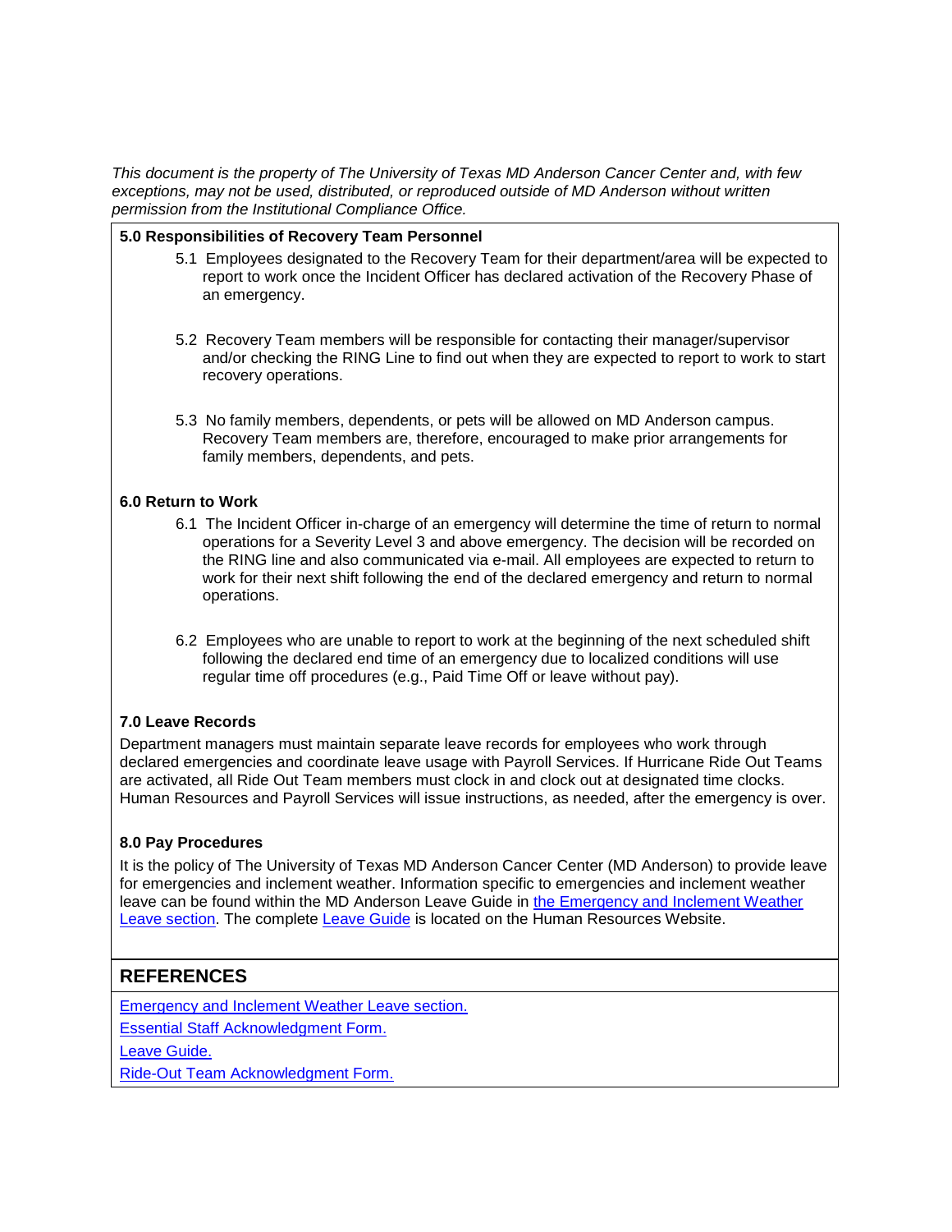*This document is the property of The University of Texas MD Anderson Cancer Center and, with few exceptions, may not be used, distributed, or reproduced outside of MD Anderson without written permission from the Institutional Compliance Office.*

**5.0 Responsibilities of Recovery Team Personnel**

5.1 Employees designated to the Recovery Team for their department/area will be expected to report to work once the Incident Officer has declared activation of the Recovery Phase of an emergency.

5.2 Recovery Team members will be responsible for contacting their manager/supervisor and/or checking the RING Line to find out when they are expected to report to work to start recovery operations.

5.3 No family members, dependents, or pets will be allowed on MD Anderson campus. Recovery Team members are, therefore, encouraged to make prior arrangements for family members, dependents, and pets.

**6.0 Return to Work**

6.1 The Incident Officer in-charge of an emergency will determine the time of return to normal operations for a Severity Level 3 and above emergency. The decision will be recorded on the RING line and also communicated via e-mail. All employees are expected to return to work for their next shift following the end of the declared emergency and return to normal operations.

6.2 Employees who are unable to report to work at the beginning of the next scheduled shift following the declared end time of an emergency due to localized conditions will use regular time off procedures (e.g., Paid Time Off or leave without pay).

**7.0 Leave Records**

Department managers must maintain separate leave records for employees who work through declared emergencies and coordinate leave usage with Payroll Services. If Hurricane Ride Out Teams are activated, all Ride Out Team members must clock in and clock out at designated time clocks. Human Resources and Payroll Services will issue instructions, as needed, after the emergency is over.

**8.0 Pay Procedures**

It is the policy of The University of Texas MD Anderson Cancer Center (MD Anderson) to provide leave for emergencies and inclement weather. Information specific to emergencies and inclement weather leave can be found within the MD Anderson Leave Guide in the Emergency and Inclement Weather Leave section. The complete Leave Guide is located on the Human Resources Website.

## REFERENCES

Emergency and Inclement Weather Leave section.

Essential Staff Acknowledgment Form.

Leave Guide.

Ride-Out Team Acknowledgment Form.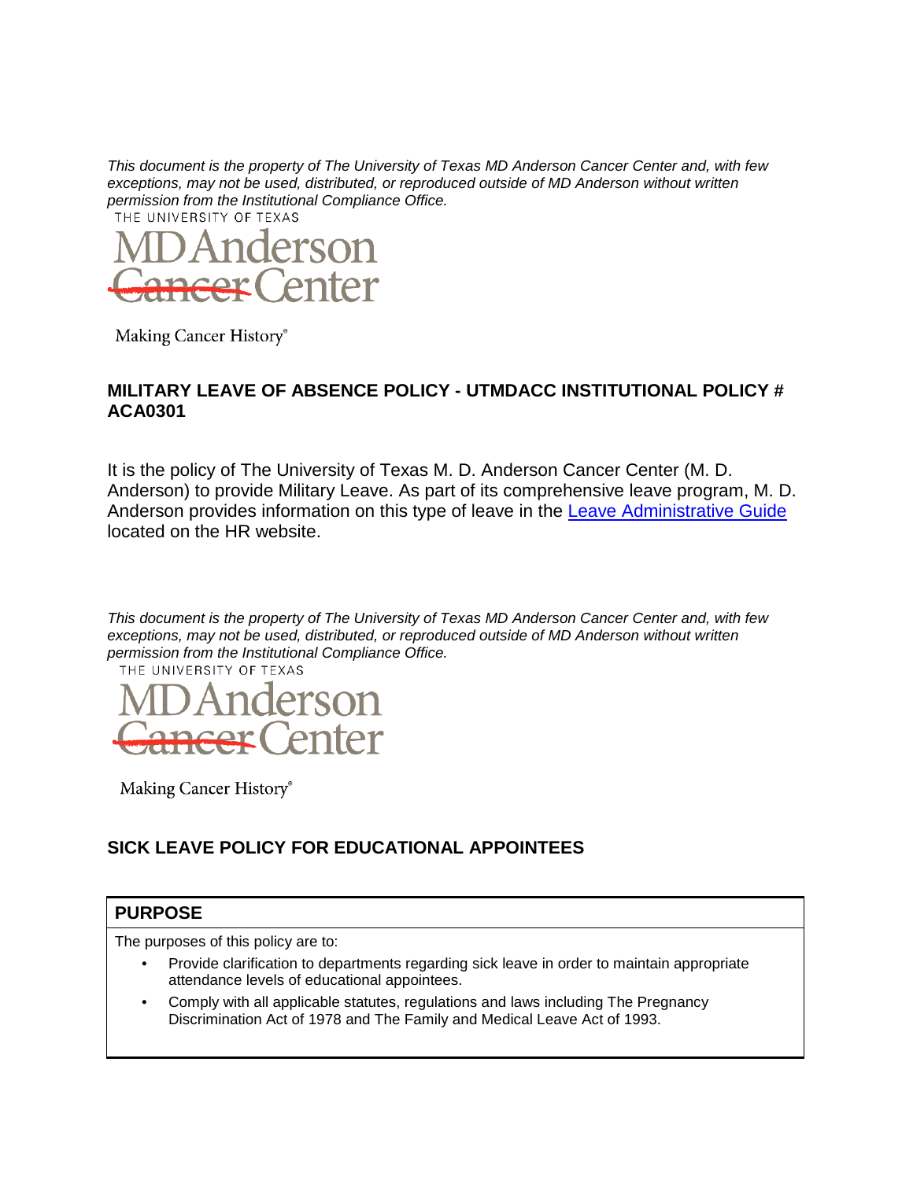*This document is the property of The University of Texas MD Anderson Cancer Center and, with few exceptions, may not be used, distributed, or reproduced outside of MD Anderson without written permission from the Institutional Compliance Office.*

THE UNIVERSITY OF TEXAS

MD Anderson Cancer Center

Making Cancer History®

## MILITARY LEAVE OF ABSENCE POLICY - UTMDACC INSTITUTIONAL POLICY # ACA0301

It is the policy of The University of Texas M. D. Anderson Cancer Center (M. D. Anderson) to provide Military Leave. As part of its comprehensive leave program, M. D. Anderson provides information on this type of leave in the Leave Administrative Guide located on the HR website.

*This document is the property of The University of Texas MD Anderson Cancer Center and, with few exceptions, may not be used, distributed, or reproduced outside of MD Anderson without written permission from the Institutional Compliance Office.*

THE UNIVERSITY OF TEXAS

MD Anderson Cancer Center

Making Cancer History®

## SICK LEAVE POLICY FOR EDUCATIONAL APPOINTEES

### PURPOSE

The purposes of this policy are to:

- Provide clarification to departments regarding sick leave in order to maintain appropriate attendance levels of educational appointees.
- Comply with all applicable statutes, regulations and laws including The Pregnancy Discrimination Act of 1978 and The Family and Medical Leave Act of 1993.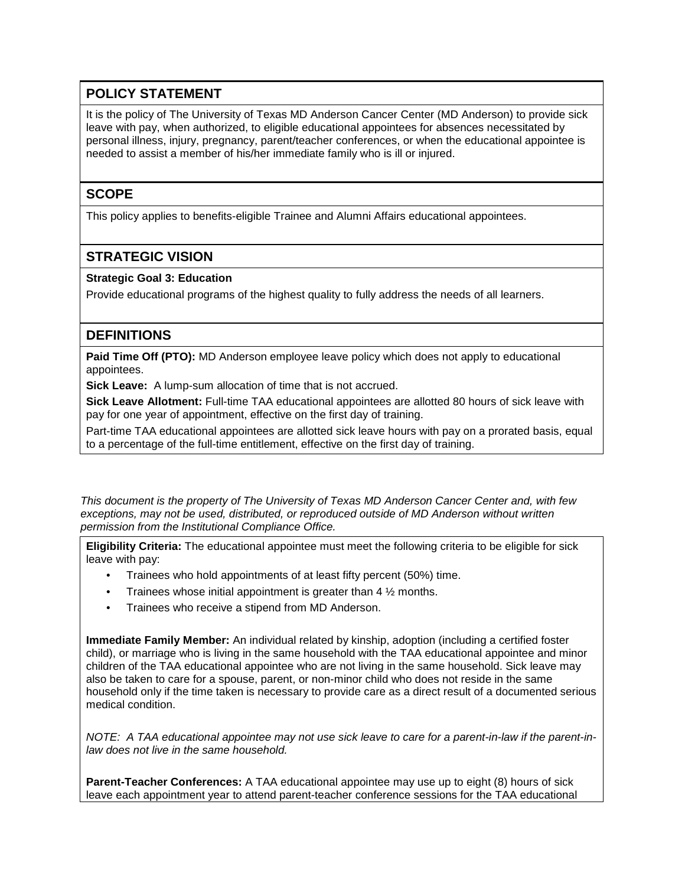## POLICY STATEMENT

It is the policy of The University of Texas MD Anderson Cancer Center (MD Anderson) to provide sick leave with pay, when authorized, to eligible educational appointees for absences necessitated by personal illness, injury, pregnancy, parent/teacher conferences, or when the educational appointee is needed to assist a member of his/her immediate family who is ill or injured.

## SCOPE

This policy applies to benefits-eligible Trainee and Alumni Affairs educational appointees.

## STRATEGIC VISION

**Strategic Goal 3: Education**

Provide educational programs of the highest quality to fully address the needs of all learners.

## DEFINITIONS

**Paid Time Off (PTO):** MD Anderson employee leave policy which does not apply to educational appointees.

**Sick Leave:** A lump-sum allocation of time that is not accrued.

**Sick Leave Allotment:** Full-time TAA educational appointees are allotted 80 hours of sick leave with pay for one year of appointment, effective on the first day of training.

Part-time TAA educational appointees are allotted sick leave hours with pay on a prorated basis, equal to a percentage of the full-time entitlement, effective on the first day of training.

*This document is the property of The University of Texas MD Anderson Cancer Center and, with few exceptions, may not be used, distributed, or reproduced outside of MD Anderson without written permission from the Institutional Compliance Office.*

**Eligibility Criteria:** The educational appointee must meet the following criteria to be eligible for sick leave with pay:

- Trainees who hold appointments of at least fifty percent (50%) time.
- Trainees whose initial appointment is greater than 4 ½ months.
- Trainees who receive a stipend from MD Anderson.

**Immediate Family Member:** An individual related by kinship, adoption (including a certified foster child), or marriage who is living in the same household with the TAA educational appointee and minor children of the TAA educational appointee who are not living in the same household. Sick leave may also be taken to care for a spouse, parent, or non-minor child who does not reside in the same household only if the time taken is necessary to provide care as a direct result of a documented serious medical condition.

*NOTE: A TAA educational appointee may not use sick leave to care for a parent-in-law if the parent-in-law does not live in the same household.*

**Parent-Teacher Conferences:** A TAA educational appointee may use up to eight (8) hours of sick leave each appointment year to attend parent-teacher conference sessions for the TAA educational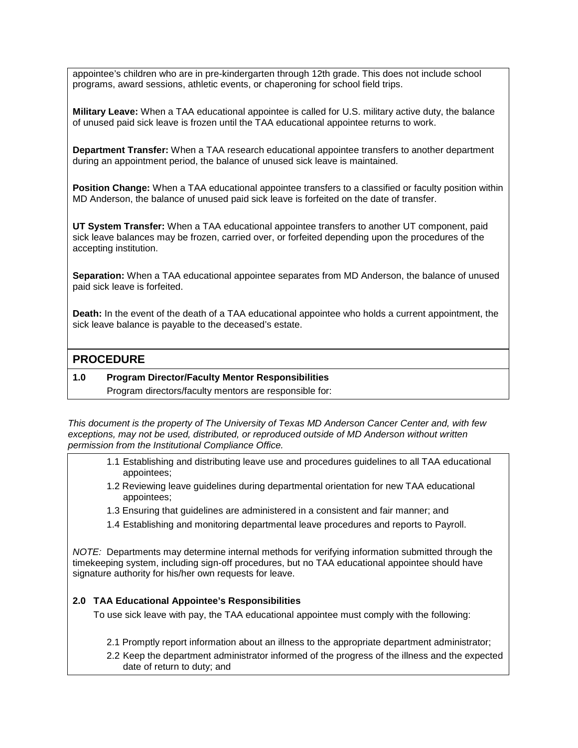appointee's children who are in pre-kindergarten through 12th grade. This does not include school programs, award sessions, athletic events, or chaperoning for school field trips.

**Military Leave:** When a TAA educational appointee is called for U.S. military active duty, the balance of unused paid sick leave is frozen until the TAA educational appointee returns to work.

**Department Transfer:** When a TAA research educational appointee transfers to another department during an appointment period, the balance of unused sick leave is maintained.

**Position Change:** When a TAA educational appointee transfers to a classified or faculty position within MD Anderson, the balance of unused paid sick leave is forfeited on the date of transfer.

**UT System Transfer:** When a TAA educational appointee transfers to another UT component, paid sick leave balances may be frozen, carried over, or forfeited depending upon the procedures of the accepting institution.

**Separation:** When a TAA educational appointee separates from MD Anderson, the balance of unused paid sick leave is forfeited.

**Death:** In the event of the death of a TAA educational appointee who holds a current appointment, the sick leave balance is payable to the deceased's estate.

## PROCEDURE

**1.0 Program Director/Faculty Mentor Responsibilities**

Program directors/faculty mentors are responsible for:

*This document is the property of The University of Texas MD Anderson Cancer Center and, with few exceptions, may not be used, distributed, or reproduced outside of MD Anderson without written permission from the Institutional Compliance Office.*

1.1 Establishing and distributing leave use and procedures guidelines to all TAA educational appointees;

1.2 Reviewing leave guidelines during departmental orientation for new TAA educational appointees;

1.3 Ensuring that guidelines are administered in a consistent and fair manner; and

1.4 Establishing and monitoring departmental leave procedures and reports to Payroll.

*NOTE:* Departments may determine internal methods for verifying information submitted through the timekeeping system, including sign-off procedures, but no TAA educational appointee should have signature authority for his/her own requests for leave.

**2.0 TAA Educational Appointee's Responsibilities**

To use sick leave with pay, the TAA educational appointee must comply with the following:

2.1 Promptly report information about an illness to the appropriate department administrator;

2.2 Keep the department administrator informed of the progress of the illness and the expected date of return to duty; and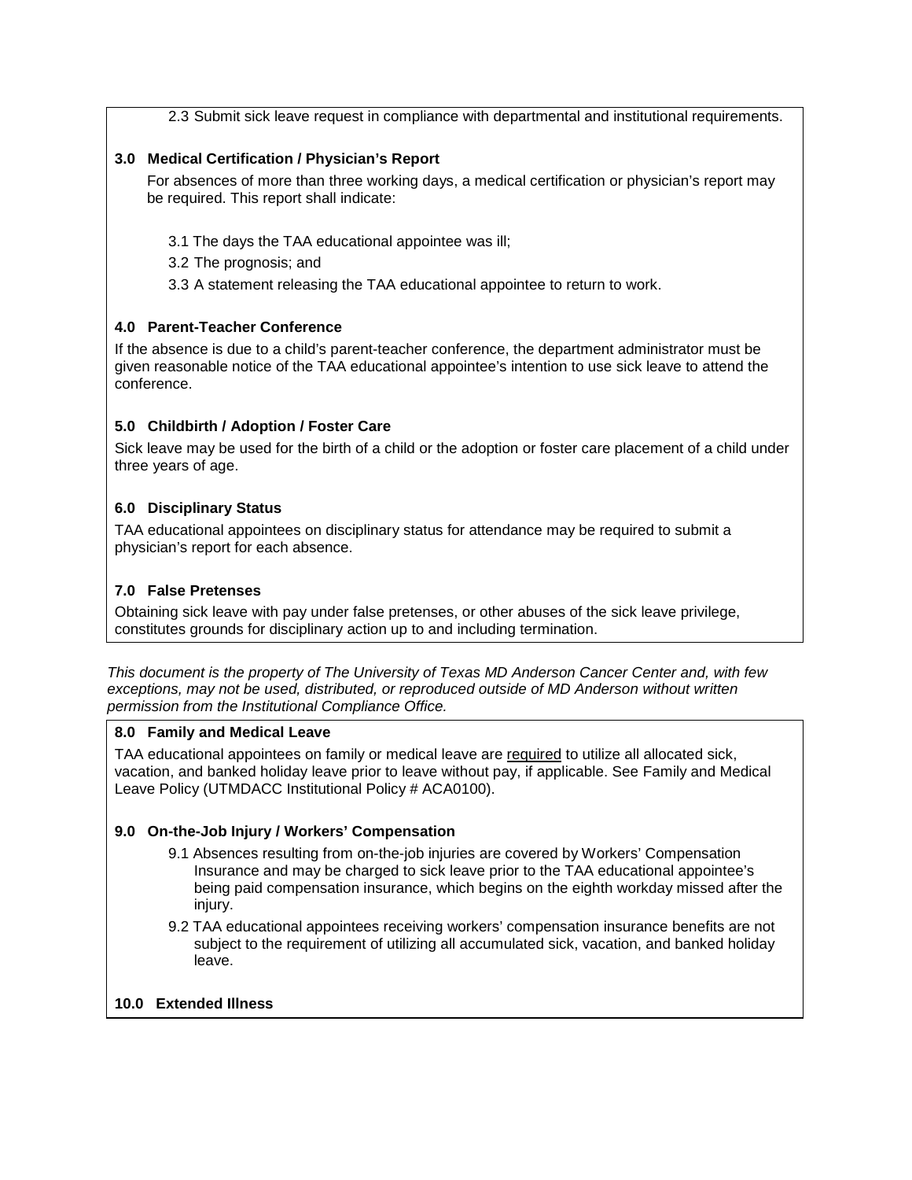2.3 Submit sick leave request in compliance with departmental and institutional requirements.

### 3.0 Medical Certification / Physician's Report

For absences of more than three working days, a medical certification or physician's report may be required. This report shall indicate:

3.1 The days the TAA educational appointee was ill;

3.2 The prognosis; and

3.3 A statement releasing the TAA educational appointee to return to work.

### 4.0 Parent-Teacher Conference

If the absence is due to a child's parent-teacher conference, the department administrator must be given reasonable notice of the TAA educational appointee's intention to use sick leave to attend the conference.

### 5.0 Childbirth / Adoption / Foster Care

Sick leave may be used for the birth of a child or the adoption or foster care placement of a child under three years of age.

### 6.0 Disciplinary Status

TAA educational appointees on disciplinary status for attendance may be required to submit a physician's report for each absence.

### 7.0 False Pretenses

Obtaining sick leave with pay under false pretenses, or other abuses of the sick leave privilege, constitutes grounds for disciplinary action up to and including termination.

*This document is the property of The University of Texas MD Anderson Cancer Center and, with few exceptions, may not be used, distributed, or reproduced outside of MD Anderson without written permission from the Institutional Compliance Office.*

### 8.0 Family and Medical Leave

TAA educational appointees on family or medical leave are required to utilize all allocated sick, vacation, and banked holiday leave prior to leave without pay, if applicable. See Family and Medical Leave Policy (UTMDACC Institutional Policy # ACA0100).

### 9.0 On-the-Job Injury / Workers' Compensation

9.1 Absences resulting from on-the-job injuries are covered by Workers' Compensation Insurance and may be charged to sick leave prior to the TAA educational appointee's being paid compensation insurance, which begins on the eighth workday missed after the injury.

9.2 TAA educational appointees receiving workers' compensation insurance benefits are not subject to the requirement of utilizing all accumulated sick, vacation, and banked holiday leave.

### 10.0 Extended Illness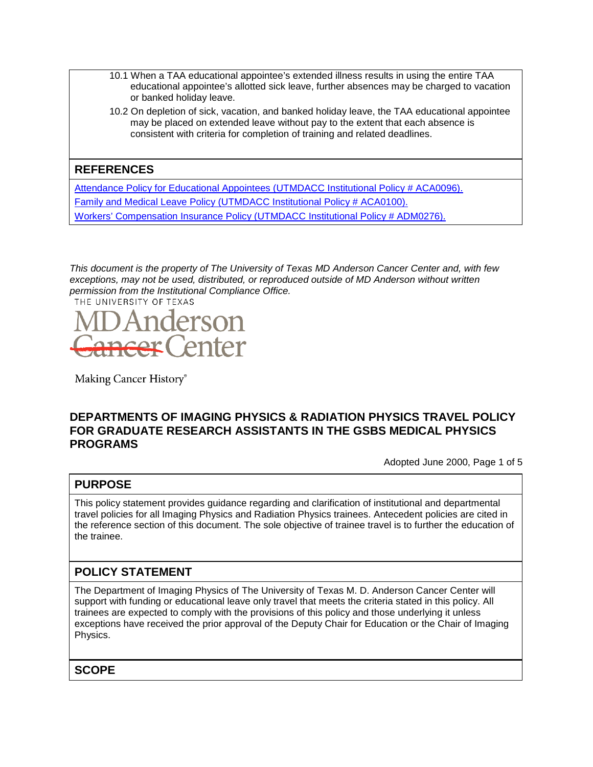10.1 When a TAA educational appointee's extended illness results in using the entire TAA educational appointee's allotted sick leave, further absences may be charged to vacation or banked holiday leave.

10.2 On depletion of sick, vacation, and banked holiday leave, the TAA educational appointee may be placed on extended leave without pay to the extent that each absence is consistent with criteria for completion of training and related deadlines.

## REFERENCES

Attendance Policy for Educational Appointees (UTMDACC Institutional Policy # ACA0096).
Family and Medical Leave Policy (UTMDACC Institutional Policy # ACA0100).
Workers' Compensation Insurance Policy (UTMDACC Institutional Policy # ADM0276).

*This document is the property of The University of Texas MD Anderson Cancer Center and, with few exceptions, may not be used, distributed, or reproduced outside of MD Anderson without written permission from the Institutional Compliance Office.*

THE UNIVERSITY OF TEXAS
MD Anderson Cancer Center
Making Cancer History®

## DEPARTMENTS OF IMAGING PHYSICS & RADIATION PHYSICS TRAVEL POLICY FOR GRADUATE RESEARCH ASSISTANTS IN THE GSBS MEDICAL PHYSICS PROGRAMS

Adopted June 2000, Page 1 of 5

## PURPOSE

This policy statement provides guidance regarding and clarification of institutional and departmental travel policies for all Imaging Physics and Radiation Physics trainees. Antecedent policies are cited in the reference section of this document. The sole objective of trainee travel is to further the education of the trainee.

## POLICY STATEMENT

The Department of Imaging Physics of The University of Texas M. D. Anderson Cancer Center will support with funding or educational leave only travel that meets the criteria stated in this policy. All trainees are expected to comply with the provisions of this policy and those underlying it unless exceptions have received the prior approval of the Deputy Chair for Education or the Chair of Imaging Physics.

## SCOPE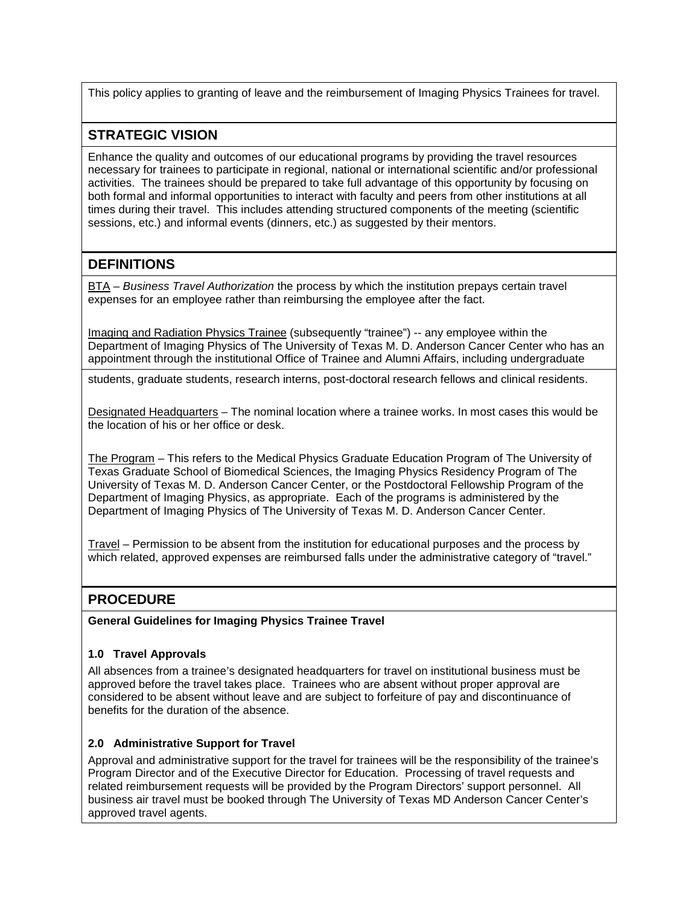This policy applies to granting of leave and the reimbursement of Imaging Physics Trainees for travel.

## STRATEGIC VISION

Enhance the quality and outcomes of our educational programs by providing the travel resources necessary for trainees to participate in regional, national or international scientific and/or professional activities. The trainees should be prepared to take full advantage of this opportunity by focusing on both formal and informal opportunities to interact with faculty and peers from other institutions at all times during their travel. This includes attending structured components of the meeting (scientific sessions, etc.) and informal events (dinners, etc.) as suggested by their mentors.

## DEFINITIONS

BTA – *Business Travel Authorization* the process by which the institution prepays certain travel expenses for an employee rather than reimbursing the employee after the fact.

Imaging and Radiation Physics Trainee (subsequently "trainee") -- any employee within the Department of Imaging Physics of The University of Texas M. D. Anderson Cancer Center who has an appointment through the institutional Office of Trainee and Alumni Affairs, including undergraduate students, graduate students, research interns, post-doctoral research fellows and clinical residents.

Designated Headquarters – The nominal location where a trainee works. In most cases this would be the location of his or her office or desk.

The Program – This refers to the Medical Physics Graduate Education Program of The University of Texas Graduate School of Biomedical Sciences, the Imaging Physics Residency Program of The University of Texas M. D. Anderson Cancer Center, or the Postdoctoral Fellowship Program of the Department of Imaging Physics, as appropriate. Each of the programs is administered by the Department of Imaging Physics of The University of Texas M. D. Anderson Cancer Center.

Travel – Permission to be absent from the institution for educational purposes and the process by which related, approved expenses are reimbursed falls under the administrative category of "travel."

## PROCEDURE

**General Guidelines for Imaging Physics Trainee Travel**

### 1.0 Travel Approvals

All absences from a trainee's designated headquarters for travel on institutional business must be approved before the travel takes place. Trainees who are absent without proper approval are considered to be absent without leave and are subject to forfeiture of pay and discontinuance of benefits for the duration of the absence.

### 2.0 Administrative Support for Travel

Approval and administrative support for the travel for trainees will be the responsibility of the trainee's Program Director and of the Executive Director for Education. Processing of travel requests and related reimbursement requests will be provided by the Program Directors' support personnel. All business air travel must be booked through The University of Texas MD Anderson Cancer Center's approved travel agents.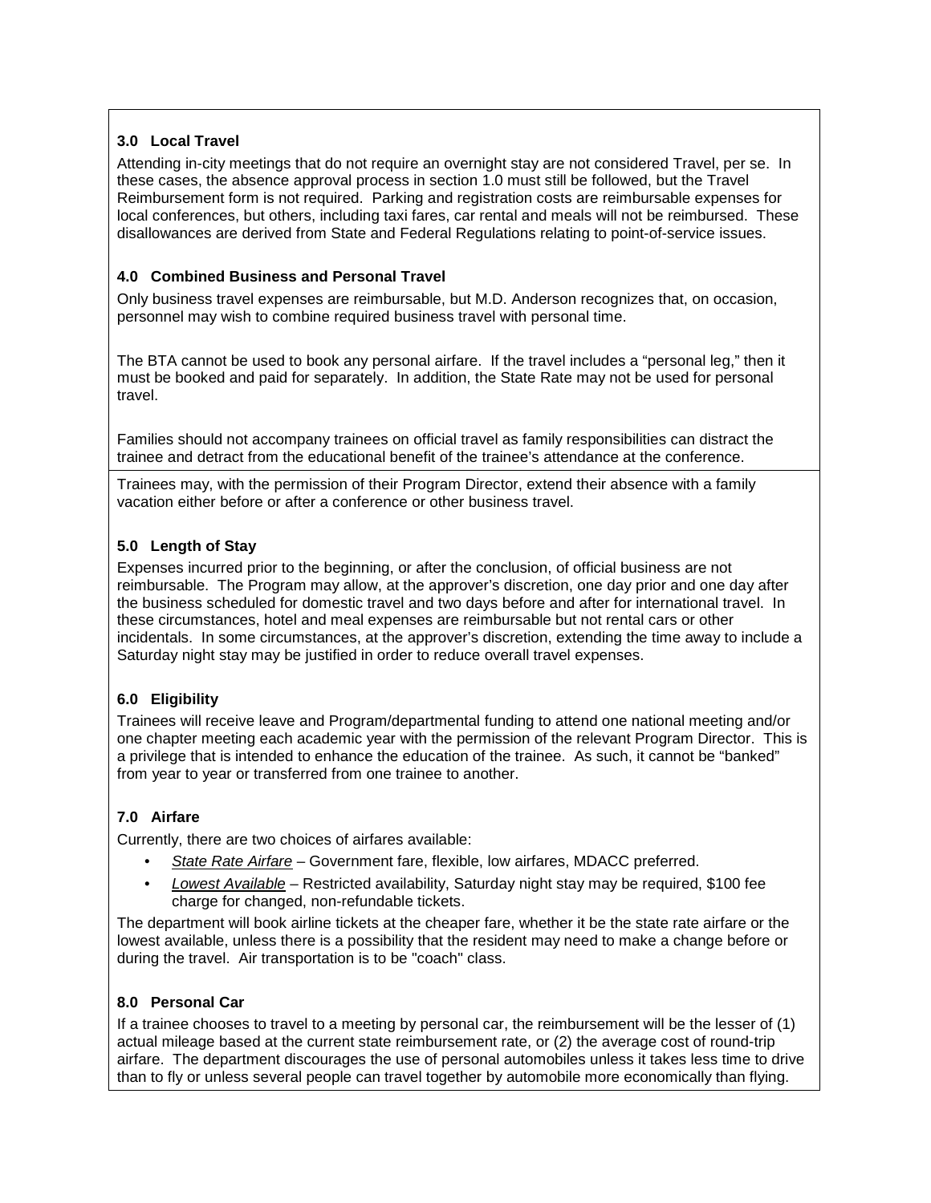### 3.0 Local Travel

Attending in-city meetings that do not require an overnight stay are not considered Travel, per se. In these cases, the absence approval process in section 1.0 must still be followed, but the Travel Reimbursement form is not required. Parking and registration costs are reimbursable expenses for local conferences, but others, including taxi fares, car rental and meals will not be reimbursed. These disallowances are derived from State and Federal Regulations relating to point-of-service issues.

### 4.0 Combined Business and Personal Travel

Only business travel expenses are reimbursable, but M.D. Anderson recognizes that, on occasion, personnel may wish to combine required business travel with personal time.

The BTA cannot be used to book any personal airfare. If the travel includes a "personal leg," then it must be booked and paid for separately. In addition, the State Rate may not be used for personal travel.

Families should not accompany trainees on official travel as family responsibilities can distract the trainee and detract from the educational benefit of the trainee's attendance at the conference.

Trainees may, with the permission of their Program Director, extend their absence with a family vacation either before or after a conference or other business travel.

### 5.0 Length of Stay

Expenses incurred prior to the beginning, or after the conclusion, of official business are not reimbursable. The Program may allow, at the approver's discretion, one day prior and one day after the business scheduled for domestic travel and two days before and after for international travel. In these circumstances, hotel and meal expenses are reimbursable but not rental cars or other incidentals. In some circumstances, at the approver's discretion, extending the time away to include a Saturday night stay may be justified in order to reduce overall travel expenses.

### 6.0 Eligibility

Trainees will receive leave and Program/departmental funding to attend one national meeting and/or one chapter meeting each academic year with the permission of the relevant Program Director. This is a privilege that is intended to enhance the education of the trainee. As such, it cannot be "banked" from year to year or transferred from one trainee to another.

### 7.0 Airfare

Currently, there are two choices of airfares available:

- _State Rate Airfare_ – Government fare, flexible, low airfares, MDACC preferred.
- _Lowest Available_ – Restricted availability, Saturday night stay may be required, $100 fee charge for changed, non-refundable tickets.

The department will book airline tickets at the cheaper fare, whether it be the state rate airfare or the lowest available, unless there is a possibility that the resident may need to make a change before or during the travel. Air transportation is to be "coach" class.

### 8.0 Personal Car

If a trainee chooses to travel to a meeting by personal car, the reimbursement will be the lesser of (1) actual mileage based at the current state reimbursement rate, or (2) the average cost of round-trip airfare. The department discourages the use of personal automobiles unless it takes less time to drive than to fly or unless several people can travel together by automobile more economically than flying.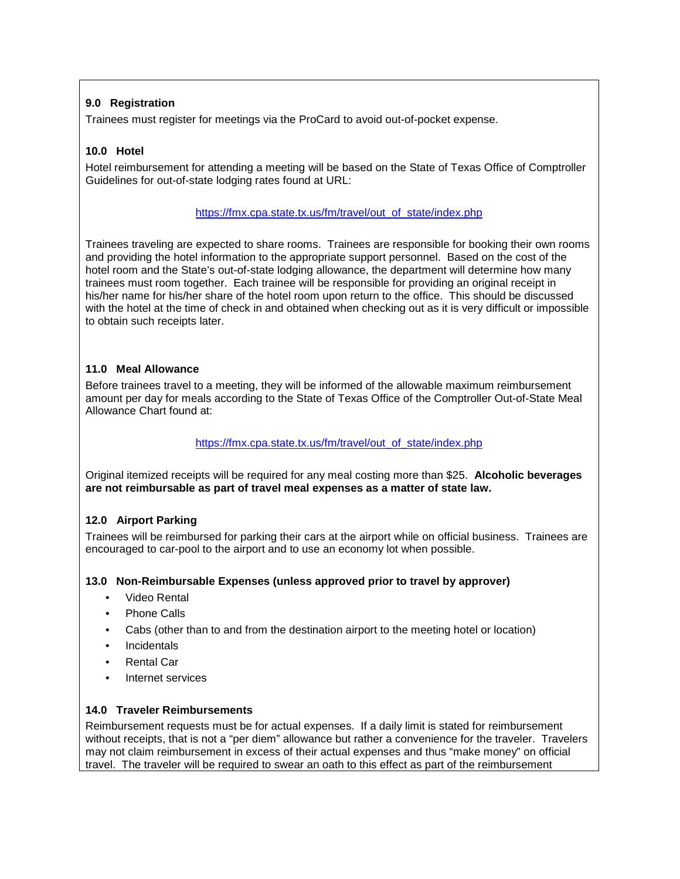### 9.0 Registration

Trainees must register for meetings via the ProCard to avoid out-of-pocket expense.

### 10.0 Hotel

Hotel reimbursement for attending a meeting will be based on the State of Texas Office of Comptroller Guidelines for out-of-state lodging rates found at URL:

https://fmx.cpa.state.tx.us/fm/travel/out_of_state/index.php

Trainees traveling are expected to share rooms. Trainees are responsible for booking their own rooms and providing the hotel information to the appropriate support personnel. Based on the cost of the hotel room and the State's out-of-state lodging allowance, the department will determine how many trainees must room together. Each trainee will be responsible for providing an original receipt in his/her name for his/her share of the hotel room upon return to the office. This should be discussed with the hotel at the time of check in and obtained when checking out as it is very difficult or impossible to obtain such receipts later.

### 11.0 Meal Allowance

Before trainees travel to a meeting, they will be informed of the allowable maximum reimbursement amount per day for meals according to the State of Texas Office of the Comptroller Out-of-State Meal Allowance Chart found at:

https://fmx.cpa.state.tx.us/fm/travel/out_of_state/index.php

Original itemized receipts will be required for any meal costing more than $25. **Alcoholic beverages are not reimbursable as part of travel meal expenses as a matter of state law.**

### 12.0 Airport Parking

Trainees will be reimbursed for parking their cars at the airport while on official business. Trainees are encouraged to car-pool to the airport and to use an economy lot when possible.

### 13.0 Non-Reimbursable Expenses (unless approved prior to travel by approver)

- Video Rental
- Phone Calls
- Cabs (other than to and from the destination airport to the meeting hotel or location)
- Incidentals
- Rental Car
- Internet services

### 14.0 Traveler Reimbursements

Reimbursement requests must be for actual expenses. If a daily limit is stated for reimbursement without receipts, that is not a "per diem" allowance but rather a convenience for the traveler. Travelers may not claim reimbursement in excess of their actual expenses and thus "make money" on official travel. The traveler will be required to swear an oath to this effect as part of the reimbursement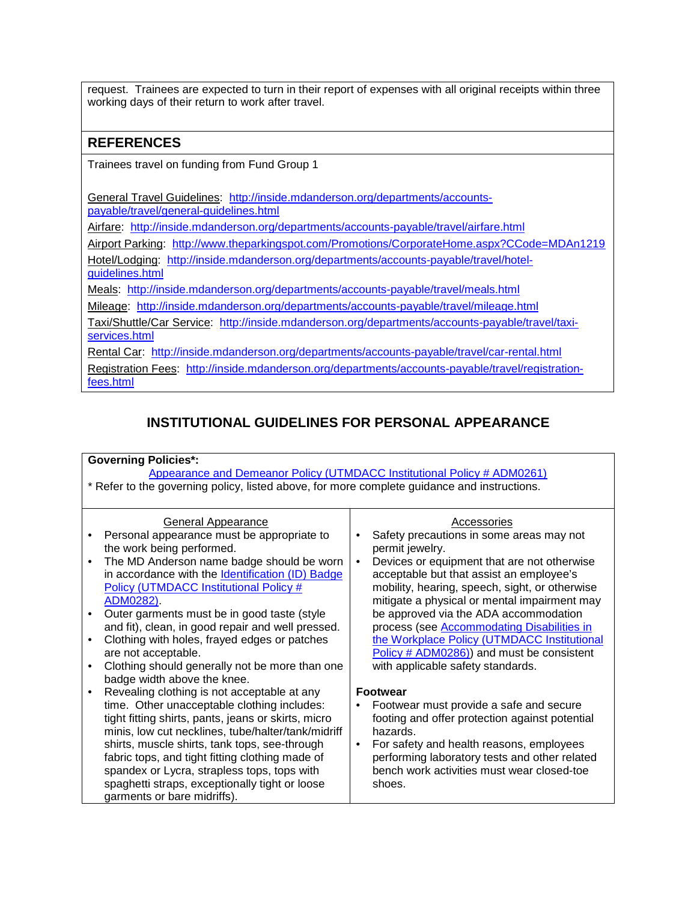request. Trainees are expected to turn in their report of expenses with all original receipts within three working days of their return to work after travel.

## REFERENCES

Trainees travel on funding from Fund Group 1

General Travel Guidelines: [http://inside.mdanderson.org/departments/accounts-payable/travel/general-guidelines.html](http://inside.mdanderson.org/departments/accounts-payable/travel/general-guidelines.html)

Airfare: [http://inside.mdanderson.org/departments/accounts-payable/travel/airfare.html](http://inside.mdanderson.org/departments/accounts-payable/travel/airfare.html)

Airport Parking: [http://www.theparkingspot.com/Promotions/CorporateHome.aspx?CCode=MDAn1219](http://www.theparkingspot.com/Promotions/CorporateHome.aspx?CCode=MDAn1219)

Hotel/Lodging: [http://inside.mdanderson.org/departments/accounts-payable/travel/hotel-guidelines.html](http://inside.mdanderson.org/departments/accounts-payable/travel/hotel-guidelines.html)

Meals: [http://inside.mdanderson.org/departments/accounts-payable/travel/meals.html](http://inside.mdanderson.org/departments/accounts-payable/travel/meals.html)

Mileage: [http://inside.mdanderson.org/departments/accounts-payable/travel/mileage.html](http://inside.mdanderson.org/departments/accounts-payable/travel/mileage.html)

Taxi/Shuttle/Car Service: [http://inside.mdanderson.org/departments/accounts-payable/travel/taxi-services.html](http://inside.mdanderson.org/departments/accounts-payable/travel/taxi-services.html)

Rental Car: [http://inside.mdanderson.org/departments/accounts-payable/travel/car-rental.html](http://inside.mdanderson.org/departments/accounts-payable/travel/car-rental.html)

Registration Fees: [http://inside.mdanderson.org/departments/accounts-payable/travel/registration-fees.html](http://inside.mdanderson.org/departments/accounts-payable/travel/registration-fees.html)

## INSTITUTIONAL GUIDELINES FOR PERSONAL APPEARANCE

**Governing Policies*:**

Appearance and Demeanor Policy (UTMDACC Institutional Policy # ADM0261)

* Refer to the governing policy, listed above, for more complete guidance and instructions.

### General Appearance

- Personal appearance must be appropriate to the work being performed.
- The MD Anderson name badge should be worn in accordance with the Identification (ID) Badge Policy (UTMDACC Institutional Policy # ADM0282).
- Outer garments must be in good taste (style and fit), clean, in good repair and well pressed.
- Clothing with holes, frayed edges or patches are not acceptable.
- Clothing should generally not be more than one badge width above the knee.
- Revealing clothing is not acceptable at any time. Other unacceptable clothing includes: tight fitting shirts, pants, jeans or skirts, micro minis, low cut necklines, tube/halter/tank/midriff shirts, muscle shirts, tank tops, see-through fabric tops, and tight fitting clothing made of spandex or Lycra, strapless tops, tops with spaghetti straps, exceptionally tight or loose garments or bare midriffs).

### Accessories

- Safety precautions in some areas may not permit jewelry.
- Devices or equipment that are not otherwise acceptable but that assist an employee's mobility, hearing, speech, sight, or otherwise mitigate a physical or mental impairment may be approved via the ADA accommodation process (see Accommodating Disabilities in the Workplace Policy (UTMDACC Institutional Policy # ADM0286)) and must be consistent with applicable safety standards.

**Footwear**

- Footwear must provide a safe and secure footing and offer protection against potential hazards.
- For safety and health reasons, employees performing laboratory tests and other related bench work activities must wear closed-toe shoes.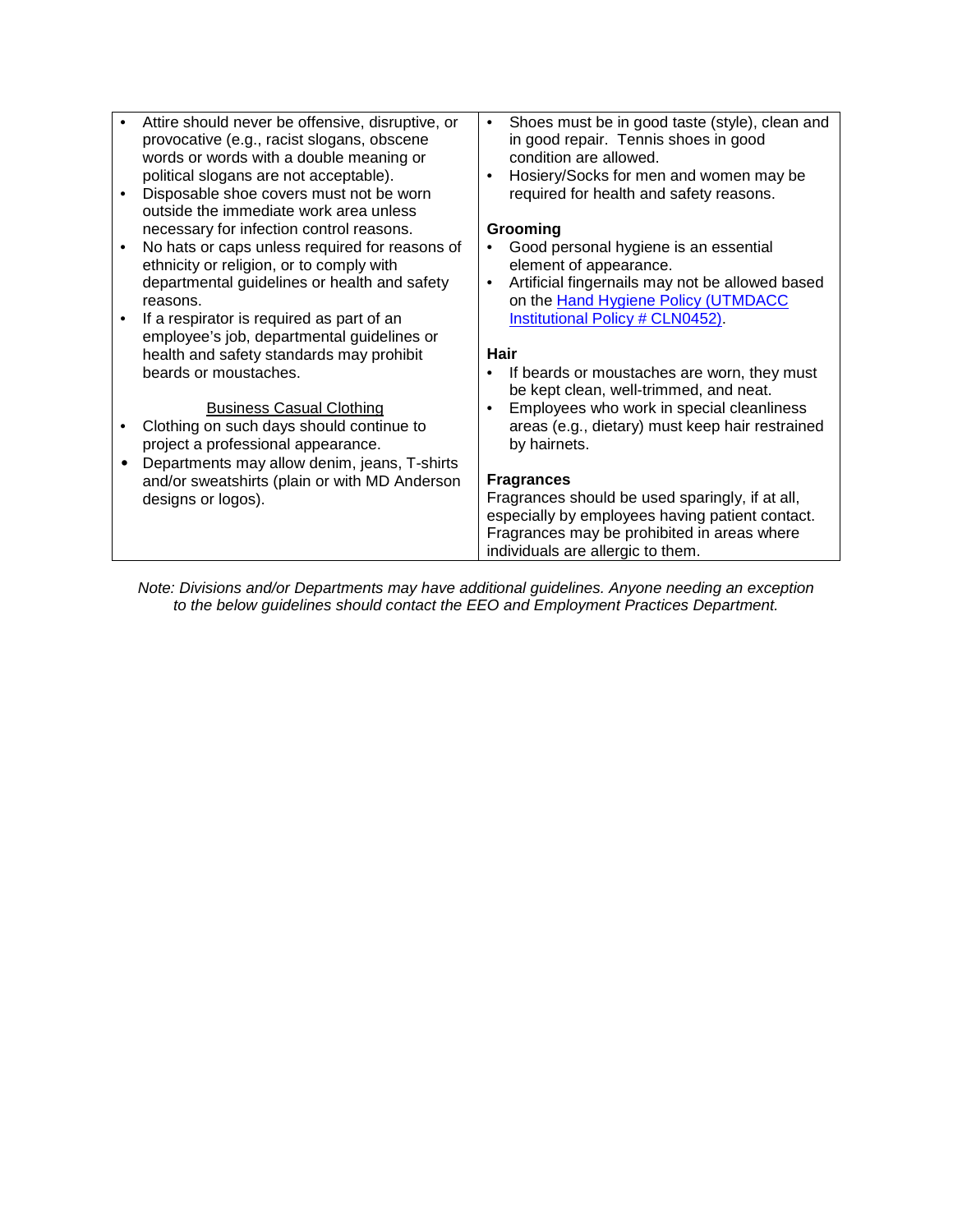- Attire should never be offensive, disruptive, or provocative (e.g., racist slogans, obscene words or words with a double meaning or political slogans are not acceptable).
- Disposable shoe covers must not be worn outside the immediate work area unless necessary for infection control reasons.
- No hats or caps unless required for reasons of ethnicity or religion, or to comply with departmental guidelines or health and safety reasons.
- If a respirator is required as part of an employee's job, departmental guidelines or health and safety standards may prohibit beards or moustaches.

<u>Business Casual Clothing</u>

- Clothing on such days should continue to project a professional appearance.
- Departments may allow denim, jeans, T-shirts and/or sweatshirts (plain or with MD Anderson designs or logos).

- Shoes must be in good taste (style), clean and in good repair. Tennis shoes in good condition are allowed.
- Hosiery/Socks for men and women may be required for health and safety reasons.

**Grooming**

- Good personal hygiene is an essential element of appearance.
- Artificial fingernails may not be allowed based on the [Hand Hygiene Policy (UTMDACC Institutional Policy # CLN0452)](#).

**Hair**

- If beards or moustaches are worn, they must be kept clean, well-trimmed, and neat.
- Employees who work in special cleanliness areas (e.g., dietary) must keep hair restrained by hairnets.

**Fragrances**

Fragrances should be used sparingly, if at all, especially by employees having patient contact. Fragrances may be prohibited in areas where individuals are allergic to them.

*Note: Divisions and/or Departments may have additional guidelines. Anyone needing an exception to the below guidelines should contact the EEO and Employment Practices Department.*